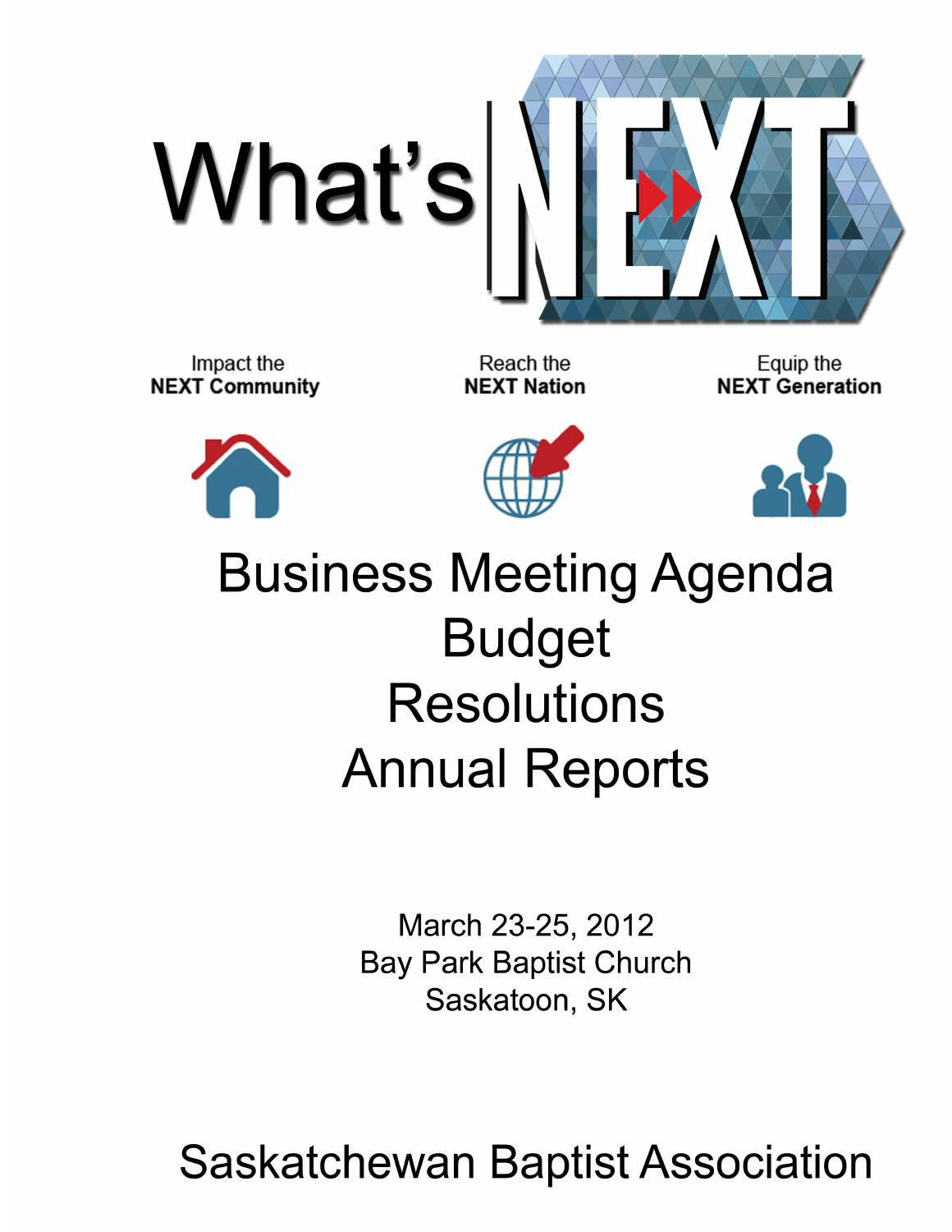# What's NEXT

Impact the
**NEXT Community**

Reach the
**NEXT Nation**

Equip the
**NEXT Generation**

## Business Meeting Agenda
## Budget
## Resolutions
## Annual Reports

March 23-25, 2012
Bay Park Baptist Church
Saskatoon, SK

## Saskatchewan Baptist Association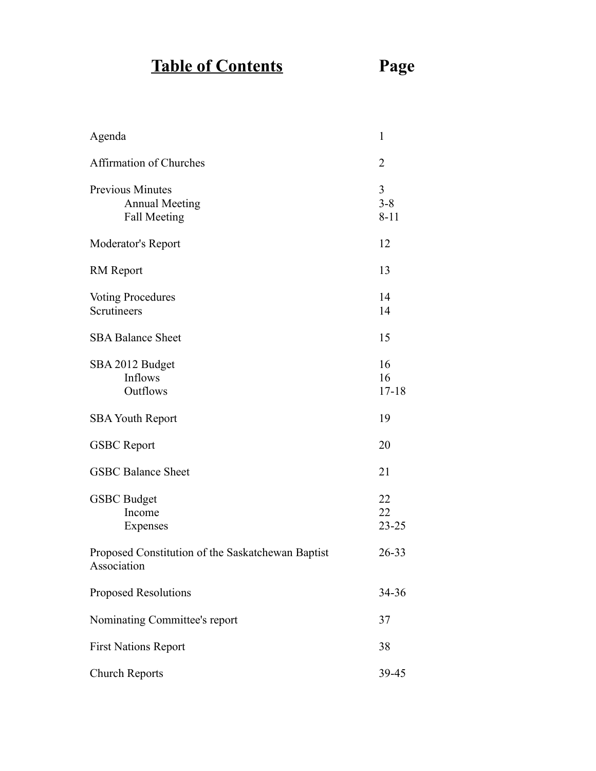# Table of Contents

| Table of Contents | Page |
|---|---|
| Agenda | 1 |
| Affirmation of Churches | 2 |
| Previous Minutes | 3 |
| Annual Meeting | 3-8 |
| Fall Meeting | 8-11 |
| Moderator's Report | 12 |
| RM Report | 13 |
| Voting Procedures | 14 |
| Scrutineers | 14 |
| SBA Balance Sheet | 15 |
| SBA 2012 Budget | 16 |
| Inflows | 16 |
| Outflows | 17-18 |
| SBA Youth Report | 19 |
| GSBC Report | 20 |
| GSBC Balance Sheet | 21 |
| GSBC Budget | 22 |
| Income | 22 |
| Expenses | 23-25 |
| Proposed Constitution of the Saskatchewan Baptist Association | 26-33 |
| Proposed Resolutions | 34-36 |
| Nominating Committee's report | 37 |
| First Nations Report | 38 |
| Church Reports | 39-45 |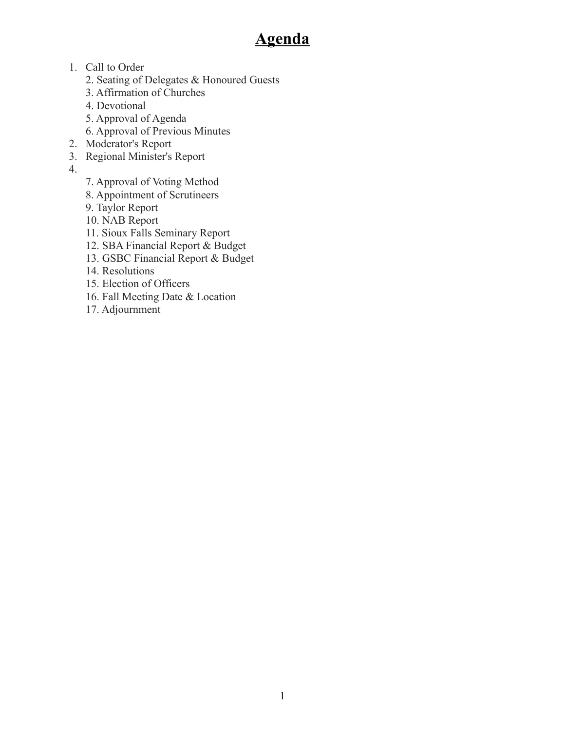# Agenda

1. Call to Order
    2. Seating of Delegates & Honoured Guests
    3. Affirmation of Churches
    4. Devotional
    5. Approval of Agenda
    6. Approval of Previous Minutes
2. Moderator's Report
3. Regional Minister's Report
4. 
    7. Approval of Voting Method
    8. Appointment of Scrutineers
    9. Taylor Report
    10. NAB Report
    11. Sioux Falls Seminary Report
    12. SBA Financial Report & Budget
    13. GSBC Financial Report & Budget
    14. Resolutions
    15. Election of Officers
    16. Fall Meeting Date & Location
    17. Adjournment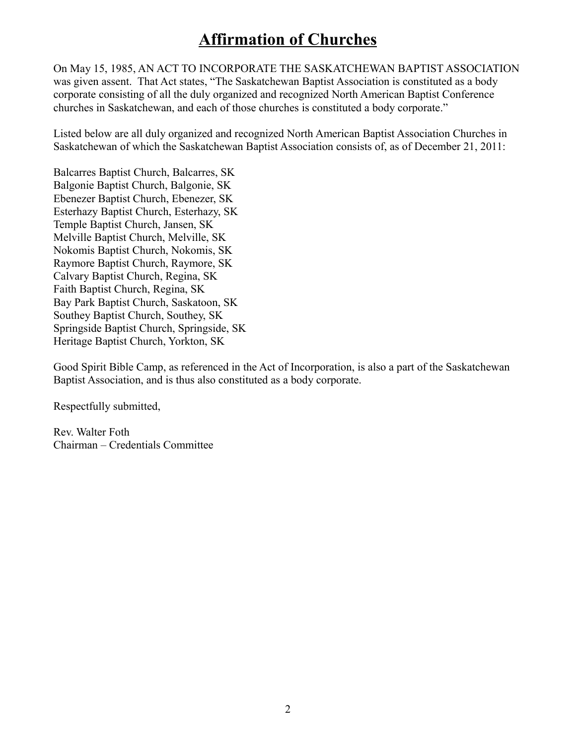# Affirmation of Churches

On May 15, 1985, AN ACT TO INCORPORATE THE SASKATCHEWAN BAPTIST ASSOCIATION was given assent. That Act states, "The Saskatchewan Baptist Association is constituted as a body corporate consisting of all the duly organized and recognized North American Baptist Conference churches in Saskatchewan, and each of those churches is constituted a body corporate."

Listed below are all duly organized and recognized North American Baptist Association Churches in Saskatchewan of which the Saskatchewan Baptist Association consists of, as of December 21, 2011:

Balcarres Baptist Church, Balcarres, SK
Balgonie Baptist Church, Balgonie, SK
Ebenezer Baptist Church, Ebenezer, SK
Esterhazy Baptist Church, Esterhazy, SK
Temple Baptist Church, Jansen, SK
Melville Baptist Church, Melville, SK
Nokomis Baptist Church, Nokomis, SK
Raymore Baptist Church, Raymore, SK
Calvary Baptist Church, Regina, SK
Faith Baptist Church, Regina, SK
Bay Park Baptist Church, Saskatoon, SK
Southey Baptist Church, Southey, SK
Springside Baptist Church, Springside, SK
Heritage Baptist Church, Yorkton, SK

Good Spirit Bible Camp, as referenced in the Act of Incorporation, is also a part of the Saskatchewan Baptist Association, and is thus also constituted as a body corporate.

Respectfully submitted,

Rev. Walter Foth
Chairman – Credentials Committee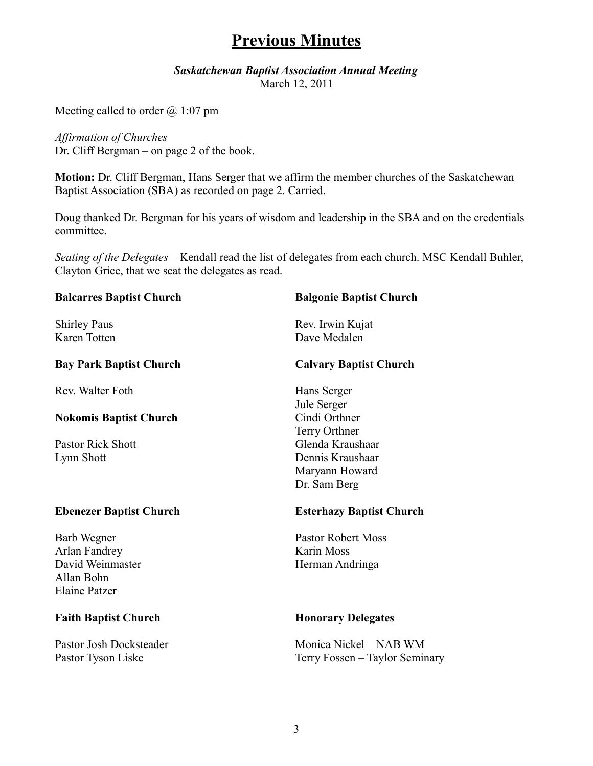# Previous Minutes

***Saskatchewan Baptist Association Annual Meeting***
March 12, 2011

Meeting called to order @ 1:07 pm

*Affirmation of Churches*
Dr. Cliff Bergman – on page 2 of the book.

**Motion:** Dr. Cliff Bergman, Hans Serger that we affirm the member churches of the Saskatchewan Baptist Association (SBA) as recorded on page 2. Carried.

Doug thanked Dr. Bergman for his years of wisdom and leadership in the SBA and on the credentials committee.

*Seating of the Delegates* – Kendall read the list of delegates from each church. MSC Kendall Buhler, Clayton Grice, that we seat the delegates as read.

**Balcarres Baptist Church**

Shirley Paus
Karen Totten

**Balgonie Baptist Church**

Rev. Irwin Kujat
Dave Medalen

**Bay Park Baptist Church**

Rev. Walter Foth

**Nokomis Baptist Church**

Pastor Rick Shott
Lynn Shott

**Calvary Baptist Church**

Hans Serger
Jule Serger
Cindi Orthner
Terry Orthner
Glenda Kraushaar
Dennis Kraushaar
Maryann Howard
Dr. Sam Berg

**Ebenezer Baptist Church**

Barb Wegner
Arlan Fandrey
David Weinmaster
Allan Bohn
Elaine Patzer

**Esterhazy Baptist Church**

Pastor Robert Moss
Karin Moss
Herman Andringa

**Faith Baptist Church**

Pastor Josh Docksteader
Pastor Tyson Liske

**Honorary Delegates**

Monica Nickel – NAB WM
Terry Fossen – Taylor Seminary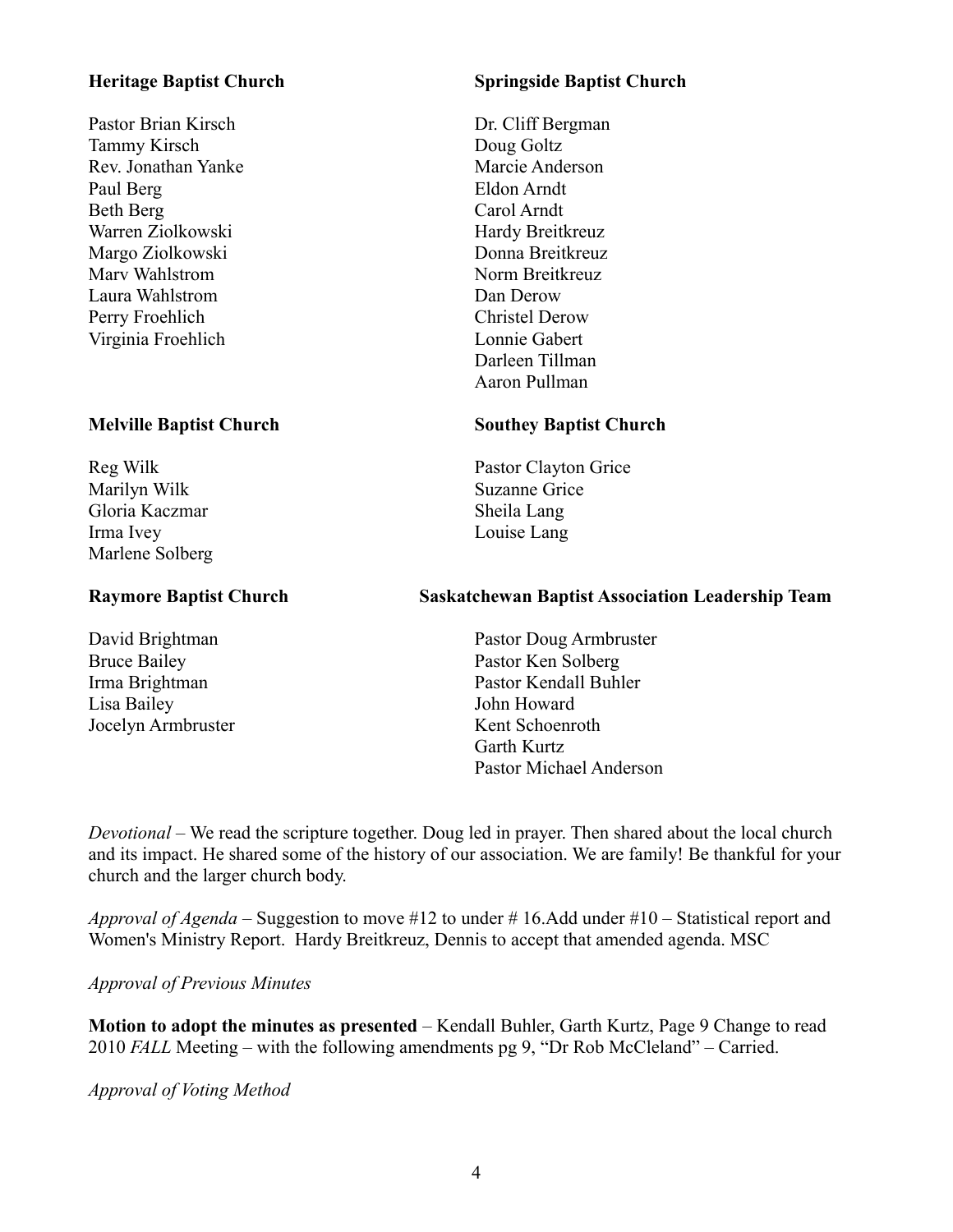**Heritage Baptist Church**

Pastor Brian Kirsch
Tammy Kirsch
Rev. Jonathan Yanke
Paul Berg
Beth Berg
Warren Ziolkowski
Margo Ziolkowski
Marv Wahlstrom
Laura Wahlstrom
Perry Froehlich
Virginia Froehlich

**Springside Baptist Church**

Dr. Cliff Bergman
Doug Goltz
Marcie Anderson
Eldon Arndt
Carol Arndt
Hardy Breitkreuz
Donna Breitkreuz
Norm Breitkreuz
Dan Derow
Christel Derow
Lonnie Gabert
Darleen Tillman
Aaron Pullman

**Melville Baptist Church**

Reg Wilk
Marilyn Wilk
Gloria Kaczmar
Irma Ivey
Marlene Solberg

**Southey Baptist Church**

Pastor Clayton Grice
Suzanne Grice
Sheila Lang
Louise Lang

**Raymore Baptist Church**

David Brightman
Bruce Bailey
Irma Brightman
Lisa Bailey
Jocelyn Armbruster

**Saskatchewan Baptist Association Leadership Team**

Pastor Doug Armbruster
Pastor Ken Solberg
Pastor Kendall Buhler
John Howard
Kent Schoenroth
Garth Kurtz
Pastor Michael Anderson

*Devotional* – We read the scripture together. Doug led in prayer. Then shared about the local church and its impact. He shared some of the history of our association. We are family! Be thankful for your church and the larger church body.

*Approval of Agenda* – Suggestion to move #12 to under # 16.Add under #10 – Statistical report and Women's Ministry Report. Hardy Breitkreuz, Dennis to accept that amended agenda. MSC

*Approval of Previous Minutes*

**Motion to adopt the minutes as presented** – Kendall Buhler, Garth Kurtz, Page 9 Change to read 2010 *FALL* Meeting – with the following amendments pg 9, "Dr Rob McCleland" – Carried.

*Approval of Voting Method*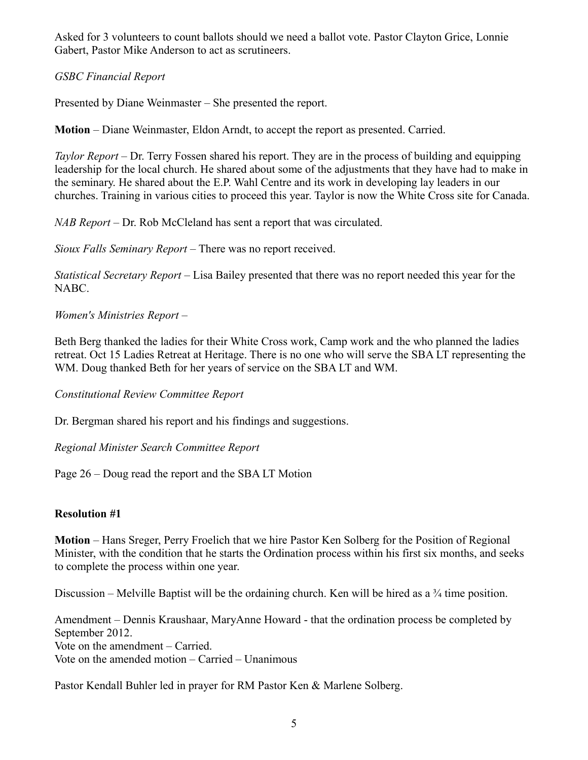Asked for 3 volunteers to count ballots should we need a ballot vote. Pastor Clayton Grice, Lonnie Gabert, Pastor Mike Anderson to act as scrutineers.

*GSBC Financial Report*

Presented by Diane Weinmaster – She presented the report.

**Motion** – Diane Weinmaster, Eldon Arndt, to accept the report as presented. Carried.

*Taylor Report* – Dr. Terry Fossen shared his report. They are in the process of building and equipping leadership for the local church. He shared about some of the adjustments that they have had to make in the seminary. He shared about the E.P. Wahl Centre and its work in developing lay leaders in our churches. Training in various cities to proceed this year. Taylor is now the White Cross site for Canada.

*NAB Report* – Dr. Rob McCleland has sent a report that was circulated.

*Sioux Falls Seminary Report* – There was no report received.

*Statistical Secretary Report* – Lisa Bailey presented that there was no report needed this year for the NABC.

*Women's Ministries Report* –

Beth Berg thanked the ladies for their White Cross work, Camp work and the who planned the ladies retreat. Oct 15 Ladies Retreat at Heritage. There is no one who will serve the SBA LT representing the WM. Doug thanked Beth for her years of service on the SBA LT and WM.

*Constitutional Review Committee Report*

Dr. Bergman shared his report and his findings and suggestions.

*Regional Minister Search Committee Report*

Page 26 – Doug read the report and the SBA LT Motion

**Resolution #1**

**Motion** – Hans Sreger, Perry Froelich that we hire Pastor Ken Solberg for the Position of Regional Minister, with the condition that he starts the Ordination process within his first six months, and seeks to complete the process within one year.

Discussion – Melville Baptist will be the ordaining church. Ken will be hired as a ¾ time position.

Amendment – Dennis Kraushaar, MaryAnne Howard - that the ordination process be completed by September 2012.
Vote on the amendment – Carried.
Vote on the amended motion – Carried – Unanimous

Pastor Kendall Buhler led in prayer for RM Pastor Ken & Marlene Solberg.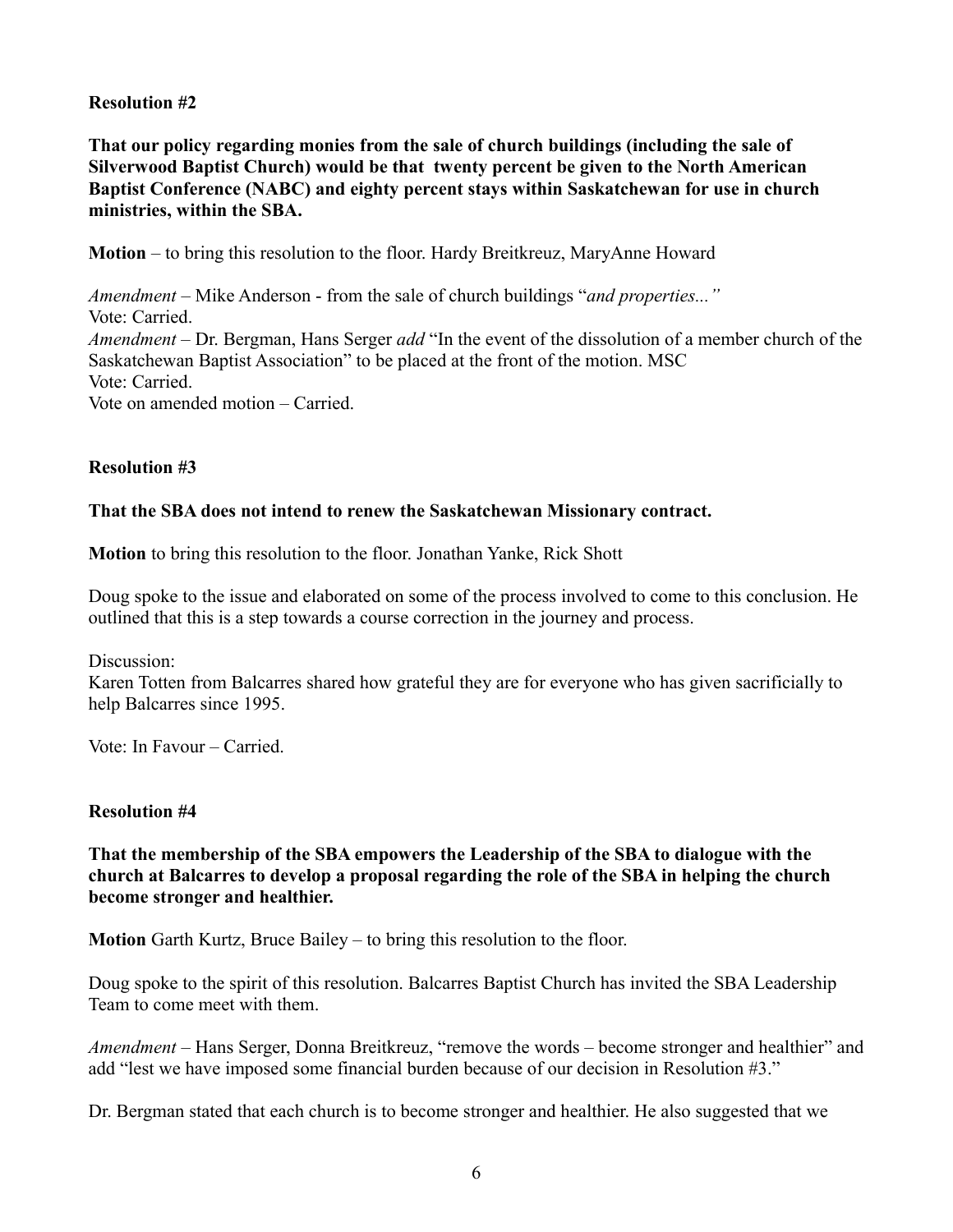**Resolution #2**

**That our policy regarding monies from the sale of church buildings (including the sale of Silverwood Baptist Church) would be that twenty percent be given to the North American Baptist Conference (NABC) and eighty percent stays within Saskatchewan for use in church ministries, within the SBA.**

**Motion** – to bring this resolution to the floor. Hardy Breitkreuz, MaryAnne Howard

*Amendment* – Mike Anderson - from the sale of church buildings "*and properties...*"
Vote: Carried.
*Amendment* – Dr. Bergman, Hans Serger *add* "In the event of the dissolution of a member church of the Saskatchewan Baptist Association" to be placed at the front of the motion. MSC
Vote: Carried.
Vote on amended motion – Carried.

**Resolution #3**

**That the SBA does not intend to renew the Saskatchewan Missionary contract.**

**Motion** to bring this resolution to the floor. Jonathan Yanke, Rick Shott

Doug spoke to the issue and elaborated on some of the process involved to come to this conclusion. He outlined that this is a step towards a course correction in the journey and process.

Discussion:
Karen Totten from Balcarres shared how grateful they are for everyone who has given sacrificially to help Balcarres since 1995.

Vote: In Favour – Carried.

**Resolution #4**

**That the membership of the SBA empowers the Leadership of the SBA to dialogue with the church at Balcarres to develop a proposal regarding the role of the SBA in helping the church become stronger and healthier.**

**Motion** Garth Kurtz, Bruce Bailey – to bring this resolution to the floor.

Doug spoke to the spirit of this resolution. Balcarres Baptist Church has invited the SBA Leadership Team to come meet with them.

*Amendment* – Hans Serger, Donna Breitkreuz, "remove the words – become stronger and healthier" and add "lest we have imposed some financial burden because of our decision in Resolution #3."

Dr. Bergman stated that each church is to become stronger and healthier. He also suggested that we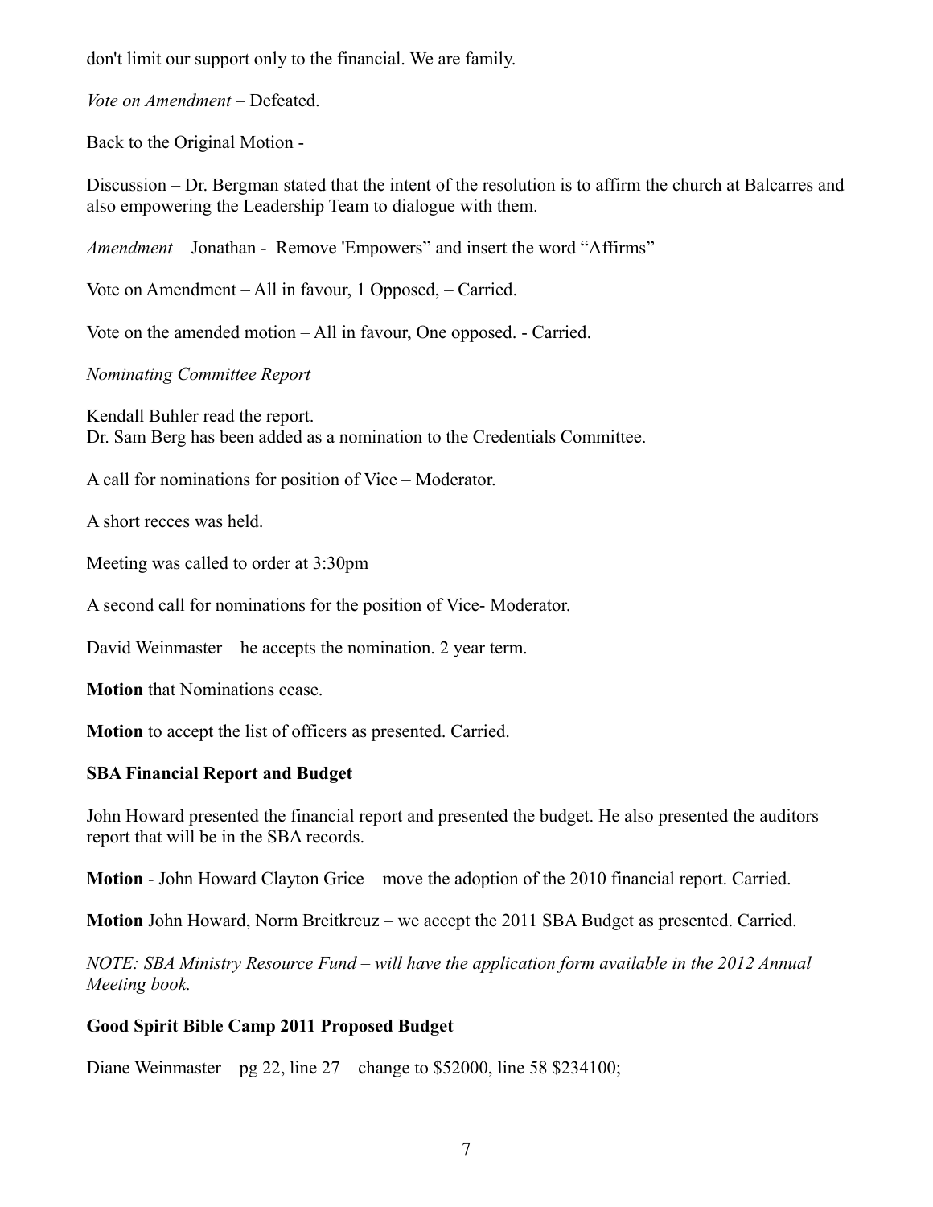don't limit our support only to the financial. We are family.

*Vote on Amendment* – Defeated.

Back to the Original Motion -

Discussion – Dr. Bergman stated that the intent of the resolution is to affirm the church at Balcarres and also empowering the Leadership Team to dialogue with them.

*Amendment* – Jonathan - Remove 'Empowers" and insert the word "Affirms"

Vote on Amendment – All in favour, 1 Opposed, – Carried.

Vote on the amended motion – All in favour, One opposed. - Carried.

*Nominating Committee Report*

Kendall Buhler read the report.
Dr. Sam Berg has been added as a nomination to the Credentials Committee.

A call for nominations for position of Vice – Moderator.

A short recces was held.

Meeting was called to order at 3:30pm

A second call for nominations for the position of Vice- Moderator.

David Weinmaster – he accepts the nomination. 2 year term.

**Motion** that Nominations cease.

**Motion** to accept the list of officers as presented. Carried.

**SBA Financial Report and Budget**

John Howard presented the financial report and presented the budget. He also presented the auditors report that will be in the SBA records.

**Motion** - John Howard Clayton Grice – move the adoption of the 2010 financial report. Carried.

**Motion** John Howard, Norm Breitkreuz – we accept the 2011 SBA Budget as presented. Carried.

*NOTE: SBA Ministry Resource Fund – will have the application form available in the 2012 Annual Meeting book.*

**Good Spirit Bible Camp 2011 Proposed Budget**

Diane Weinmaster – pg 22, line 27 – change to $52000, line 58 $234100;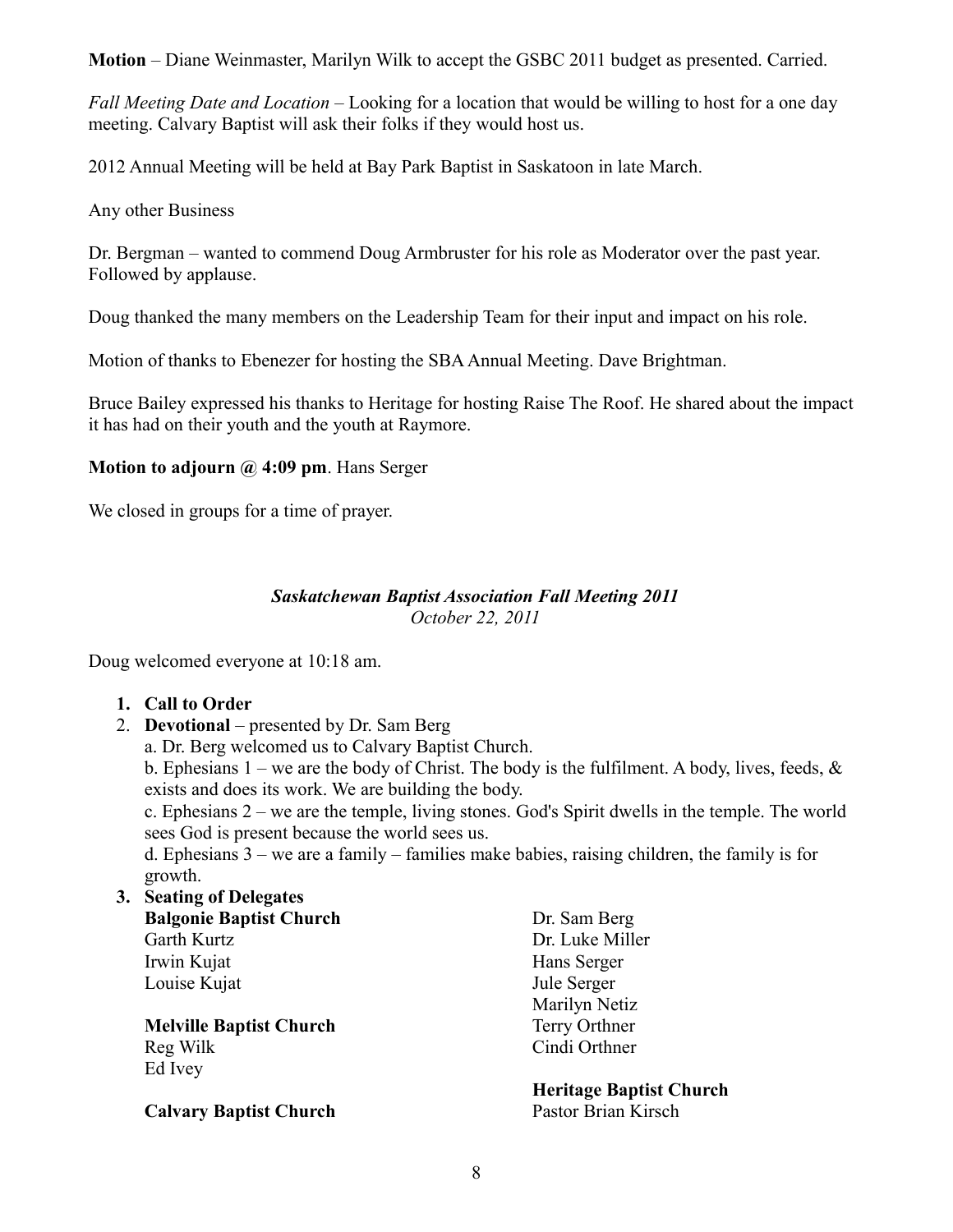**Motion** – Diane Weinmaster, Marilyn Wilk to accept the GSBC 2011 budget as presented. Carried.

*Fall Meeting Date and Location* – Looking for a location that would be willing to host for a one day meeting. Calvary Baptist will ask their folks if they would host us.

2012 Annual Meeting will be held at Bay Park Baptist in Saskatoon in late March.

Any other Business

Dr. Bergman – wanted to commend Doug Armbruster for his role as Moderator over the past year. Followed by applause.

Doug thanked the many members on the Leadership Team for their input and impact on his role.

Motion of thanks to Ebenezer for hosting the SBA Annual Meeting. Dave Brightman.

Bruce Bailey expressed his thanks to Heritage for hosting Raise The Roof. He shared about the impact it has had on their youth and the youth at Raymore.

**Motion to adjourn @ 4:09 pm**. Hans Serger

We closed in groups for a time of prayer.

## *Saskatchewan Baptist Association Fall Meeting 2011*

*October 22, 2011*

Doug welcomed everyone at 10:18 am.

1. **Call to Order**
2. **Devotional** – presented by Dr. Sam Berg
   a. Dr. Berg welcomed us to Calvary Baptist Church.
   b. Ephesians 1 – we are the body of Christ. The body is the fulfilment. A body, lives, feeds, & exists and does its work. We are building the body.
   c. Ephesians 2 – we are the temple, living stones. God's Spirit dwells in the temple. The world sees God is present because the world sees us.
   d. Ephesians 3 – we are a family – families make babies, raising children, the family is for growth.
3. **Seating of Delegates**

**Balgonie Baptist Church**
Garth Kurtz
Irwin Kujat
Louise Kujat

**Melville Baptist Church**
Reg Wilk
Ed Ivey

**Calvary Baptist Church**
Dr. Sam Berg
Dr. Luke Miller
Hans Serger
Jule Serger
Marilyn Netiz
Terry Orthner
Cindi Orthner

**Heritage Baptist Church**
Pastor Brian Kirsch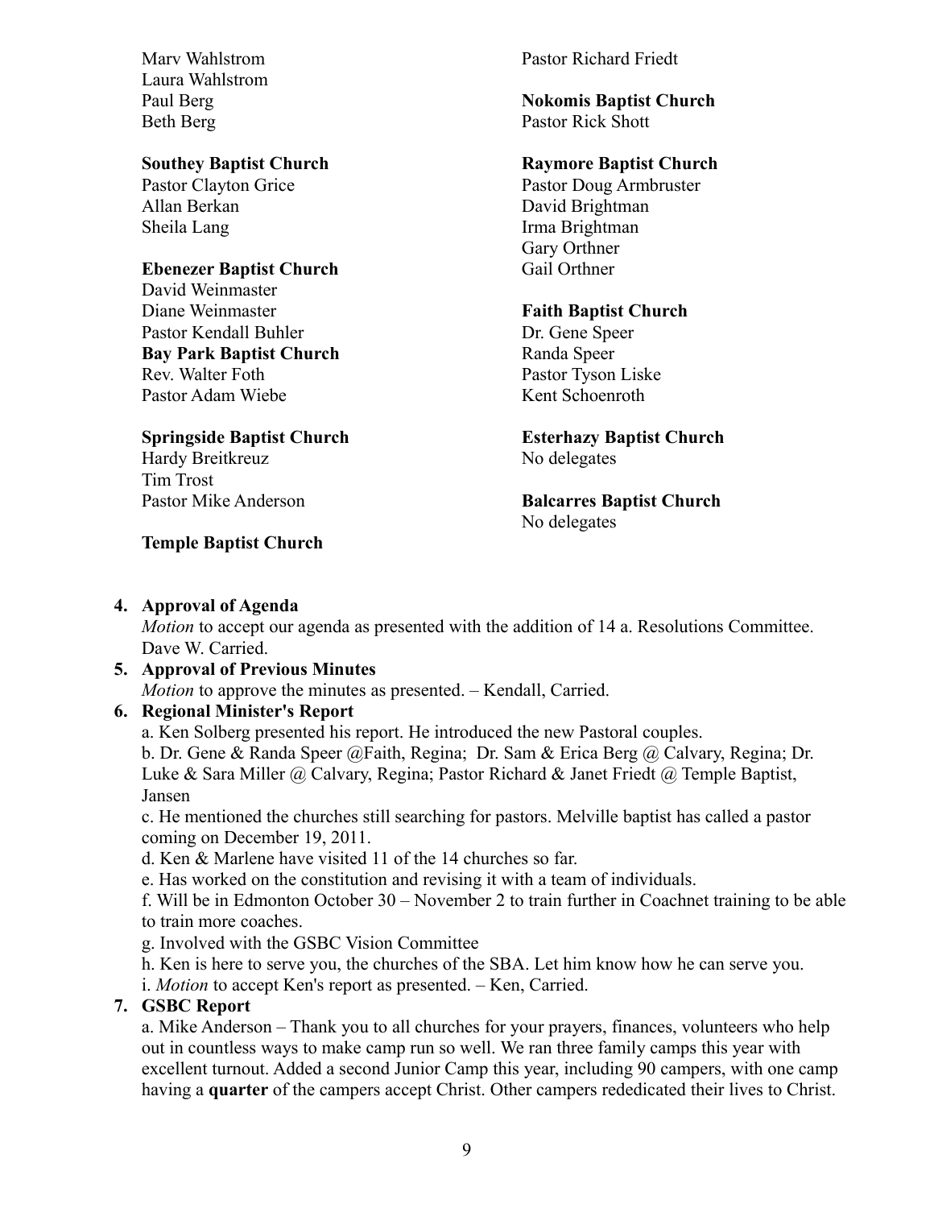Marv Wahlstrom
Laura Wahlstrom
Paul Berg
Beth Berg

**Southey Baptist Church**
Pastor Clayton Grice
Allan Berkan
Sheila Lang

**Ebenezer Baptist Church**
David Weinmaster
Diane Weinmaster
Pastor Kendall Buhler

**Bay Park Baptist Church**
Rev. Walter Foth
Pastor Adam Wiebe

**Springside Baptist Church**
Hardy Breitkreuz
Tim Trost
Pastor Mike Anderson

**Temple Baptist Church**
Pastor Richard Friedt

**Nokomis Baptist Church**
Pastor Rick Shott

**Raymore Baptist Church**
Pastor Doug Armbruster
David Brightman
Irma Brightman
Gary Orthner
Gail Orthner

**Faith Baptist Church**
Dr. Gene Speer
Randa Speer
Pastor Tyson Liske
Kent Schoenroth

**Esterhazy Baptist Church**
No delegates

**Balcarres Baptist Church**
No delegates

4. **Approval of Agenda**
   *Motion* to accept our agenda as presented with the addition of 14 a. Resolutions Committee. Dave W. Carried.
5. **Approval of Previous Minutes**
   *Motion* to approve the minutes as presented. – Kendall, Carried.
6. **Regional Minister's Report**
   a. Ken Solberg presented his report. He introduced the new Pastoral couples.
   b. Dr. Gene & Randa Speer @Faith, Regina; Dr. Sam & Erica Berg @ Calvary, Regina; Dr. Luke & Sara Miller @ Calvary, Regina; Pastor Richard & Janet Friedt @ Temple Baptist, Jansen
   c. He mentioned the churches still searching for pastors. Melville baptist has called a pastor coming on December 19, 2011.
   d. Ken & Marlene have visited 11 of the 14 churches so far.
   e. Has worked on the constitution and revising it with a team of individuals.
   f. Will be in Edmonton October 30 – November 2 to train further in Coachnet training to be able to train more coaches.
   g. Involved with the GSBC Vision Committee
   h. Ken is here to serve you, the churches of the SBA. Let him know how he can serve you.
   i. *Motion* to accept Ken's report as presented. – Ken, Carried.
7. **GSBC Report**
   a. Mike Anderson – Thank you to all churches for your prayers, finances, volunteers who help out in countless ways to make camp run so well. We ran three family camps this year with excellent turnout. Added a second Junior Camp this year, including 90 campers, with one camp having a **quarter** of the campers accept Christ. Other campers rededicated their lives to Christ.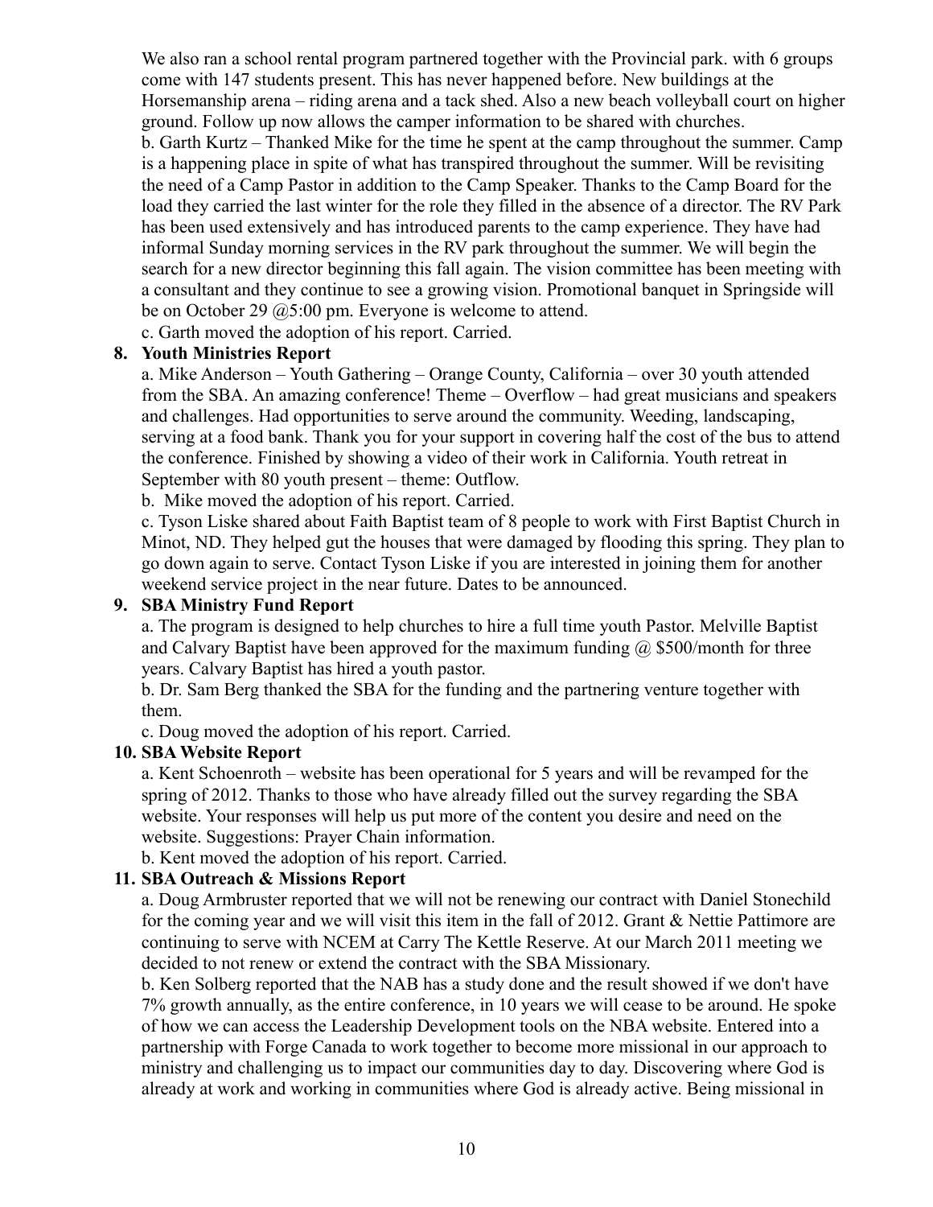We also ran a school rental program partnered together with the Provincial park. with 6 groups come with 147 students present. This has never happened before. New buildings at the Horsemanship arena – riding arena and a tack shed. Also a new beach volleyball court on higher ground. Follow up now allows the camper information to be shared with churches.

b. Garth Kurtz – Thanked Mike for the time he spent at the camp throughout the summer. Camp is a happening place in spite of what has transpired throughout the summer. Will be revisiting the need of a Camp Pastor in addition to the Camp Speaker. Thanks to the Camp Board for the load they carried the last winter for the role they filled in the absence of a director. The RV Park has been used extensively and has introduced parents to the camp experience. They have had informal Sunday morning services in the RV park throughout the summer. We will begin the search for a new director beginning this fall again. The vision committee has been meeting with a consultant and they continue to see a growing vision. Promotional banquet in Springside will be on October 29 @5:00 pm. Everyone is welcome to attend.

c. Garth moved the adoption of his report. Carried.

**8. Youth Ministries Report**

a. Mike Anderson – Youth Gathering – Orange County, California – over 30 youth attended from the SBA. An amazing conference! Theme – Overflow – had great musicians and speakers and challenges. Had opportunities to serve around the community. Weeding, landscaping, serving at a food bank. Thank you for your support in covering half the cost of the bus to attend the conference. Finished by showing a video of their work in California. Youth retreat in September with 80 youth present – theme: Outflow.

b. Mike moved the adoption of his report. Carried.

c. Tyson Liske shared about Faith Baptist team of 8 people to work with First Baptist Church in Minot, ND. They helped gut the houses that were damaged by flooding this spring. They plan to go down again to serve. Contact Tyson Liske if you are interested in joining them for another weekend service project in the near future. Dates to be announced.

**9. SBA Ministry Fund Report**

a. The program is designed to help churches to hire a full time youth Pastor. Melville Baptist and Calvary Baptist have been approved for the maximum funding @ $500/month for three years. Calvary Baptist has hired a youth pastor.

b. Dr. Sam Berg thanked the SBA for the funding and the partnering venture together with them.

c. Doug moved the adoption of his report. Carried.

**10. SBA Website Report**

a. Kent Schoenroth – website has been operational for 5 years and will be revamped for the spring of 2012. Thanks to those who have already filled out the survey regarding the SBA website. Your responses will help us put more of the content you desire and need on the website. Suggestions: Prayer Chain information.

b. Kent moved the adoption of his report. Carried.

**11. SBA Outreach & Missions Report**

a. Doug Armbruster reported that we will not be renewing our contract with Daniel Stonechild for the coming year and we will visit this item in the fall of 2012. Grant & Nettie Pattimore are continuing to serve with NCEM at Carry The Kettle Reserve. At our March 2011 meeting we decided to not renew or extend the contract with the SBA Missionary.

b. Ken Solberg reported that the NAB has a study done and the result showed if we don't have 7% growth annually, as the entire conference, in 10 years we will cease to be around. He spoke of how we can access the Leadership Development tools on the NBA website. Entered into a partnership with Forge Canada to work together to become more missional in our approach to ministry and challenging us to impact our communities day to day. Discovering where God is already at work and working in communities where God is already active. Being missional in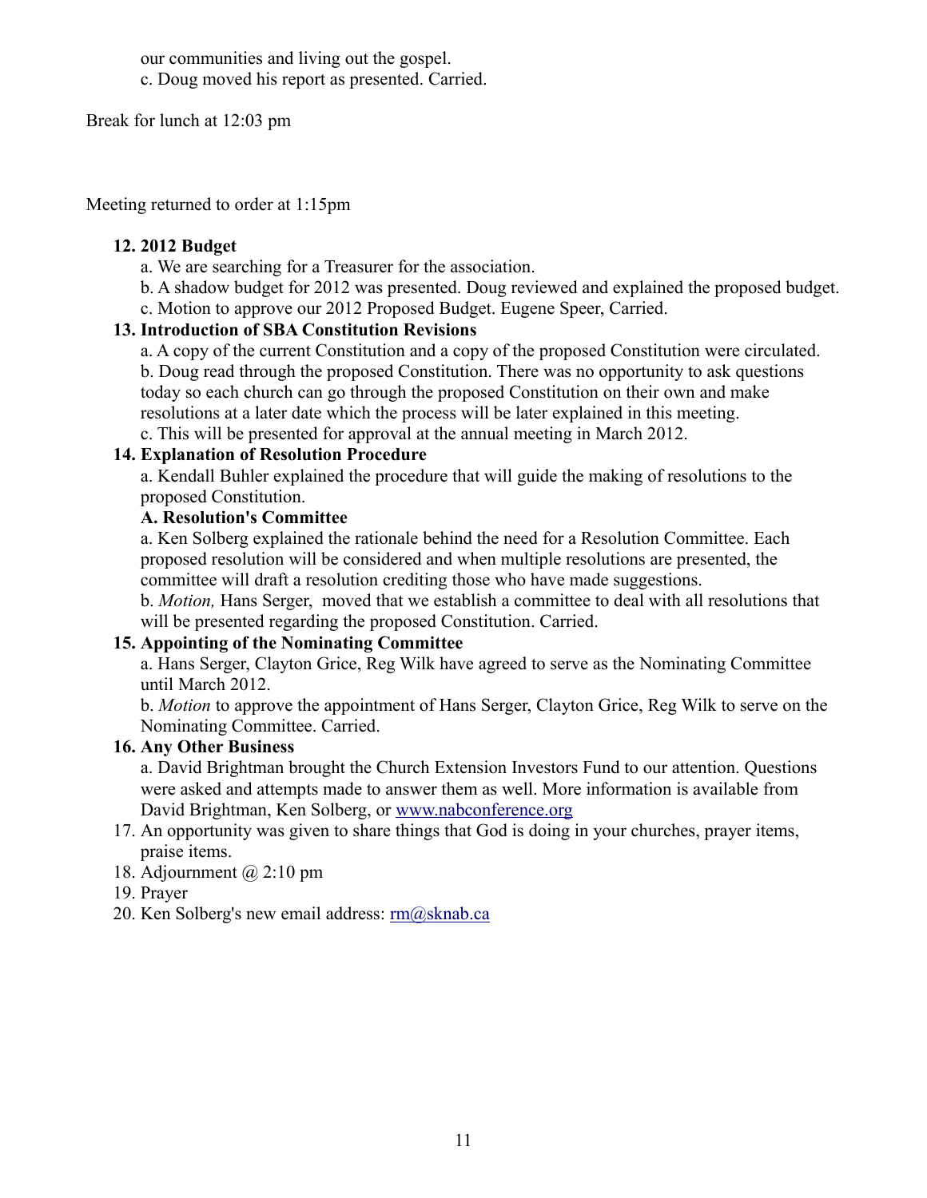our communities and living out the gospel.

c. Doug moved his report as presented. Carried.

Break for lunch at 12:03 pm

Meeting returned to order at 1:15pm

**12. 2012 Budget**

a. We are searching for a Treasurer for the association.

b. A shadow budget for 2012 was presented. Doug reviewed and explained the proposed budget.

c. Motion to approve our 2012 Proposed Budget. Eugene Speer, Carried.

**13. Introduction of SBA Constitution Revisions**

a. A copy of the current Constitution and a copy of the proposed Constitution were circulated.

b. Doug read through the proposed Constitution. There was no opportunity to ask questions today so each church can go through the proposed Constitution on their own and make resolutions at a later date which the process will be later explained in this meeting.

c. This will be presented for approval at the annual meeting in March 2012.

**14. Explanation of Resolution Procedure**

a. Kendall Buhler explained the procedure that will guide the making of resolutions to the proposed Constitution.

**A. Resolution's Committee**

a. Ken Solberg explained the rationale behind the need for a Resolution Committee. Each proposed resolution will be considered and when multiple resolutions are presented, the committee will draft a resolution crediting those who have made suggestions.

b. *Motion,* Hans Serger, moved that we establish a committee to deal with all resolutions that will be presented regarding the proposed Constitution. Carried.

**15. Appointing of the Nominating Committee**

a. Hans Serger, Clayton Grice, Reg Wilk have agreed to serve as the Nominating Committee until March 2012.

b. *Motion* to approve the appointment of Hans Serger, Clayton Grice, Reg Wilk to serve on the Nominating Committee. Carried.

**16. Any Other Business**

a. David Brightman brought the Church Extension Investors Fund to our attention. Questions were asked and attempts made to answer them as well. More information is available from David Brightman, Ken Solberg, or www.nabconference.org

17. An opportunity was given to share things that God is doing in your churches, prayer items, praise items.
18. Adjournment @ 2:10 pm
19. Prayer
20. Ken Solberg's new email address: rm@sknab.ca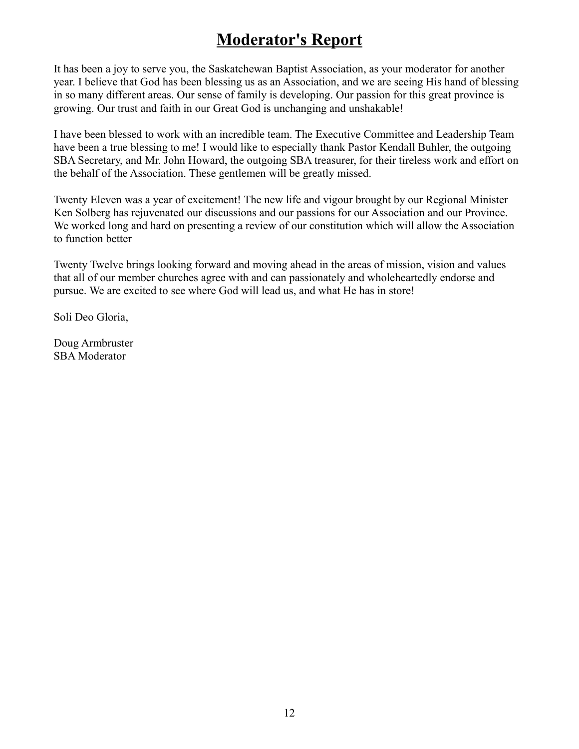# Moderator's Report

It has been a joy to serve you, the Saskatchewan Baptist Association, as your moderator for another year. I believe that God has been blessing us as an Association, and we are seeing His hand of blessing in so many different areas. Our sense of family is developing. Our passion for this great province is growing. Our trust and faith in our Great God is unchanging and unshakable!

I have been blessed to work with an incredible team. The Executive Committee and Leadership Team have been a true blessing to me! I would like to especially thank Pastor Kendall Buhler, the outgoing SBA Secretary, and Mr. John Howard, the outgoing SBA treasurer, for their tireless work and effort on the behalf of the Association. These gentlemen will be greatly missed.

Twenty Eleven was a year of excitement! The new life and vigour brought by our Regional Minister Ken Solberg has rejuvenated our discussions and our passions for our Association and our Province. We worked long and hard on presenting a review of our constitution which will allow the Association to function better

Twenty Twelve brings looking forward and moving ahead in the areas of mission, vision and values that all of our member churches agree with and can passionately and wholeheartedly endorse and pursue. We are excited to see where God will lead us, and what He has in store!

Soli Deo Gloria,

Doug Armbruster
SBA Moderator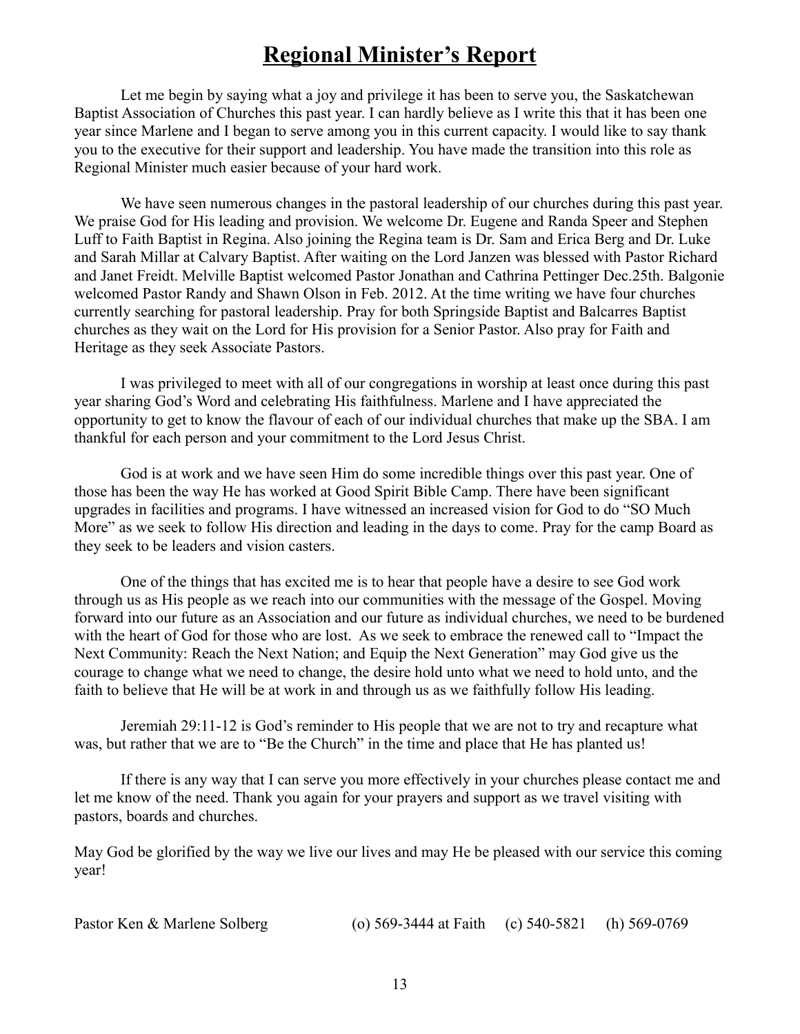# Regional Minister's Report

Let me begin by saying what a joy and privilege it has been to serve you, the Saskatchewan Baptist Association of Churches this past year. I can hardly believe as I write this that it has been one year since Marlene and I began to serve among you in this current capacity. I would like to say thank you to the executive for their support and leadership. You have made the transition into this role as Regional Minister much easier because of your hard work.

We have seen numerous changes in the pastoral leadership of our churches during this past year. We praise God for His leading and provision. We welcome Dr. Eugene and Randa Speer and Stephen Luff to Faith Baptist in Regina. Also joining the Regina team is Dr. Sam and Erica Berg and Dr. Luke and Sarah Millar at Calvary Baptist. After waiting on the Lord Janzen was blessed with Pastor Richard and Janet Freidt. Melville Baptist welcomed Pastor Jonathan and Cathrina Pettinger Dec.25th. Balgonie welcomed Pastor Randy and Shawn Olson in Feb. 2012. At the time writing we have four churches currently searching for pastoral leadership. Pray for both Springside Baptist and Balcarres Baptist churches as they wait on the Lord for His provision for a Senior Pastor. Also pray for Faith and Heritage as they seek Associate Pastors.

I was privileged to meet with all of our congregations in worship at least once during this past year sharing God's Word and celebrating His faithfulness. Marlene and I have appreciated the opportunity to get to know the flavour of each of our individual churches that make up the SBA. I am thankful for each person and your commitment to the Lord Jesus Christ.

God is at work and we have seen Him do some incredible things over this past year. One of those has been the way He has worked at Good Spirit Bible Camp. There have been significant upgrades in facilities and programs. I have witnessed an increased vision for God to do "SO Much More" as we seek to follow His direction and leading in the days to come. Pray for the camp Board as they seek to be leaders and vision casters.

One of the things that has excited me is to hear that people have a desire to see God work through us as His people as we reach into our communities with the message of the Gospel. Moving forward into our future as an Association and our future as individual churches, we need to be burdened with the heart of God for those who are lost. As we seek to embrace the renewed call to "Impact the Next Community: Reach the Next Nation; and Equip the Next Generation" may God give us the courage to change what we need to change, the desire hold unto what we need to hold unto, and the faith to believe that He will be at work in and through us as we faithfully follow His leading.

Jeremiah 29:11-12 is God's reminder to His people that we are not to try and recapture what was, but rather that we are to "Be the Church" in the time and place that He has planted us!

If there is any way that I can serve you more effectively in your churches please contact me and let me know of the need. Thank you again for your prayers and support as we travel visiting with pastors, boards and churches.

May God be glorified by the way we live our lives and may He be pleased with our service this coming year!

Pastor Ken & Marlene Solberg (o) 569-3444 at Faith (c) 540-5821 (h) 569-0769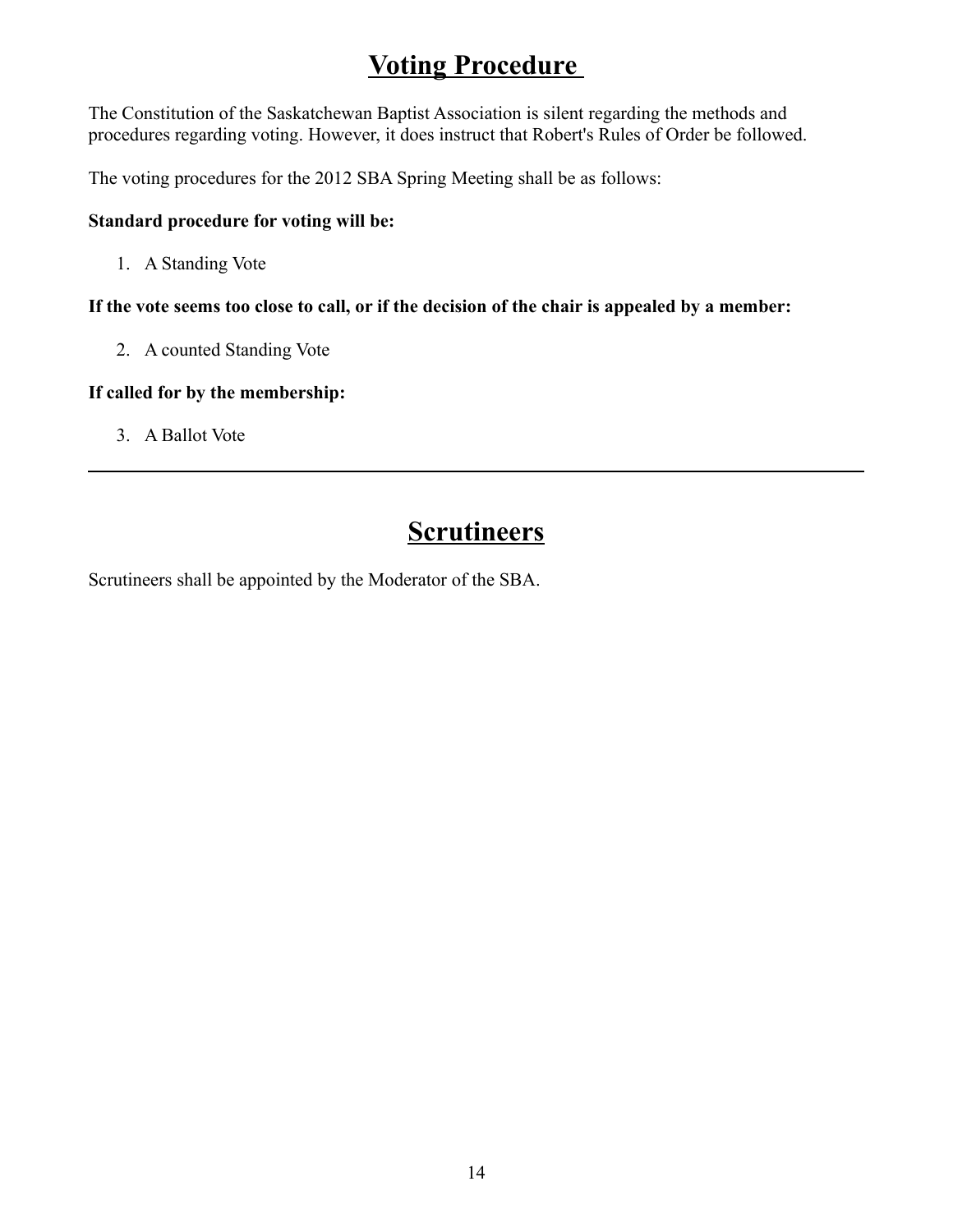# Voting Procedure

The Constitution of the Saskatchewan Baptist Association is silent regarding the methods and procedures regarding voting. However, it does instruct that Robert's Rules of Order be followed.

The voting procedures for the 2012 SBA Spring Meeting shall be as follows:

**Standard procedure for voting will be:**

1. A Standing Vote

**If the vote seems too close to call, or if the decision of the chair is appealed by a member:**

2. A counted Standing Vote

**If called for by the membership:**

3. A Ballot Vote

---

# Scrutineers

Scrutineers shall be appointed by the Moderator of the SBA.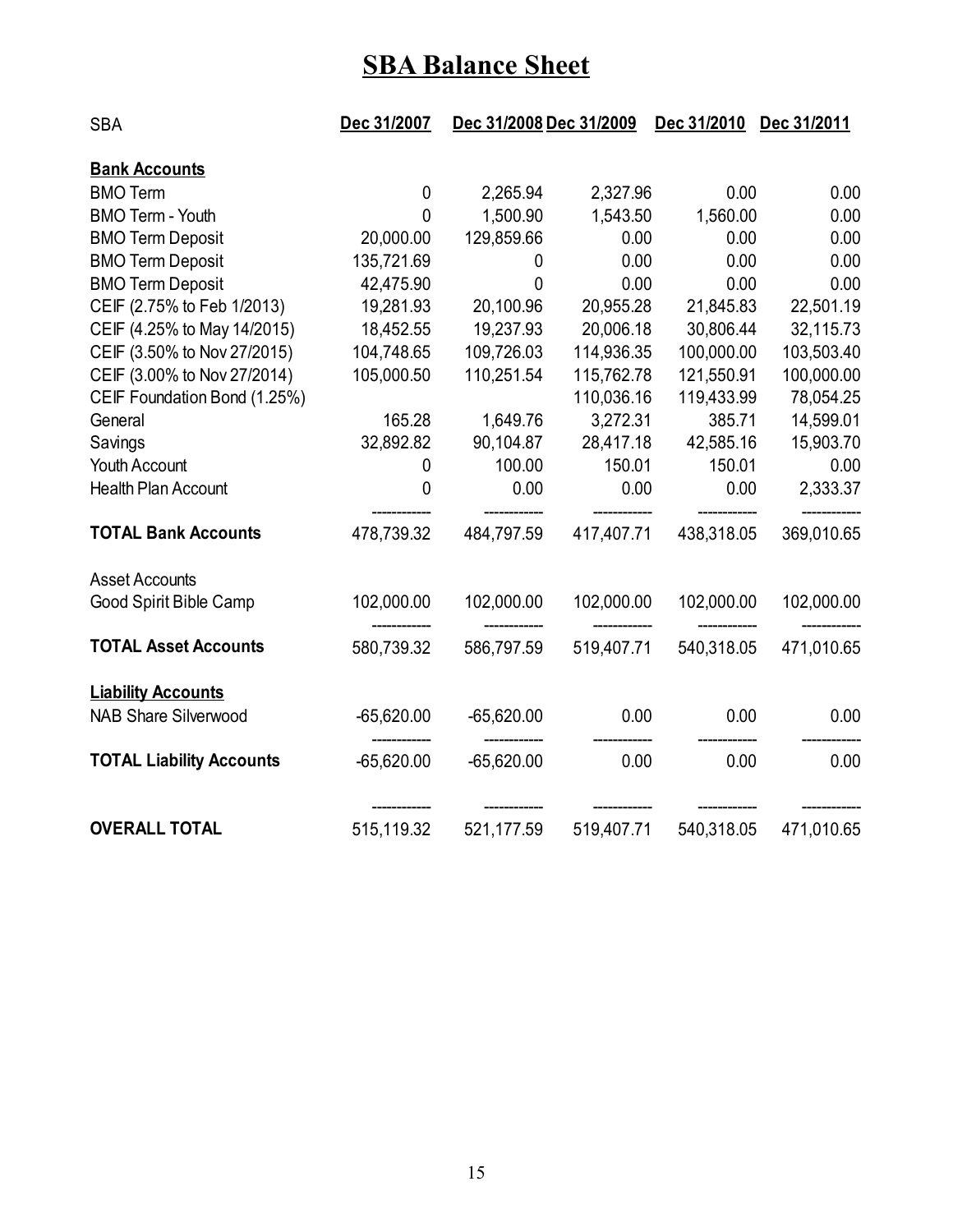# SBA Balance Sheet

| SBA | Dec 31/2007 | Dec 31/2008 | Dec 31/2009 | Dec 31/2010 | Dec 31/2011 |
|---|---|---|---|---|---|
| **Bank Accounts** | | | | | |
| BMO Term | 0 | 2,265.94 | 2,327.96 | 0.00 | 0.00 |
| BMO Term - Youth | 0 | 1,500.90 | 1,543.50 | 1,560.00 | 0.00 |
| BMO Term Deposit | 20,000.00 | 129,859.66 | 0.00 | 0.00 | 0.00 |
| BMO Term Deposit | 135,721.69 | 0 | 0.00 | 0.00 | 0.00 |
| BMO Term Deposit | 42,475.90 | 0 | 0.00 | 0.00 | 0.00 |
| CEIF (2.75% to Feb 1/2013) | 19,281.93 | 20,100.96 | 20,955.28 | 21,845.83 | 22,501.19 |
| CEIF (4.25% to May 14/2015) | 18,452.55 | 19,237.93 | 20,006.18 | 30,806.44 | 32,115.73 |
| CEIF (3.50% to Nov 27/2015) | 104,748.65 | 109,726.03 | 114,936.35 | 100,000.00 | 103,503.40 |
| CEIF (3.00% to Nov 27/2014) | 105,000.50 | 110,251.54 | 115,762.78 | 121,550.91 | 100,000.00 |
| CEIF Foundation Bond (1.25%) | | | 110,036.16 | 119,433.99 | 78,054.25 |
| General | 165.28 | 1,649.76 | 3,272.31 | 385.71 | 14,599.01 |
| Savings | 32,892.82 | 90,104.87 | 28,417.18 | 42,585.16 | 15,903.70 |
| Youth Account | 0 | 100.00 | 150.01 | 150.01 | 0.00 |
| Health Plan Account | 0 | 0.00 | 0.00 | 0.00 | 2,333.37 |
| **TOTAL Bank Accounts** | 478,739.32 | 484,797.59 | 417,407.71 | 438,318.05 | 369,010.65 |
| Asset Accounts | | | | | |
| Good Spirit Bible Camp | 102,000.00 | 102,000.00 | 102,000.00 | 102,000.00 | 102,000.00 |
| **TOTAL Asset Accounts** | 580,739.32 | 586,797.59 | 519,407.71 | 540,318.05 | 471,010.65 |
| **Liability Accounts** | | | | | |
| NAB Share Silverwood | -65,620.00 | -65,620.00 | 0.00 | 0.00 | 0.00 |
| **TOTAL Liability Accounts** | -65,620.00 | -65,620.00 | 0.00 | 0.00 | 0.00 |
| **OVERALL TOTAL** | 515,119.32 | 521,177.59 | 519,407.71 | 540,318.05 | 471,010.65 |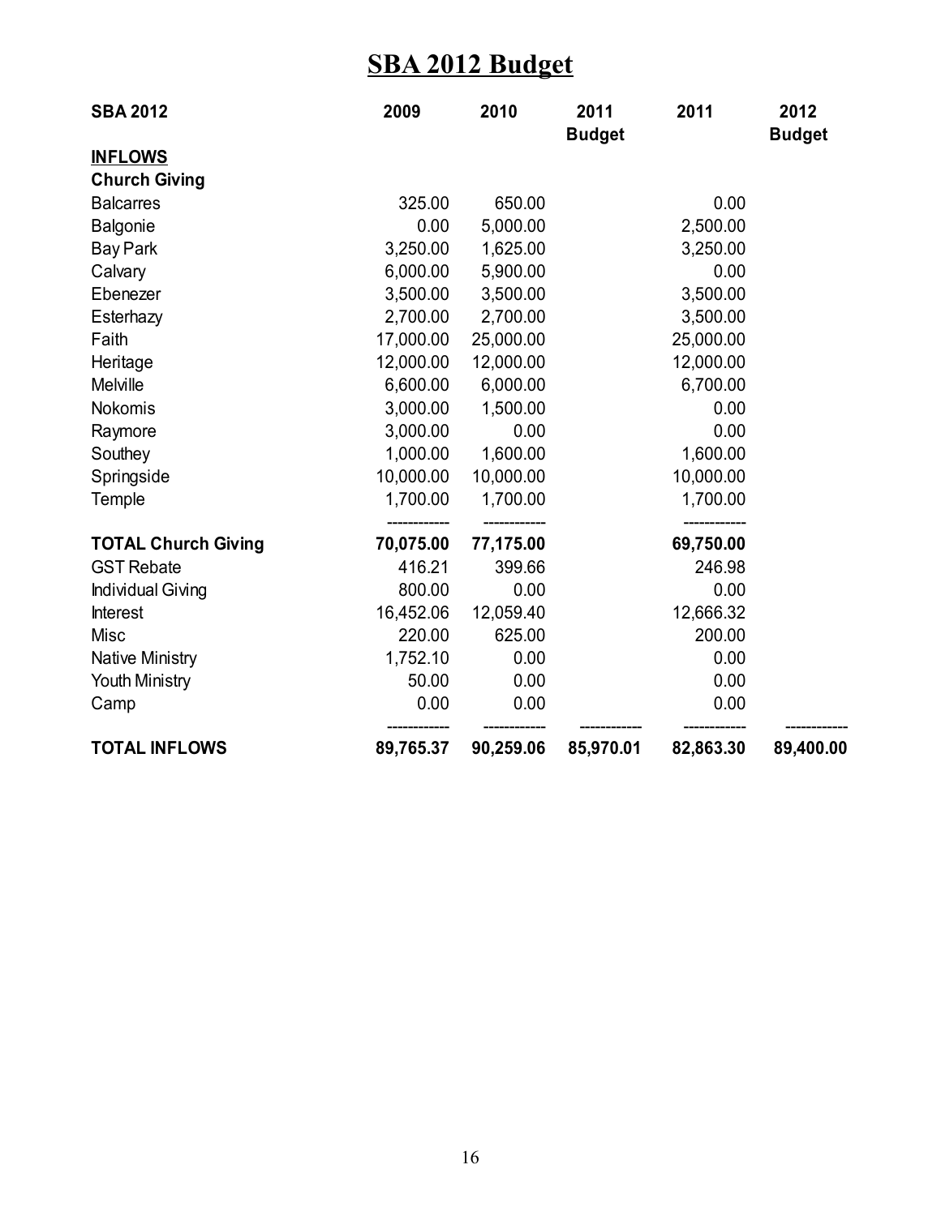# SBA 2012 Budget

| SBA 2012 | 2009 | 2010 | 2011 Budget | 2011 | 2012 Budget |
|---|---|---|---|---|---|
| **INFLOWS** | | | | | |
| **Church Giving** | | | | | |
| Balcarres | 325.00 | 650.00 | | 0.00 | |
| Balgonie | 0.00 | 5,000.00 | | 2,500.00 | |
| Bay Park | 3,250.00 | 1,625.00 | | 3,250.00 | |
| Calvary | 6,000.00 | 5,900.00 | | 0.00 | |
| Ebenezer | 3,500.00 | 3,500.00 | | 3,500.00 | |
| Esterhazy | 2,700.00 | 2,700.00 | | 3,500.00 | |
| Faith | 17,000.00 | 25,000.00 | | 25,000.00 | |
| Heritage | 12,000.00 | 12,000.00 | | 12,000.00 | |
| Melville | 6,600.00 | 6,000.00 | | 6,700.00 | |
| Nokomis | 3,000.00 | 1,500.00 | | 0.00 | |
| Raymore | 3,000.00 | 0.00 | | 0.00 | |
| Southey | 1,000.00 | 1,600.00 | | 1,600.00 | |
| Springside | 10,000.00 | 10,000.00 | | 10,000.00 | |
| Temple | 1,700.00 | 1,700.00 | | 1,700.00 | |
| **TOTAL Church Giving** | **70,075.00** | **77,175.00** | | **69,750.00** | |
| GST Rebate | 416.21 | 399.66 | | 246.98 | |
| Individual Giving | 800.00 | 0.00 | | 0.00 | |
| Interest | 16,452.06 | 12,059.40 | | 12,666.32 | |
| Misc | 220.00 | 625.00 | | 200.00 | |
| Native Ministry | 1,752.10 | 0.00 | | 0.00 | |
| Youth Ministry | 50.00 | 0.00 | | 0.00 | |
| Camp | 0.00 | 0.00 | | 0.00 | |
| **TOTAL INFLOWS** | **89,765.37** | **90,259.06** | **85,970.01** | **82,863.30** | **89,400.00** |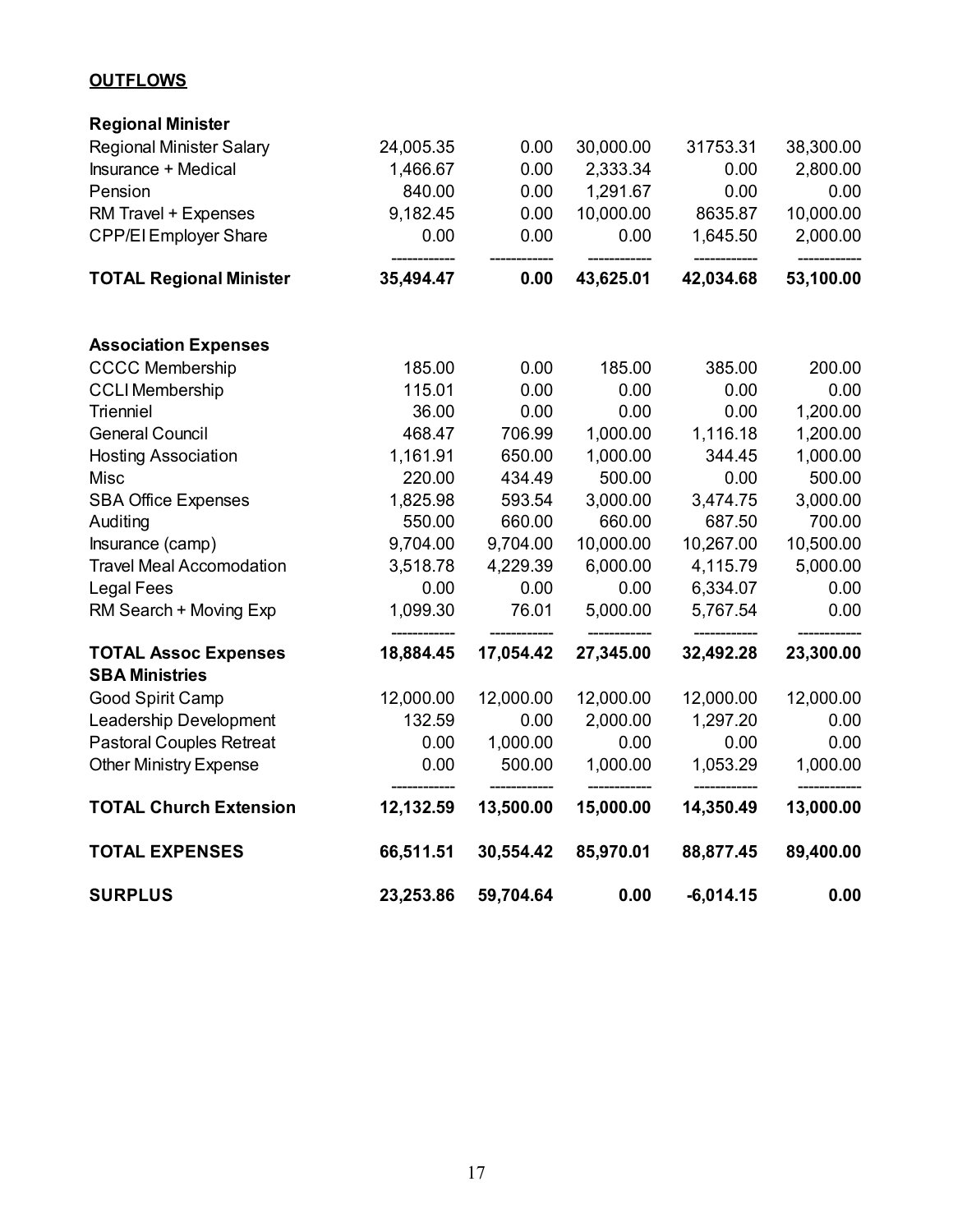## OUTFLOWS

| | | | | | |
|---|---|---|---|---|---|
| **Regional Minister** | | | | | |
| Regional Minister Salary | 24,005.35 | 0.00 | 30,000.00 | 31753.31 | 38,300.00 |
| Insurance + Medical | 1,466.67 | 0.00 | 2,333.34 | 0.00 | 2,800.00 |
| Pension | 840.00 | 0.00 | 1,291.67 | 0.00 | 0.00 |
| RM Travel + Expenses | 9,182.45 | 0.00 | 10,000.00 | 8635.87 | 10,000.00 |
| CPP/EI Employer Share | 0.00 | 0.00 | 0.00 | 1,645.50 | 2,000.00 |
| **TOTAL Regional Minister** | **35,494.47** | **0.00** | **43,625.01** | **42,034.68** | **53,100.00** |
| | | | | | |
| **Association Expenses** | | | | | |
| CCCC Membership | 185.00 | 0.00 | 185.00 | 385.00 | 200.00 |
| CCLI Membership | 115.01 | 0.00 | 0.00 | 0.00 | 0.00 |
| Trienniel | 36.00 | 0.00 | 0.00 | 0.00 | 1,200.00 |
| General Council | 468.47 | 706.99 | 1,000.00 | 1,116.18 | 1,200.00 |
| Hosting Association | 1,161.91 | 650.00 | 1,000.00 | 344.45 | 1,000.00 |
| Misc | 220.00 | 434.49 | 500.00 | 0.00 | 500.00 |
| SBA Office Expenses | 1,825.98 | 593.54 | 3,000.00 | 3,474.75 | 3,000.00 |
| Auditing | 550.00 | 660.00 | 660.00 | 687.50 | 700.00 |
| Insurance (camp) | 9,704.00 | 9,704.00 | 10,000.00 | 10,267.00 | 10,500.00 |
| Travel Meal Accomodation | 3,518.78 | 4,229.39 | 6,000.00 | 4,115.79 | 5,000.00 |
| Legal Fees | 0.00 | 0.00 | 0.00 | 6,334.07 | 0.00 |
| RM Search + Moving Exp | 1,099.30 | 76.01 | 5,000.00 | 5,767.54 | 0.00 |
| **TOTAL Assoc Expenses** | **18,884.45** | **17,054.42** | **27,345.00** | **32,492.28** | **23,300.00** |
| **SBA Ministries** | | | | | |
| Good Spirit Camp | 12,000.00 | 12,000.00 | 12,000.00 | 12,000.00 | 12,000.00 |
| Leadership Development | 132.59 | 0.00 | 2,000.00 | 1,297.20 | 0.00 |
| Pastoral Couples Retreat | 0.00 | 1,000.00 | 0.00 | 0.00 | 0.00 |
| Other Ministry Expense | 0.00 | 500.00 | 1,000.00 | 1,053.29 | 1,000.00 |
| **TOTAL Church Extension** | **12,132.59** | **13,500.00** | **15,000.00** | **14,350.49** | **13,000.00** |
| | | | | | |
| **TOTAL EXPENSES** | **66,511.51** | **30,554.42** | **85,970.01** | **88,877.45** | **89,400.00** |
| | | | | | |
| **SURPLUS** | **23,253.86** | **59,704.64** | **0.00** | **-6,014.15** | **0.00** |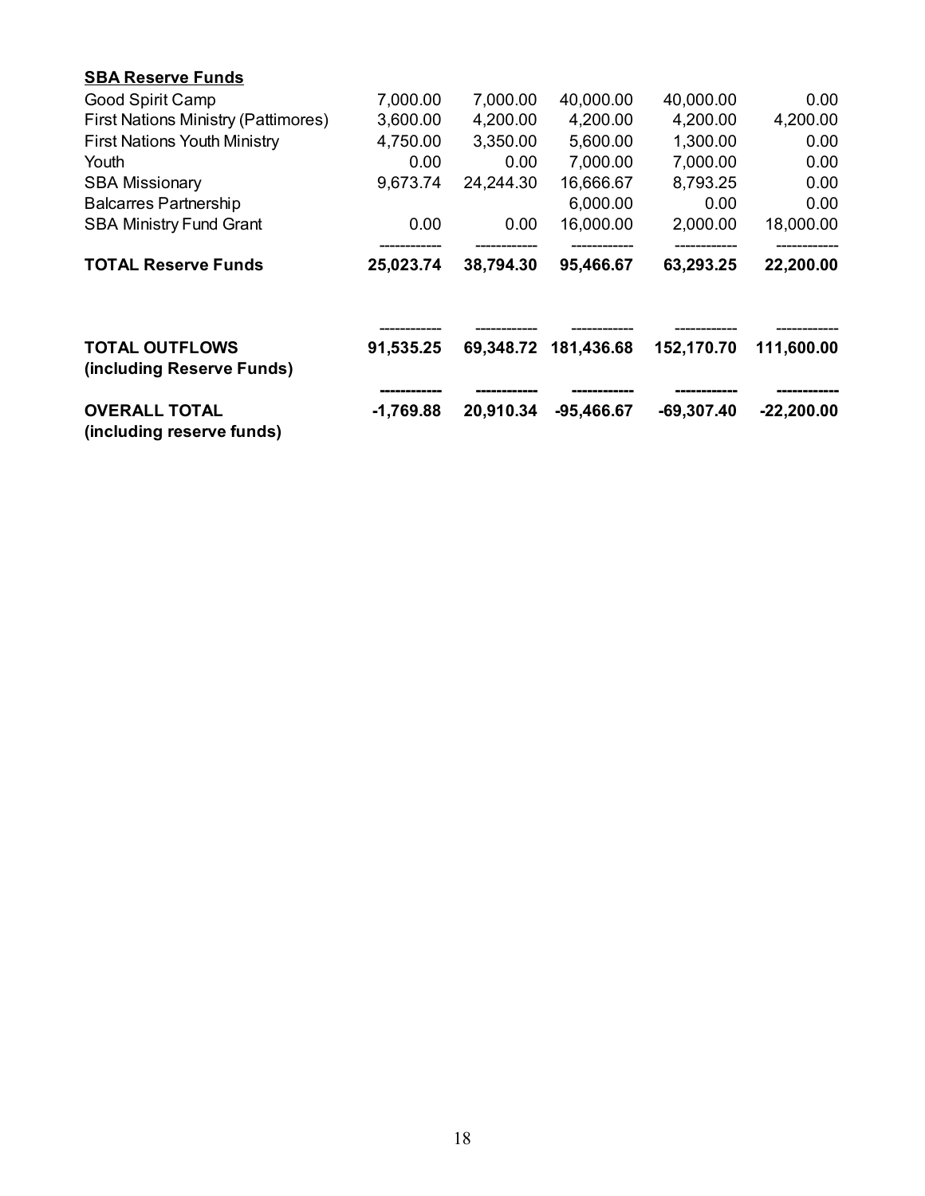| | | | | | |
|---|---|---|---|---|---|
| **SBA Reserve Funds** | | | | | |
| Good Spirit Camp | 7,000.00 | 7,000.00 | 40,000.00 | 40,000.00 | 0.00 |
| First Nations Ministry (Pattimores) | 3,600.00 | 4,200.00 | 4,200.00 | 4,200.00 | 4,200.00 |
| First Nations Youth Ministry | 4,750.00 | 3,350.00 | 5,600.00 | 1,300.00 | 0.00 |
| Youth | 0.00 | 0.00 | 7,000.00 | 7,000.00 | 0.00 |
| SBA Missionary | 9,673.74 | 24,244.30 | 16,666.67 | 8,793.25 | 0.00 |
| Balcarres Partnership | | | 6,000.00 | 0.00 | 0.00 |
| SBA Ministry Fund Grant | 0.00 | 0.00 | 16,000.00 | 2,000.00 | 18,000.00 |
| | ------------ | ------------ | ------------ | ------------ | ------------ |
| **TOTAL Reserve Funds** | **25,023.74** | **38,794.30** | **95,466.67** | **63,293.25** | **22,200.00** |
| | ------------ | ------------ | ------------ | ------------ | ------------ |
| **TOTAL OUTFLOWS (including Reserve Funds)** | **91,535.25** | **69,348.72** | **181,436.68** | **152,170.70** | **111,600.00** |
| | ------------ | ------------ | ------------ | ------------ | ------------ |
| **OVERALL TOTAL (including reserve funds)** | **-1,769.88** | **20,910.34** | **-95,466.67** | **-69,307.40** | **-22,200.00** |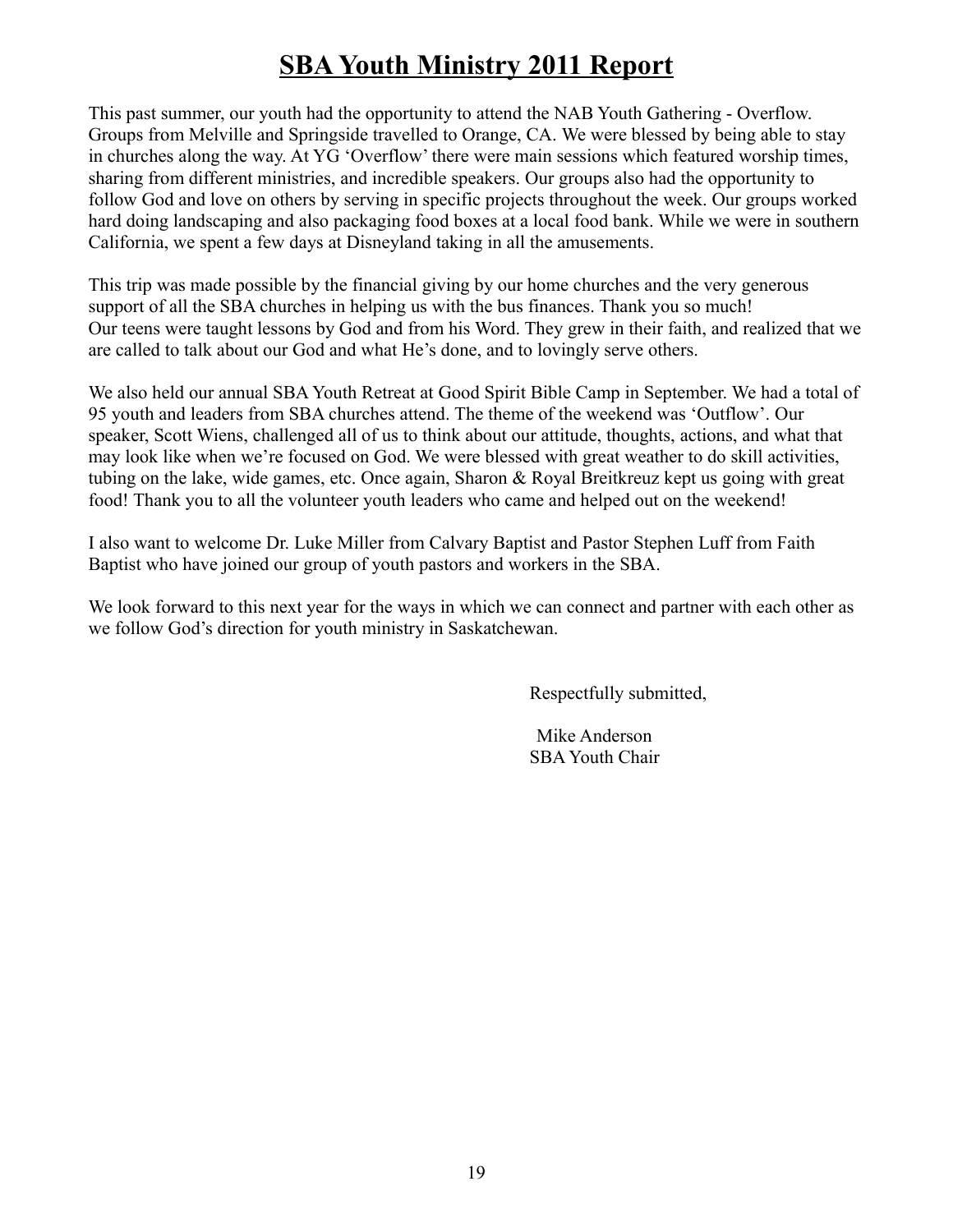# SBA Youth Ministry 2011 Report

This past summer, our youth had the opportunity to attend the NAB Youth Gathering - Overflow. Groups from Melville and Springside travelled to Orange, CA. We were blessed by being able to stay in churches along the way. At YG 'Overflow' there were main sessions which featured worship times, sharing from different ministries, and incredible speakers. Our groups also had the opportunity to follow God and love on others by serving in specific projects throughout the week. Our groups worked hard doing landscaping and also packaging food boxes at a local food bank. While we were in southern California, we spent a few days at Disneyland taking in all the amusements.

This trip was made possible by the financial giving by our home churches and the very generous support of all the SBA churches in helping us with the bus finances. Thank you so much! Our teens were taught lessons by God and from his Word. They grew in their faith, and realized that we are called to talk about our God and what He's done, and to lovingly serve others.

We also held our annual SBA Youth Retreat at Good Spirit Bible Camp in September. We had a total of 95 youth and leaders from SBA churches attend. The theme of the weekend was 'Outflow'. Our speaker, Scott Wiens, challenged all of us to think about our attitude, thoughts, actions, and what that may look like when we're focused on God. We were blessed with great weather to do skill activities, tubing on the lake, wide games, etc. Once again, Sharon & Royal Breitkreuz kept us going with great food! Thank you to all the volunteer youth leaders who came and helped out on the weekend!

I also want to welcome Dr. Luke Miller from Calvary Baptist and Pastor Stephen Luff from Faith Baptist who have joined our group of youth pastors and workers in the SBA.

We look forward to this next year for the ways in which we can connect and partner with each other as we follow God's direction for youth ministry in Saskatchewan.

Respectfully submitted,

Mike Anderson
SBA Youth Chair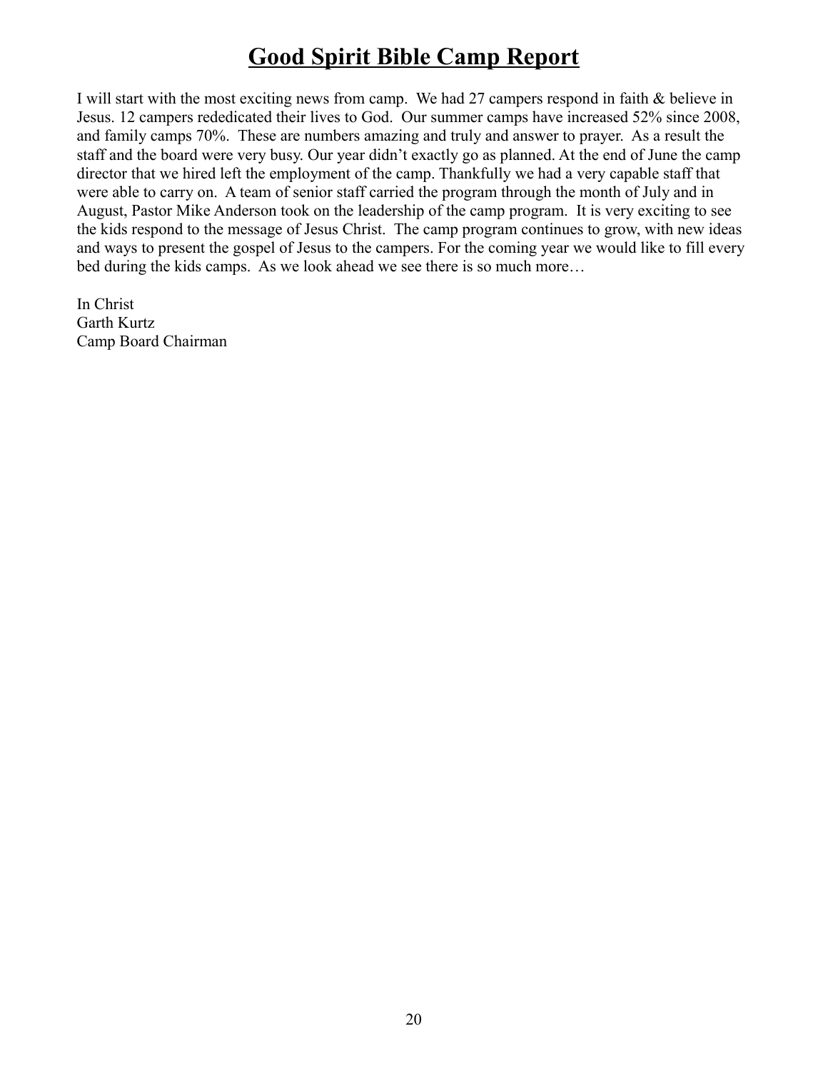# Good Spirit Bible Camp Report

I will start with the most exciting news from camp. We had 27 campers respond in faith & believe in Jesus. 12 campers rededicated their lives to God. Our summer camps have increased 52% since 2008, and family camps 70%. These are numbers amazing and truly and answer to prayer. As a result the staff and the board were very busy. Our year didn't exactly go as planned. At the end of June the camp director that we hired left the employment of the camp. Thankfully we had a very capable staff that were able to carry on. A team of senior staff carried the program through the month of July and in August, Pastor Mike Anderson took on the leadership of the camp program. It is very exciting to see the kids respond to the message of Jesus Christ. The camp program continues to grow, with new ideas and ways to present the gospel of Jesus to the campers. For the coming year we would like to fill every bed during the kids camps. As we look ahead we see there is so much more…

In Christ
Garth Kurtz
Camp Board Chairman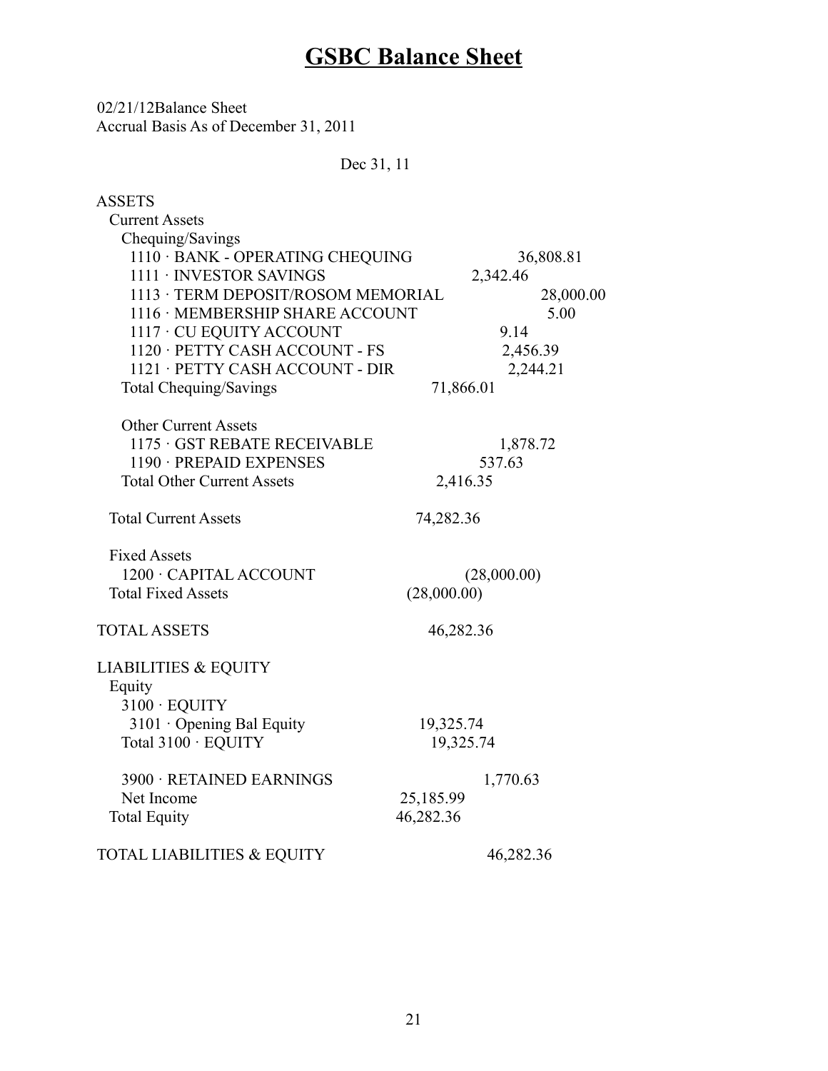# GSBC Balance Sheet

02/21/12Balance Sheet
Accrual Basis As of December 31, 2011

| | Dec 31, 11 |
|---|---|
| ASSETS | |
| Current Assets | |
| Chequing/Savings | |
| 1110 · BANK - OPERATING CHEQUING | 36,808.81 |
| 1111 · INVESTOR SAVINGS | 2,342.46 |
| 1113 · TERM DEPOSIT/ROSOM MEMORIAL | 28,000.00 |
| 1116 · MEMBERSHIP SHARE ACCOUNT | 5.00 |
| 1117 · CU EQUITY ACCOUNT | 9.14 |
| 1120 · PETTY CASH ACCOUNT - FS | 2,456.39 |
| 1121 · PETTY CASH ACCOUNT - DIR | 2,244.21 |
| Total Chequing/Savings | 71,866.01 |
| Other Current Assets | |
| 1175 · GST REBATE RECEIVABLE | 1,878.72 |
| 1190 · PREPAID EXPENSES | 537.63 |
| Total Other Current Assets | 2,416.35 |
| Total Current Assets | 74,282.36 |
| Fixed Assets | |
| 1200 · CAPITAL ACCOUNT | (28,000.00) |
| Total Fixed Assets | (28,000.00) |
| TOTAL ASSETS | 46,282.36 |
| LIABILITIES & EQUITY | |
| Equity | |
| 3100 · EQUITY | |
| 3101 · Opening Bal Equity | 19,325.74 |
| Total 3100 · EQUITY | 19,325.74 |
| 3900 · RETAINED EARNINGS | 1,770.63 |
| Net Income | 25,185.99 |
| Total Equity | 46,282.36 |
| TOTAL LIABILITIES & EQUITY | 46,282.36 |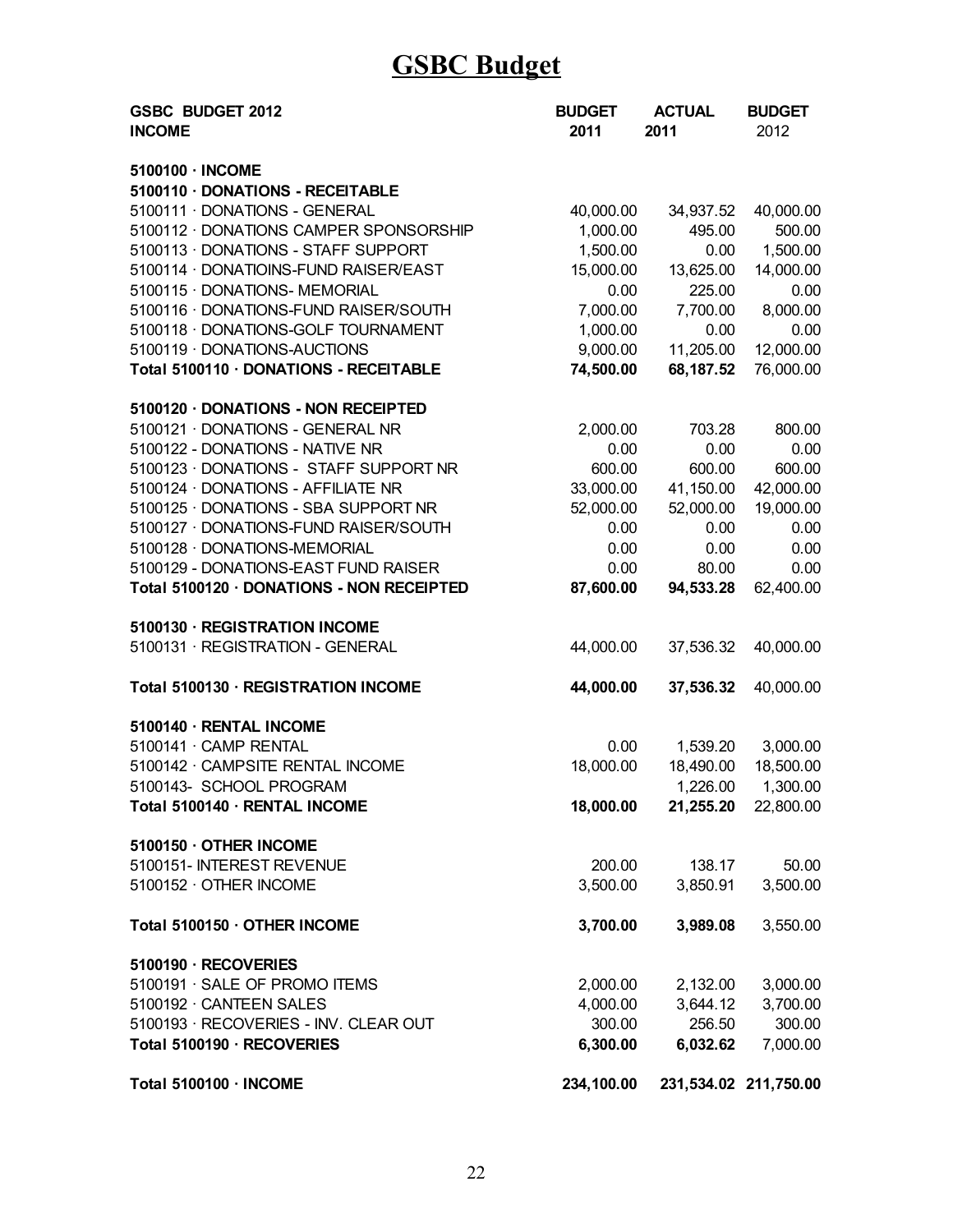# GSBC Budget

| GSBC BUDGET 2012<br>INCOME | BUDGET<br>2011 | ACTUAL<br>2011 | BUDGET<br>2012 |
|---|---|---|---|
| **5100100 · INCOME** | | | |
| **5100110 · DONATIONS - RECEITABLE** | | | |
| 5100111 · DONATIONS - GENERAL | 40,000.00 | 34,937.52 | 40,000.00 |
| 5100112 · DONATIONS CAMPER SPONSORSHIP | 1,000.00 | 495.00 | 500.00 |
| 5100113 · DONATIONS - STAFF SUPPORT | 1,500.00 | 0.00 | 1,500.00 |
| 5100114 · DONATIOINS-FUND RAISER/EAST | 15,000.00 | 13,625.00 | 14,000.00 |
| 5100115 · DONATIONS- MEMORIAL | 0.00 | 225.00 | 0.00 |
| 5100116 · DONATIONS-FUND RAISER/SOUTH | 7,000.00 | 7,700.00 | 8,000.00 |
| 5100118 · DONATIONS-GOLF TOURNAMENT | 1,000.00 | 0.00 | 0.00 |
| 5100119 · DONATIONS-AUCTIONS | 9,000.00 | 11,205.00 | 12,000.00 |
| **Total 5100110 · DONATIONS - RECEITABLE** | **74,500.00** | **68,187.52** | 76,000.00 |
| **5100120 · DONATIONS - NON RECEIPTED** | | | |
| 5100121 · DONATIONS - GENERAL NR | 2,000.00 | 703.28 | 800.00 |
| 5100122 - DONATIONS - NATIVE NR | 0.00 | 0.00 | 0.00 |
| 5100123 · DONATIONS - STAFF SUPPORT NR | 600.00 | 600.00 | 600.00 |
| 5100124 · DONATIONS - AFFILIATE NR | 33,000.00 | 41,150.00 | 42,000.00 |
| 5100125 · DONATIONS - SBA SUPPORT NR | 52,000.00 | 52,000.00 | 19,000.00 |
| 5100127 · DONATIONS-FUND RAISER/SOUTH | 0.00 | 0.00 | 0.00 |
| 5100128 · DONATIONS-MEMORIAL | 0.00 | 0.00 | 0.00 |
| 5100129 - DONATIONS-EAST FUND RAISER | 0.00 | 80.00 | 0.00 |
| **Total 5100120 · DONATIONS - NON RECEIPTED** | **87,600.00** | **94,533.28** | 62,400.00 |
| **5100130 · REGISTRATION INCOME** | | | |
| 5100131 · REGISTRATION - GENERAL | 44,000.00 | 37,536.32 | 40,000.00 |
| **Total 5100130 · REGISTRATION INCOME** | **44,000.00** | **37,536.32** | 40,000.00 |
| **5100140 · RENTAL INCOME** | | | |
| 5100141 · CAMP RENTAL | 0.00 | 1,539.20 | 3,000.00 |
| 5100142 · CAMPSITE RENTAL INCOME | 18,000.00 | 18,490.00 | 18,500.00 |
| 5100143- SCHOOL PROGRAM | | 1,226.00 | 1,300.00 |
| **Total 5100140 · RENTAL INCOME** | **18,000.00** | **21,255.20** | 22,800.00 |
| **5100150 · OTHER INCOME** | | | |
| 5100151- INTEREST REVENUE | 200.00 | 138.17 | 50.00 |
| 5100152 · OTHER INCOME | 3,500.00 | 3,850.91 | 3,500.00 |
| **Total 5100150 · OTHER INCOME** | **3,700.00** | **3,989.08** | 3,550.00 |
| **5100190 · RECOVERIES** | | | |
| 5100191 · SALE OF PROMO ITEMS | 2,000.00 | 2,132.00 | 3,000.00 |
| 5100192 · CANTEEN SALES | 4,000.00 | 3,644.12 | 3,700.00 |
| 5100193 · RECOVERIES - INV. CLEAR OUT | 300.00 | 256.50 | 300.00 |
| **Total 5100190 · RECOVERIES** | **6,300.00** | **6,032.62** | 7,000.00 |
| **Total 5100100 · INCOME** | **234,100.00** | **231,534.02** | **211,750.00** |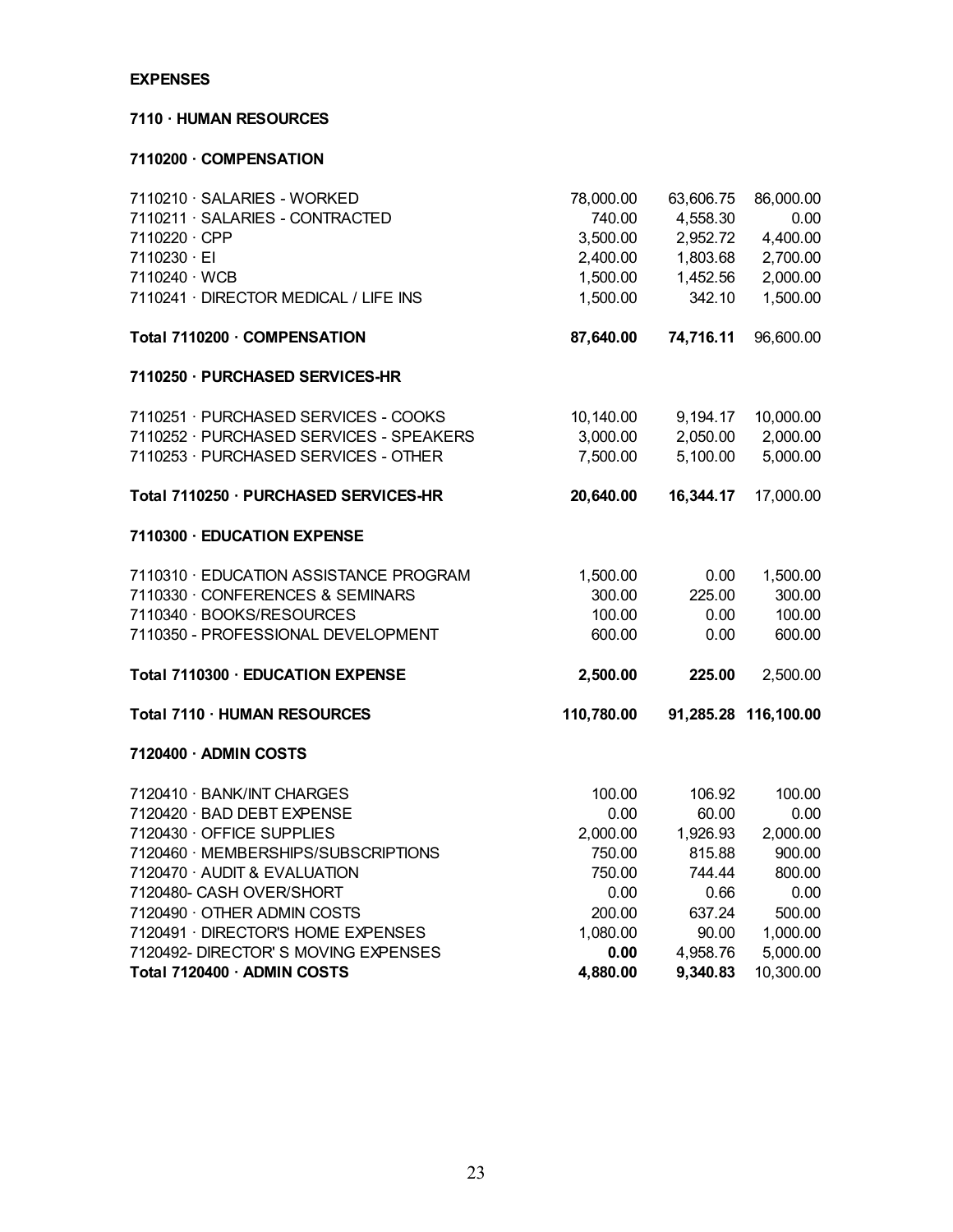**EXPENSES**

**7110 · HUMAN RESOURCES**

**7110200 · COMPENSATION**

| | | | |
|---|---|---|---|
| 7110210 · SALARIES - WORKED | 78,000.00 | 63,606.75 | 86,000.00 |
| 7110211 · SALARIES - CONTRACTED | 740.00 | 4,558.30 | 0.00 |
| 7110220 · CPP | 3,500.00 | 2,952.72 | 4,400.00 |
| 7110230 · EI | 2,400.00 | 1,803.68 | 2,700.00 |
| 7110240 · WCB | 1,500.00 | 1,452.56 | 2,000.00 |
| 7110241 · DIRECTOR MEDICAL / LIFE INS | 1,500.00 | 342.10 | 1,500.00 |
| **Total 7110200 · COMPENSATION** | **87,640.00** | **74,716.11** | 96,600.00 |
| **7110250 · PURCHASED SERVICES-HR** | | | |
| 7110251 · PURCHASED SERVICES - COOKS | 10,140.00 | 9,194.17 | 10,000.00 |
| 7110252 · PURCHASED SERVICES - SPEAKERS | 3,000.00 | 2,050.00 | 2,000.00 |
| 7110253 · PURCHASED SERVICES - OTHER | 7,500.00 | 5,100.00 | 5,000.00 |
| **Total 7110250 · PURCHASED SERVICES-HR** | **20,640.00** | **16,344.17** | 17,000.00 |
| **7110300 · EDUCATION EXPENSE** | | | |
| 7110310 · EDUCATION ASSISTANCE PROGRAM | 1,500.00 | 0.00 | 1,500.00 |
| 7110330 · CONFERENCES & SEMINARS | 300.00 | 225.00 | 300.00 |
| 7110340 · BOOKS/RESOURCES | 100.00 | 0.00 | 100.00 |
| 7110350 - PROFESSIONAL DEVELOPMENT | 600.00 | 0.00 | 600.00 |
| **Total 7110300 · EDUCATION EXPENSE** | **2,500.00** | **225.00** | 2,500.00 |
| **Total 7110 · HUMAN RESOURCES** | **110,780.00** | **91,285.28** | **116,100.00** |
| **7120400 · ADMIN COSTS** | | | |
| 7120410 · BANK/INT CHARGES | 100.00 | 106.92 | 100.00 |
| 7120420 · BAD DEBT EXPENSE | 0.00 | 60.00 | 0.00 |
| 7120430 · OFFICE SUPPLIES | 2,000.00 | 1,926.93 | 2,000.00 |
| 7120460 · MEMBERSHIPS/SUBSCRIPTIONS | 750.00 | 815.88 | 900.00 |
| 7120470 · AUDIT & EVALUATION | 750.00 | 744.44 | 800.00 |
| 7120480- CASH OVER/SHORT | 0.00 | 0.66 | 0.00 |
| 7120490 · OTHER ADMIN COSTS | 200.00 | 637.24 | 500.00 |
| 7120491 · DIRECTOR'S HOME EXPENSES | 1,080.00 | 90.00 | 1,000.00 |
| 7120492- DIRECTOR' S MOVING EXPENSES | **0.00** | 4,958.76 | 5,000.00 |
| **Total 7120400 · ADMIN COSTS** | **4,880.00** | **9,340.83** | 10,300.00 |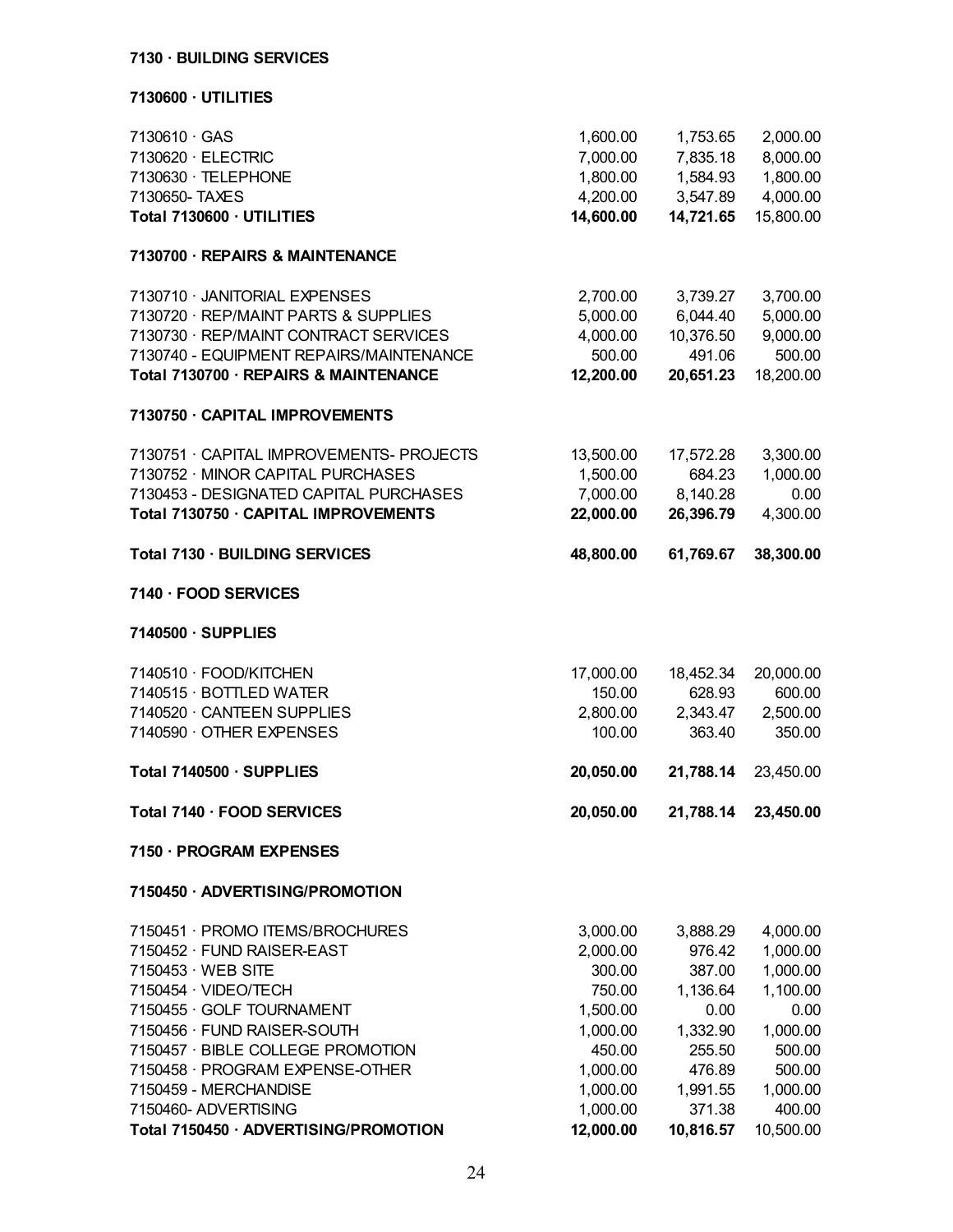| | | | |
|---|---|---|---|
| **7130 · BUILDING SERVICES** | | | |
| **7130600 · UTILITIES** | | | |
| 7130610 · GAS | 1,600.00 | 1,753.65 | 2,000.00 |
| 7130620 · ELECTRIC | 7,000.00 | 7,835.18 | 8,000.00 |
| 7130630 · TELEPHONE | 1,800.00 | 1,584.93 | 1,800.00 |
| 7130650- TAXES | 4,200.00 | 3,547.89 | 4,000.00 |
| **Total 7130600 · UTILITIES** | **14,600.00** | **14,721.65** | 15,800.00 |
| **7130700 · REPAIRS & MAINTENANCE** | | | |
| 7130710 · JANITORIAL EXPENSES | 2,700.00 | 3,739.27 | 3,700.00 |
| 7130720 · REP/MAINT PARTS & SUPPLIES | 5,000.00 | 6,044.40 | 5,000.00 |
| 7130730 · REP/MAINT CONTRACT SERVICES | 4,000.00 | 10,376.50 | 9,000.00 |
| 7130740 - EQUIPMENT REPAIRS/MAINTENANCE | 500.00 | 491.06 | 500.00 |
| **Total 7130700 · REPAIRS & MAINTENANCE** | **12,200.00** | **20,651.23** | 18,200.00 |
| **7130750 · CAPITAL IMPROVEMENTS** | | | |
| 7130751 · CAPITAL IMPROVEMENTS- PROJECTS | 13,500.00 | 17,572.28 | 3,300.00 |
| 7130752 · MINOR CAPITAL PURCHASES | 1,500.00 | 684.23 | 1,000.00 |
| 7130453 - DESIGNATED CAPITAL PURCHASES | 7,000.00 | 8,140.28 | 0.00 |
| **Total 7130750 · CAPITAL IMPROVEMENTS** | **22,000.00** | **26,396.79** | 4,300.00 |
| **Total 7130 · BUILDING SERVICES** | **48,800.00** | **61,769.67** | **38,300.00** |
| **7140 · FOOD SERVICES** | | | |
| **7140500 · SUPPLIES** | | | |
| 7140510 · FOOD/KITCHEN | 17,000.00 | 18,452.34 | 20,000.00 |
| 7140515 · BOTTLED WATER | 150.00 | 628.93 | 600.00 |
| 7140520 · CANTEEN SUPPLIES | 2,800.00 | 2,343.47 | 2,500.00 |
| 7140590 · OTHER EXPENSES | 100.00 | 363.40 | 350.00 |
| **Total 7140500 · SUPPLIES** | **20,050.00** | **21,788.14** | 23,450.00 |
| **Total 7140 · FOOD SERVICES** | **20,050.00** | **21,788.14** | **23,450.00** |
| **7150 · PROGRAM EXPENSES** | | | |
| **7150450 · ADVERTISING/PROMOTION** | | | |
| 7150451 · PROMO ITEMS/BROCHURES | 3,000.00 | 3,888.29 | 4,000.00 |
| 7150452 · FUND RAISER-EAST | 2,000.00 | 976.42 | 1,000.00 |
| 7150453 · WEB SITE | 300.00 | 387.00 | 1,000.00 |
| 7150454 · VIDEO/TECH | 750.00 | 1,136.64 | 1,100.00 |
| 7150455 · GOLF TOURNAMENT | 1,500.00 | 0.00 | 0.00 |
| 7150456 · FUND RAISER-SOUTH | 1,000.00 | 1,332.90 | 1,000.00 |
| 7150457 · BIBLE COLLEGE PROMOTION | 450.00 | 255.50 | 500.00 |
| 7150458 · PROGRAM EXPENSE-OTHER | 1,000.00 | 476.89 | 500.00 |
| 7150459 - MERCHANDISE | 1,000.00 | 1,991.55 | 1,000.00 |
| 7150460- ADVERTISING | 1,000.00 | 371.38 | 400.00 |
| **Total 7150450 · ADVERTISING/PROMOTION** | **12,000.00** | **10,816.57** | 10,500.00 |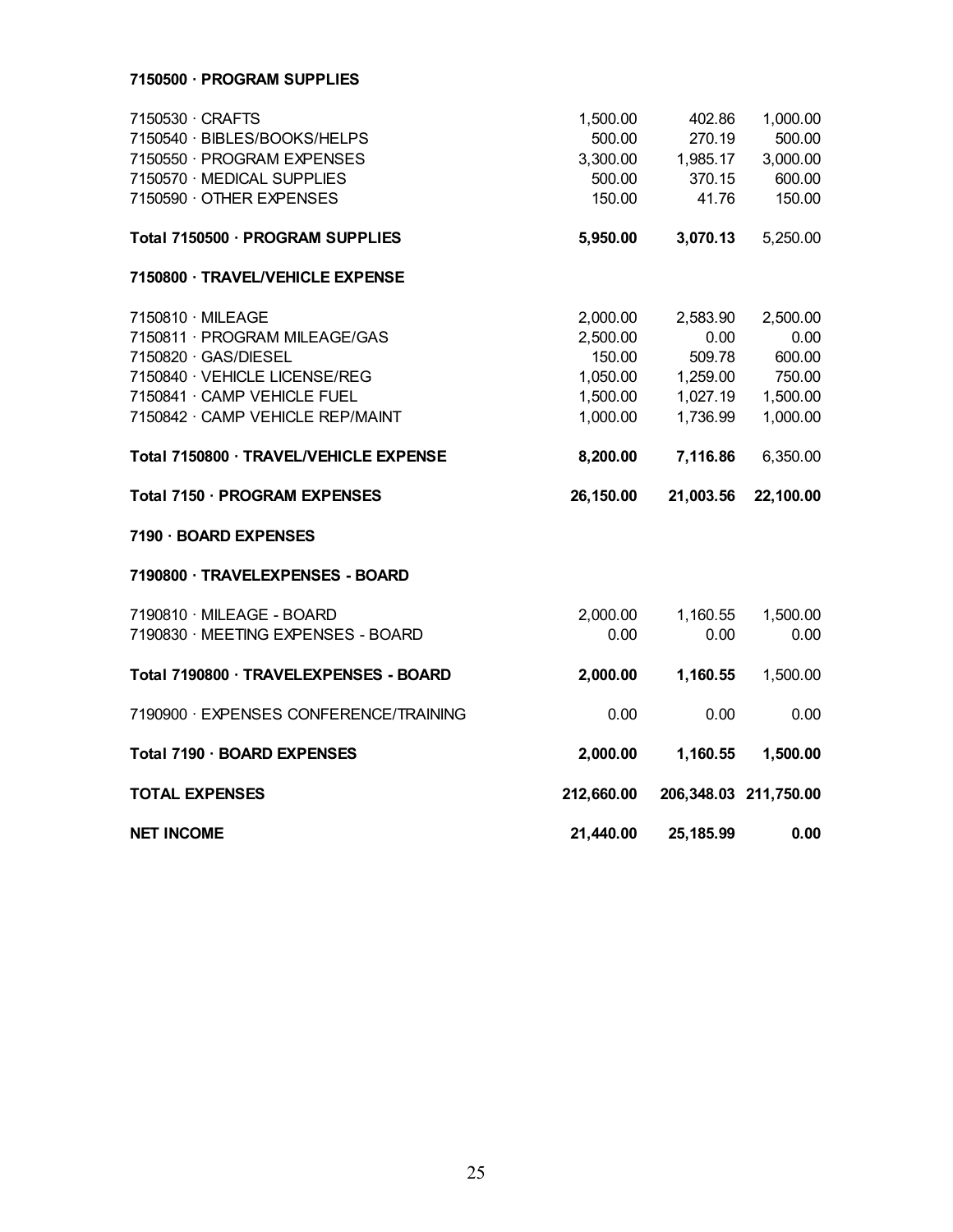| | | | |
|---|---|---|---|
| **7150500 · PROGRAM SUPPLIES** | | | |
| 7150530 · CRAFTS | 1,500.00 | 402.86 | 1,000.00 |
| 7150540 · BIBLES/BOOKS/HELPS | 500.00 | 270.19 | 500.00 |
| 7150550 · PROGRAM EXPENSES | 3,300.00 | 1,985.17 | 3,000.00 |
| 7150570 · MEDICAL SUPPLIES | 500.00 | 370.15 | 600.00 |
| 7150590 · OTHER EXPENSES | 150.00 | 41.76 | 150.00 |
| **Total 7150500 · PROGRAM SUPPLIES** | **5,950.00** | **3,070.13** | 5,250.00 |
| **7150800 · TRAVEL/VEHICLE EXPENSE** | | | |
| 7150810 · MILEAGE | 2,000.00 | 2,583.90 | 2,500.00 |
| 7150811 · PROGRAM MILEAGE/GAS | 2,500.00 | 0.00 | 0.00 |
| 7150820 · GAS/DIESEL | 150.00 | 509.78 | 600.00 |
| 7150840 · VEHICLE LICENSE/REG | 1,050.00 | 1,259.00 | 750.00 |
| 7150841 · CAMP VEHICLE FUEL | 1,500.00 | 1,027.19 | 1,500.00 |
| 7150842 · CAMP VEHICLE REP/MAINT | 1,000.00 | 1,736.99 | 1,000.00 |
| **Total 7150800 · TRAVEL/VEHICLE EXPENSE** | **8,200.00** | **7,116.86** | 6,350.00 |
| **Total 7150 · PROGRAM EXPENSES** | **26,150.00** | **21,003.56** | **22,100.00** |
| **7190 · BOARD EXPENSES** | | | |
| **7190800 · TRAVELEXPENSES - BOARD** | | | |
| 7190810 · MILEAGE - BOARD | 2,000.00 | 1,160.55 | 1,500.00 |
| 7190830 · MEETING EXPENSES - BOARD | 0.00 | 0.00 | 0.00 |
| **Total 7190800 · TRAVELEXPENSES - BOARD** | **2,000.00** | **1,160.55** | 1,500.00 |
| 7190900 · EXPENSES CONFERENCE/TRAINING | 0.00 | 0.00 | 0.00 |
| **Total 7190 · BOARD EXPENSES** | **2,000.00** | **1,160.55** | **1,500.00** |
| **TOTAL EXPENSES** | **212,660.00** | **206,348.03** | **211,750.00** |
| **NET INCOME** | **21,440.00** | **25,185.99** | **0.00** |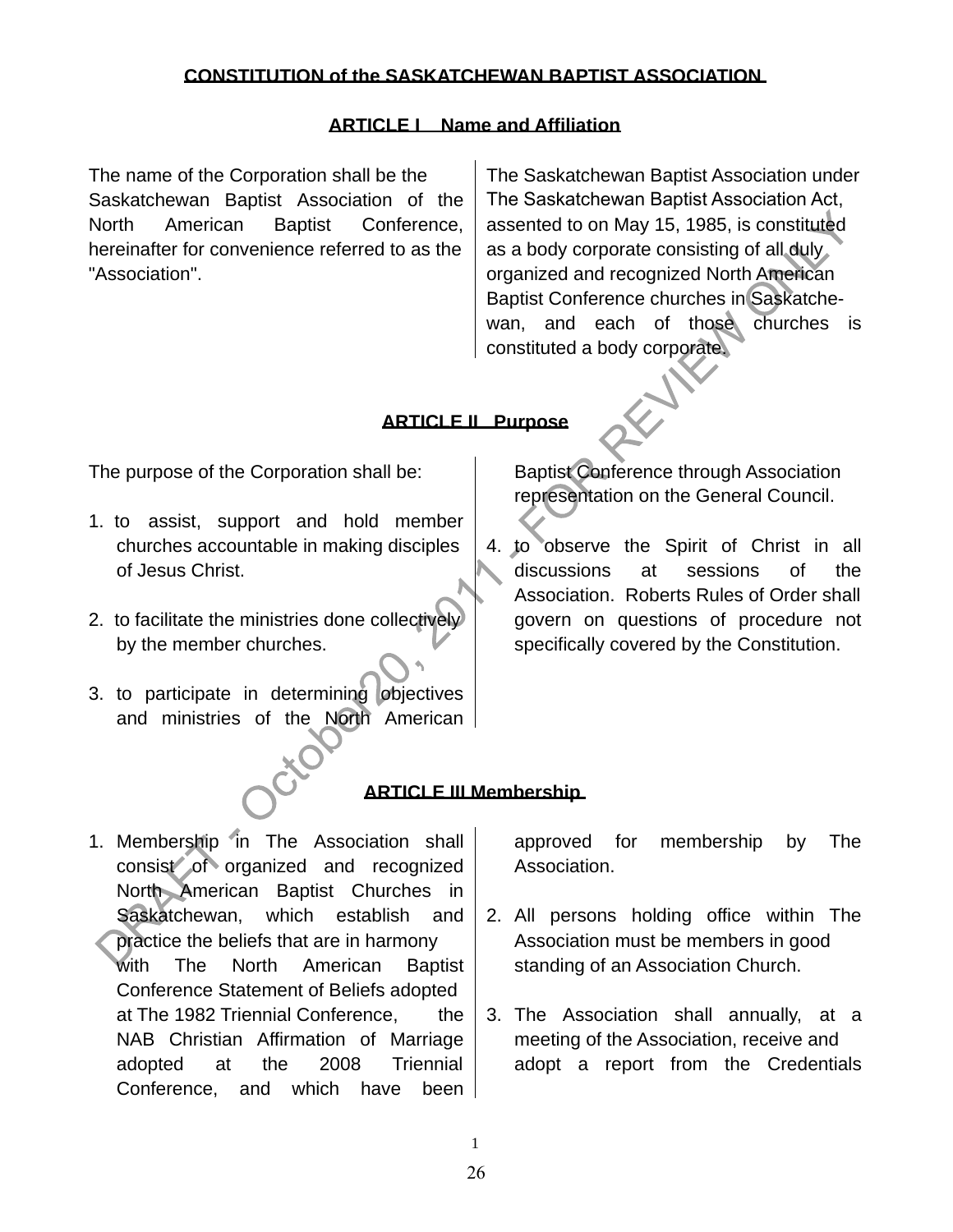# CONSTITUTION of the SASKATCHEWAN BAPTIST ASSOCIATION

## ARTICLE I Name and Affiliation

The name of the Corporation shall be the Saskatchewan Baptist Association of the North American Baptist Conference, hereinafter for convenience referred to as the "Association".

The Saskatchewan Baptist Association under The Saskatchewan Baptist Association Act, assented to on May 15, 1985, is constituted as a body corporate consisting of all duly organized and recognized North American Baptist Conference churches in Saskatchewan, and each of those churches is constituted a body corporate.

## ARTICLE II Purpose

The purpose of the Corporation shall be:

1. to assist, support and hold member churches accountable in making disciples of Jesus Christ.
2. to facilitate the ministries done collectively by the member churches.
3. to participate in determining objectives and ministries of the North American Baptist Conference through Association representation on the General Council.
4. to observe the Spirit of Christ in all discussions at sessions of the Association. Roberts Rules of Order shall govern on questions of procedure not specifically covered by the Constitution.

## ARTICLE III Membership

1. Membership in The Association shall consist of organized and recognized North American Baptist Churches in Saskatchewan, which establish and practice the beliefs that are in harmony with The North American Baptist Conference Statement of Beliefs adopted at The 1982 Triennial Conference, the NAB Christian Affirmation of Marriage adopted at the 2008 Triennial Conference, and which have been approved for membership by The Association.
2. All persons holding office within The Association must be members in good standing of an Association Church.
3. The Association shall annually, at a meeting of the Association, receive and adopt a report from the Credentials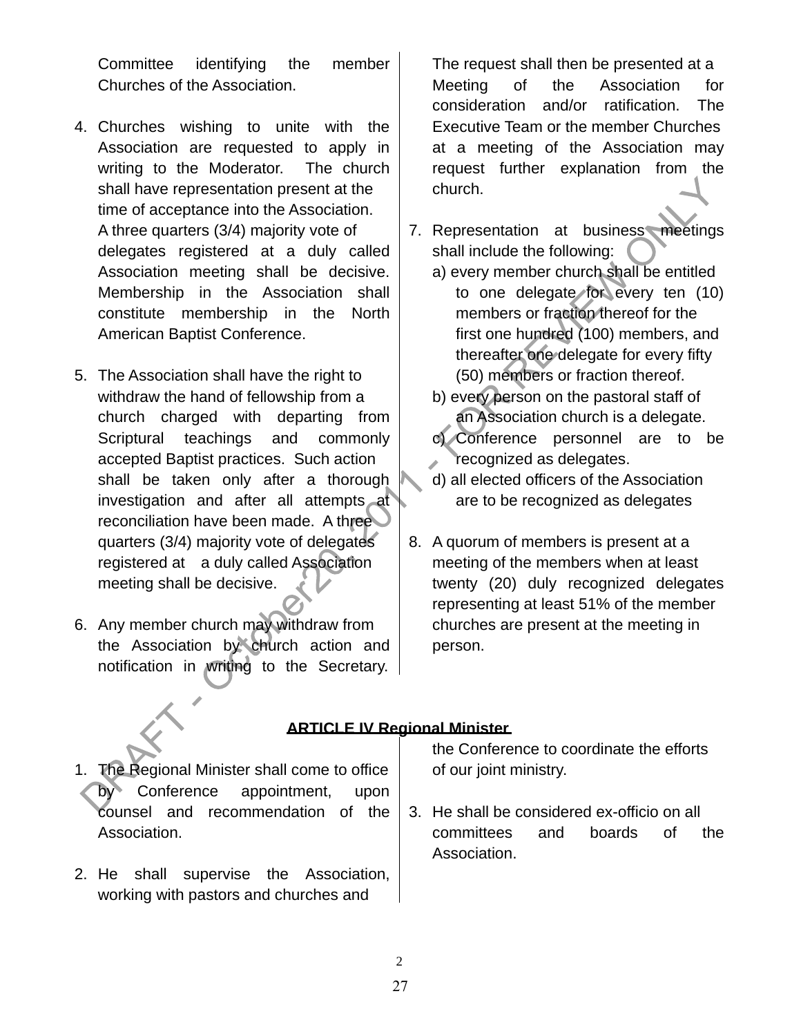Committee identifying the member Churches of the Association.

4. Churches wishing to unite with the Association are requested to apply in writing to the Moderator. The church shall have representation present at the time of acceptance into the Association. A three quarters (3/4) majority vote of delegates registered at a duly called Association meeting shall be decisive. Membership in the Association shall constitute membership in the North American Baptist Conference.

5. The Association shall have the right to withdraw the hand of fellowship from a church charged with departing from Scriptural teachings and commonly accepted Baptist practices. Such action shall be taken only after a thorough investigation and after all attempts at reconciliation have been made. A three quarters (3/4) majority vote of delegates registered at a duly called Association meeting shall be decisive.

6. Any member church may withdraw from the Association by church action and notification in writing to the Secretary. The request shall then be presented at a Meeting of the Association for consideration and/or ratification. The Executive Team or the member Churches at a meeting of the Association may request further explanation from the church.

7. Representation at business meetings shall include the following:
   a) every member church shall be entitled to one delegate for every ten (10) members or fraction thereof for the first one hundred (100) members, and thereafter one delegate for every fifty (50) members or fraction thereof.
   b) every person on the pastoral staff of an Association church is a delegate.
   c) Conference personnel are to be recognized as delegates.
   d) all elected officers of the Association are to be recognized as delegates

8. A quorum of members is present at a meeting of the members when at least twenty (20) duly recognized delegates representing at least 51% of the member churches are present at the meeting in person.

## ARTICLE IV Regional Minister

1. The Regional Minister shall come to office by Conference appointment, upon counsel and recommendation of the Association.

2. He shall supervise the Association, working with pastors and churches and the Conference to coordinate the efforts of our joint ministry.

3. He shall be considered ex-officio on all committees and boards of the Association.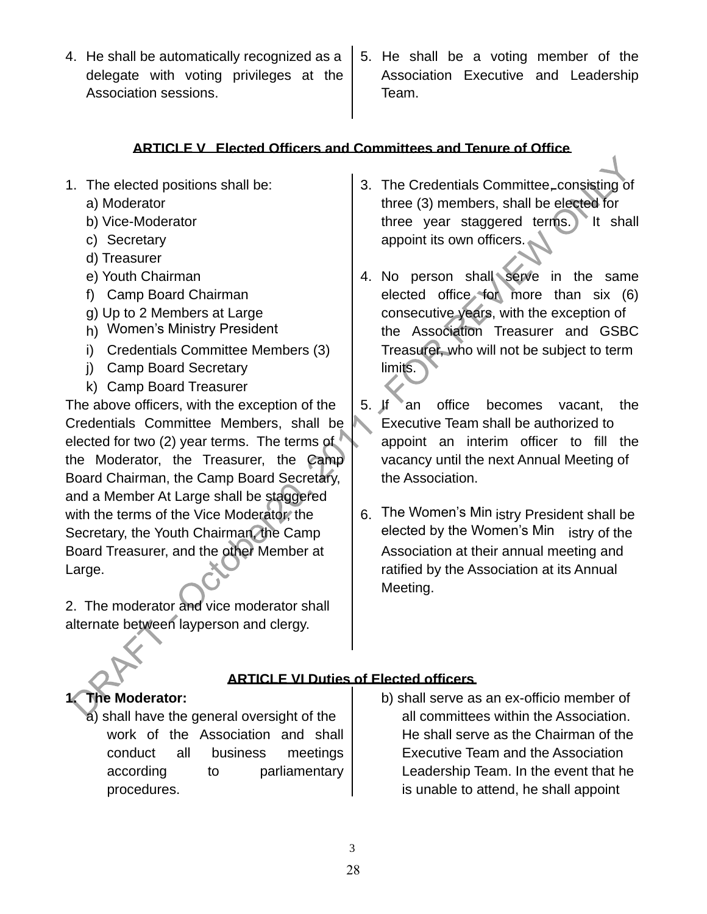4. He shall be automatically recognized as a delegate with voting privileges at the Association sessions.

5. He shall be a voting member of the Association Executive and Leadership Team.

## ARTICLE V Elected Officers and Committees and Tenure of Office

1. The elected positions shall be:
   a) Moderator
   b) Vice-Moderator
   c) Secretary
   d) Treasurer
   e) Youth Chairman
   f) Camp Board Chairman
   g) Up to 2 Members at Large
   h) Women's Ministry President
   i) Credentials Committee Members (3)
   j) Camp Board Secretary
   k) Camp Board Treasurer

The above officers, with the exception of the Credentials Committee Members, shall be elected for two (2) year terms. The terms of the Moderator, the Treasurer, the Camp Board Chairman, the Camp Board Secretary, and a Member At Large shall be staggered with the terms of the Vice Moderator, the Secretary, the Youth Chairman, the Camp Board Treasurer, and the other Member at Large.

2. The moderator and vice moderator shall alternate between layperson and clergy.

3. The Credentials Committee, consisting of three (3) members, shall be elected for three year staggered terms. It shall appoint its own officers.

4. No person shall serve in the same elected office for more than six (6) consecutive years, with the exception of the Association Treasurer and GSBC Treasurer, who will not be subject to term limits.

5. If an office becomes vacant, the Executive Team shall be authorized to appoint an interim officer to fill the vacancy until the next Annual Meeting of the Association.

6. The Women's Ministry President shall be elected by the Women's Ministry of the Association at their annual meeting and ratified by the Association at its Annual Meeting.

DRAFT - October 20, 2011 - FOR REVIEW ONLY

## ARTICLE VI Duties of Elected officers

1. **The Moderator:**
   a) shall have the general oversight of the work of the Association and shall conduct all business meetings according to parliamentary procedures.
   b) shall serve as an ex-officio member of all committees within the Association. He shall serve as the Chairman of the Executive Team and the Association Leadership Team. In the event that he is unable to attend, he shall appoint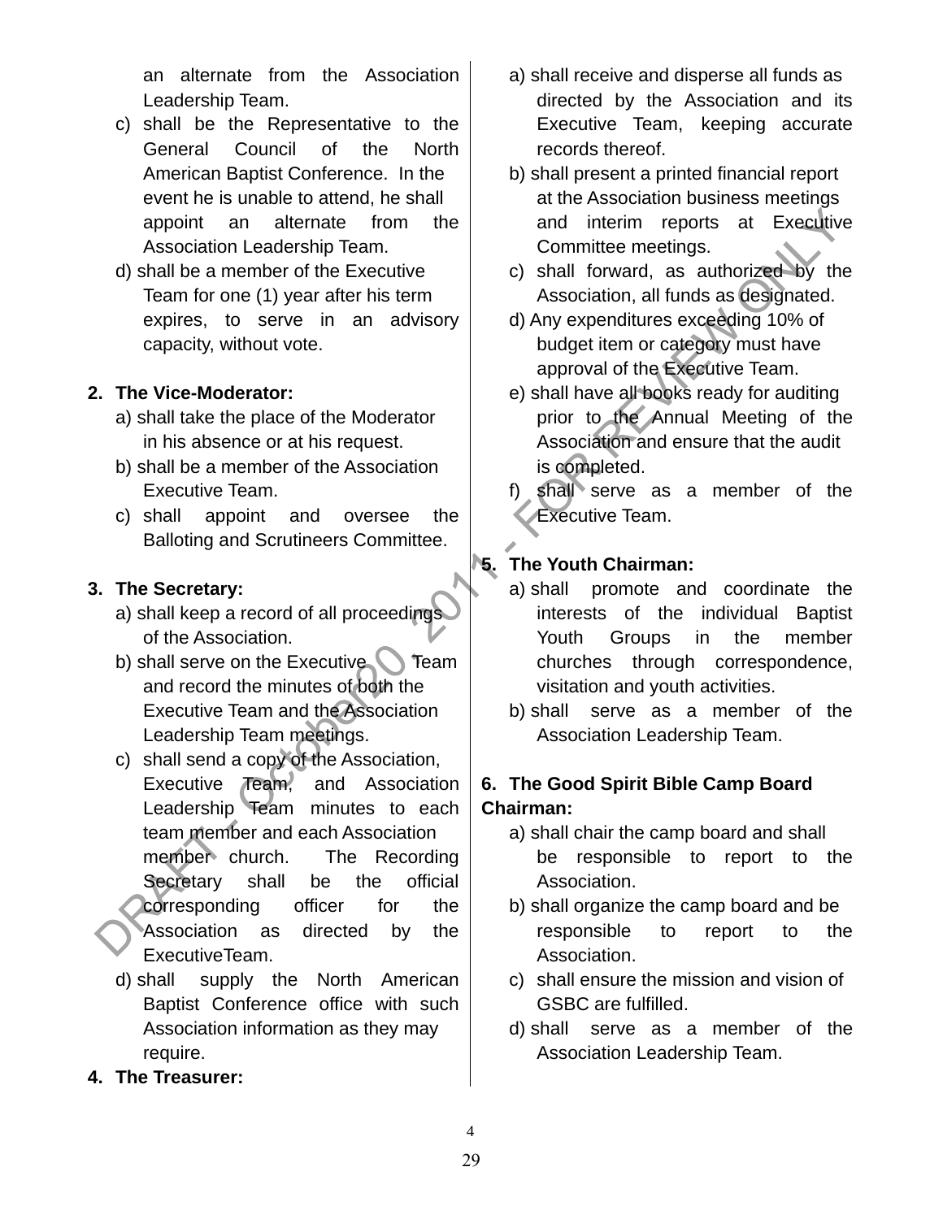an alternate from the Association Leadership Team.

c) shall be the Representative to the General Council of the North American Baptist Conference. In the event he is unable to attend, he shall appoint an alternate from the Association Leadership Team.

d) shall be a member of the Executive Team for one (1) year after his term expires, to serve in an advisory capacity, without vote.

2. **The Vice-Moderator:**
   a) shall take the place of the Moderator in his absence or at his request.
   b) shall be a member of the Association Executive Team.
   c) shall appoint and oversee the Balloting and Scrutineers Committee.

3. **The Secretary:**
   a) shall keep a record of all proceedings of the Association.
   b) shall serve on the Executive Team and record the minutes of both the Executive Team and the Association Leadership Team meetings.
   c) shall send a copy of the Association, Executive Team, and Association Leadership Team minutes to each team member and each Association member church. The Recording Secretary shall be the official corresponding officer for the Association as directed by the ExecutiveTeam.
   d) shall supply the North American Baptist Conference office with such Association information as they may require.

4. **The Treasurer:**
   a) shall receive and disperse all funds as directed by the Association and its Executive Team, keeping accurate records thereof.
   b) shall present a printed financial report at the Association business meetings and interim reports at Executive Committee meetings.
   c) shall forward, as authorized by the Association, all funds as designated.
   d) Any expenditures exceeding 10% of budget item or category must have approval of the Executive Team.
   e) shall have all books ready for auditing prior to the Annual Meeting of the Association and ensure that the audit is completed.
   f) shall serve as a member of the Executive Team.

5. **The Youth Chairman:**
   a) shall promote and coordinate the interests of the individual Baptist Youth Groups in the member churches through correspondence, visitation and youth activities.
   b) shall serve as a member of the Association Leadership Team.

6. **The Good Spirit Bible Camp Board Chairman:**
   a) shall chair the camp board and shall be responsible to report to the Association.
   b) shall organize the camp board and be responsible to report to the Association.
   c) shall ensure the mission and vision of GSBC are fulfilled.
   d) shall serve as a member of the Association Leadership Team.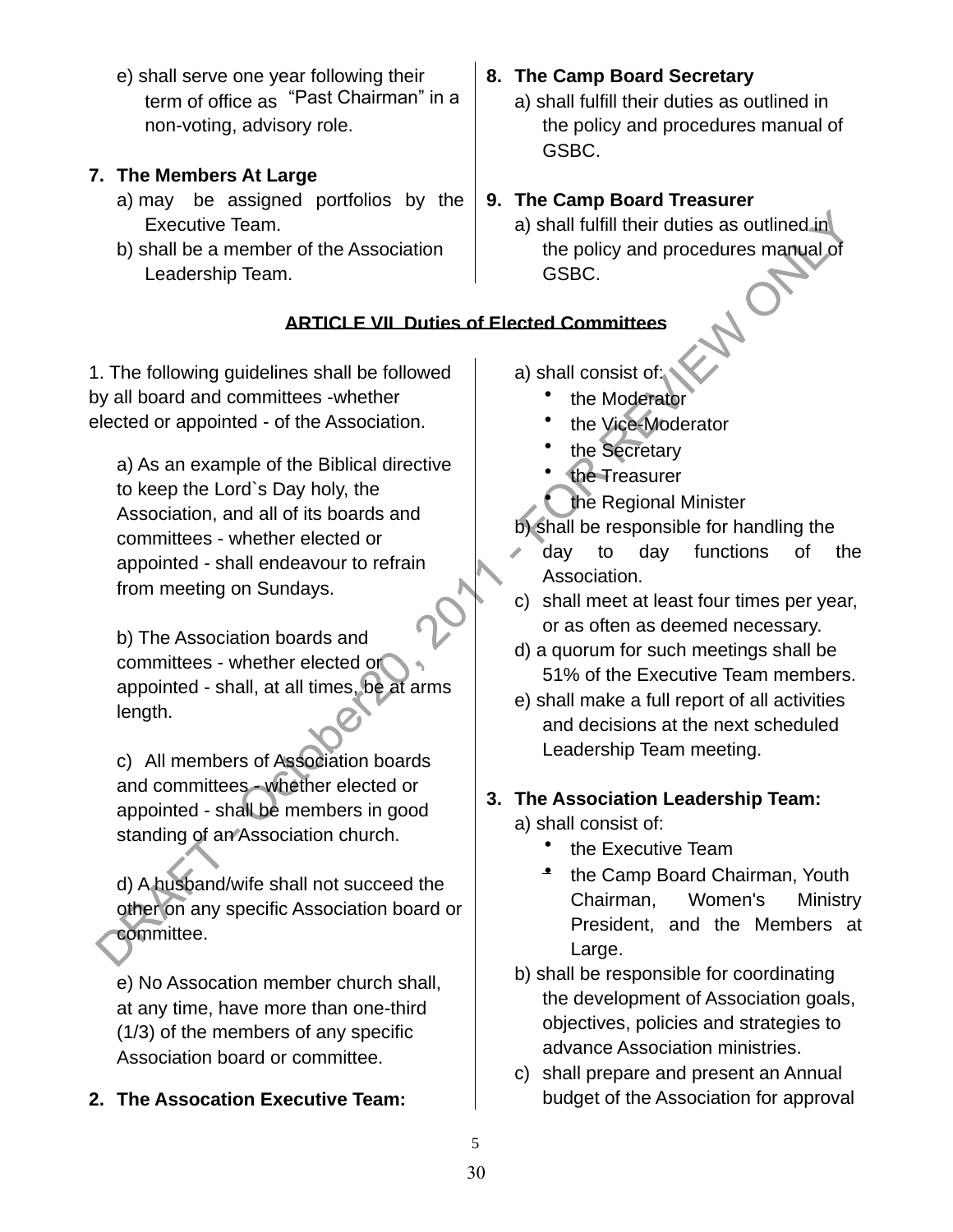e) shall serve one year following their term of office as "Past Chairman" in a non-voting, advisory role.

7. **The Members At Large**
   a) may be assigned portfolios by the Executive Team.
   b) shall be a member of the Association Leadership Team.

8. **The Camp Board Secretary**
   a) shall fulfill their duties as outlined in the policy and procedures manual of GSBC.

9. **The Camp Board Treasurer**
   a) shall fulfill their duties as outlined in the policy and procedures manual of GSBC.

## ARTICLE VII Duties of Elected Committees

1. The following guidelines shall be followed by all board and committees -whether elected or appointed - of the Association.

   a) As an example of the Biblical directive to keep the Lord`s Day holy, the Association, and all of its boards and committees - whether elected or appointed - shall endeavour to refrain from meeting on Sundays.

   b) The Association boards and committees - whether elected or appointed - shall, at all times, be at arms length.

   c) All members of Association boards and committees - whether elected or appointed - shall be members in good standing of an Association church.

   d) A husband/wife shall not succeed the other on any specific Association board or committee.

   e) No Assocation member church shall, at any time, have more than one-third (1/3) of the members of any specific Association board or committee.

2. **The Assocation Executive Team:**
   a) shall consist of:
      - the Moderator
      - the Vice-Moderator
      - the Secretary
      - the Treasurer
      - the Regional Minister
   b) shall be responsible for handling the day to day functions of the Association.
   c) shall meet at least four times per year, or as often as deemed necessary.
   d) a quorum for such meetings shall be 51% of the Executive Team members.
   e) shall make a full report of all activities and decisions at the next scheduled Leadership Team meeting.

3. **The Association Leadership Team:**
   a) shall consist of:
      - the Executive Team
      - the Camp Board Chairman, Youth Chairman, Women's Ministry President, and the Members at Large.
   b) shall be responsible for coordinating the development of Association goals, objectives, policies and strategies to advance Association ministries.
   c) shall prepare and present an Annual budget of the Association for approval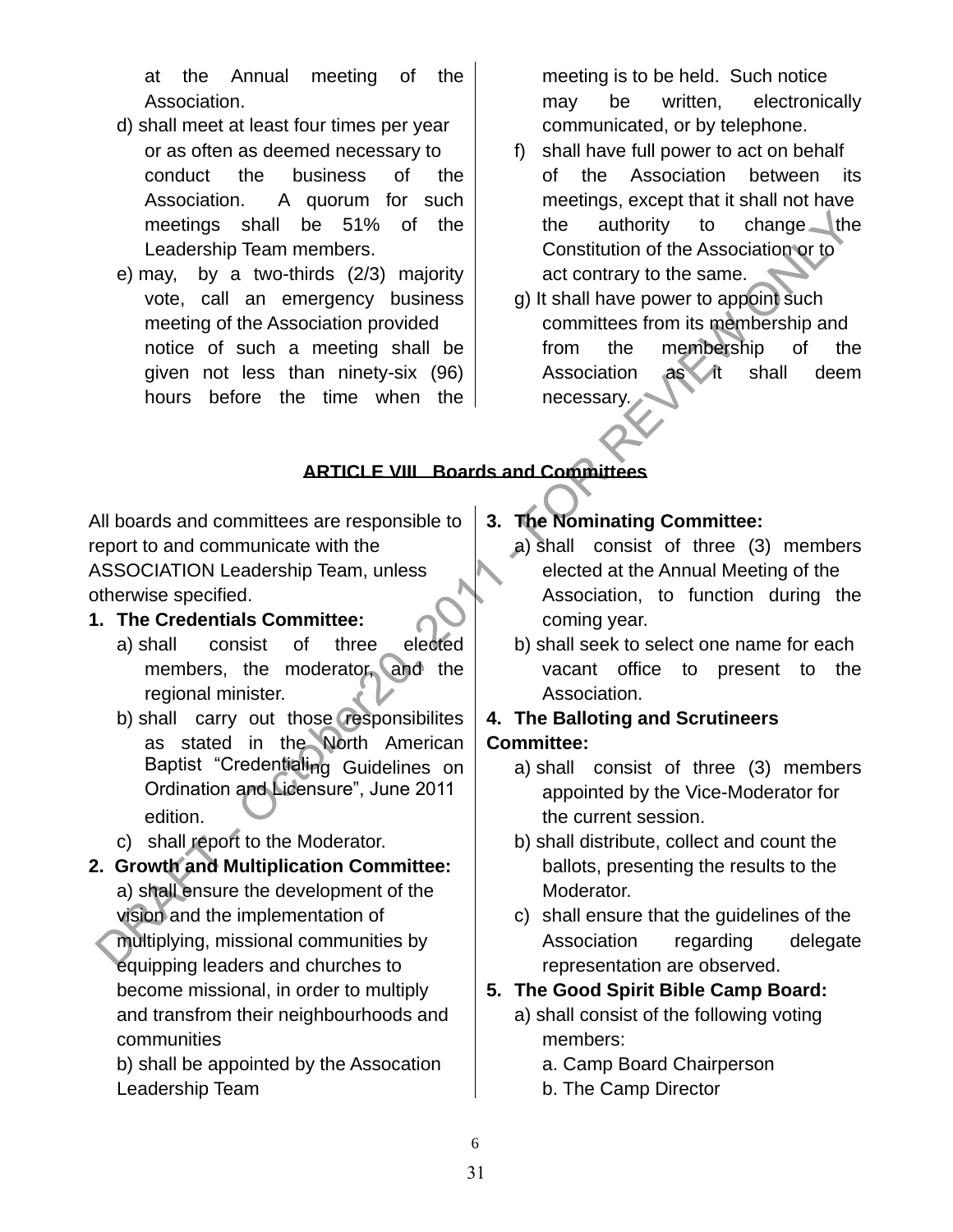at the Annual meeting of the Association.

d) shall meet at least four times per year or as often as deemed necessary to conduct the business of the Association. A quorum for such meetings shall be 51% of the Leadership Team members.

e) may, by a two-thirds (2/3) majority vote, call an emergency business meeting of the Association provided notice of such a meeting shall be given not less than ninety-six (96) hours before the time when the meeting is to be held. Such notice may be written, electronically communicated, or by telephone.

f) shall have full power to act on behalf of the Association between its meetings, except that it shall not have the authority to change the Constitution of the Association or to act contrary to the same.

g) It shall have power to appoint such committees from its membership and from the membership of the Association as it shall deem necessary.

## ARTICLE VIII Boards and Committees

All boards and committees are responsible to report to and communicate with the ASSOCIATION Leadership Team, unless otherwise specified.

1. **The Credentials Committee:**
   a) shall consist of three elected members, the moderator, and the regional minister.
   b) shall carry out those responsibilites as stated in the North American Baptist "Credentialing Guidelines on Ordination and Licensure", June 2011 edition.
   c) shall report to the Moderator.
2. **Growth and Multiplication Committee:**
   a) shall ensure the development of the vision and the implementation of multiplying, missional communities by equipping leaders and churches to become missional, in order to multiply and transfrom their neighbourhoods and communities
   b) shall be appointed by the Assocation Leadership Team
3. **The Nominating Committee:**
   a) shall consist of three (3) members elected at the Annual Meeting of the Association, to function during the coming year.
   b) shall seek to select one name for each vacant office to present to the Association.
4. **The Balloting and Scrutineers Committee:**
   a) shall consist of three (3) members appointed by the Vice-Moderator for the current session.
   b) shall distribute, collect and count the ballots, presenting the results to the Moderator.
   c) shall ensure that the guidelines of the Association regarding delegate representation are observed.
5. **The Good Spirit Bible Camp Board:**
   a) shall consist of the following voting members:
      a. Camp Board Chairperson
      b. The Camp Director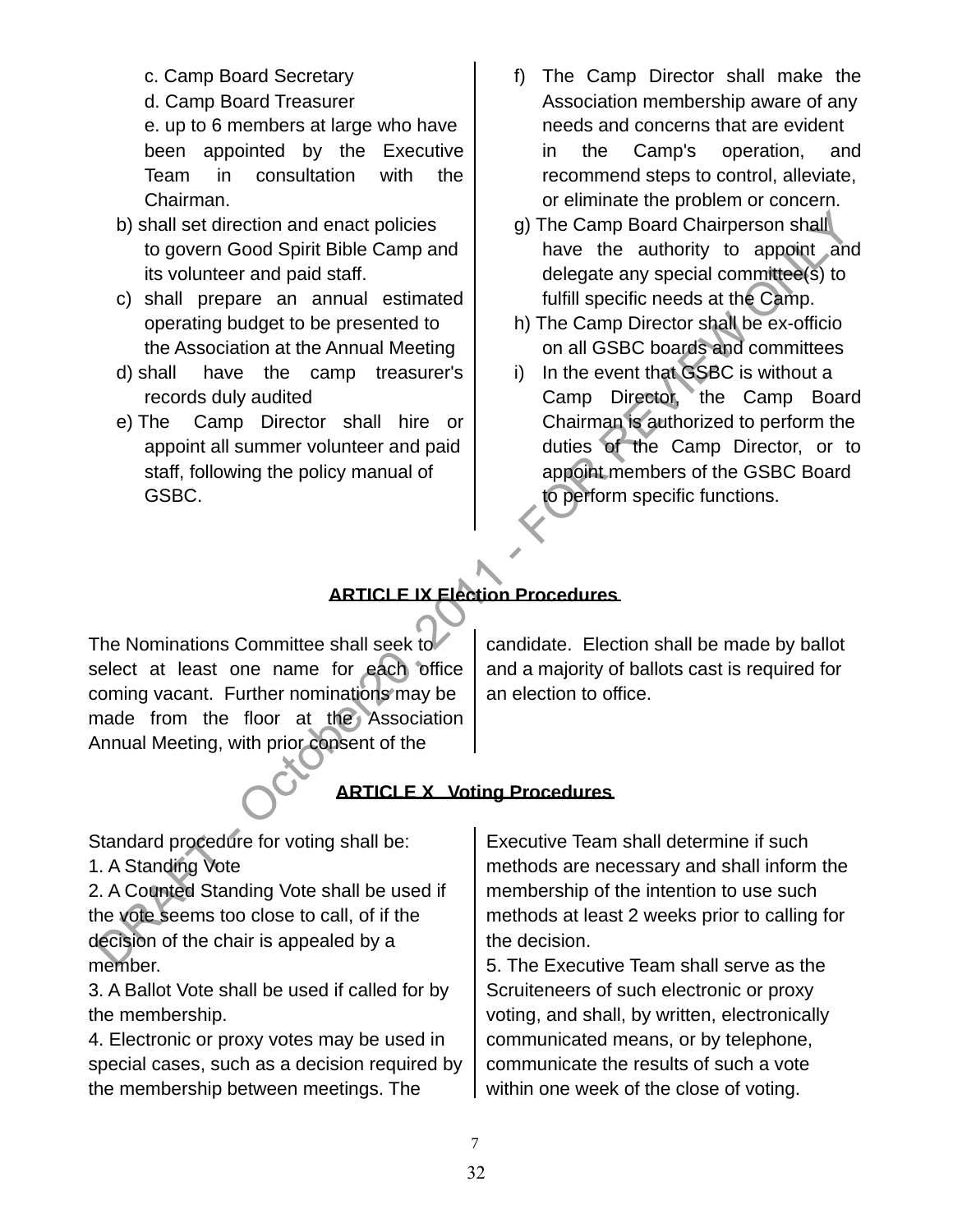c. Camp Board Secretary
d. Camp Board Treasurer
e. up to 6 members at large who have been appointed by the Executive Team in consultation with the Chairman.

b) shall set direction and enact policies to govern Good Spirit Bible Camp and its volunteer and paid staff.
c) shall prepare an annual estimated operating budget to be presented to the Association at the Annual Meeting
d) shall have the camp treasurer's records duly audited
e) The Camp Director shall hire or appoint all summer volunteer and paid staff, following the policy manual of GSBC.
f) The Camp Director shall make the Association membership aware of any needs and concerns that are evident in the Camp's operation, and recommend steps to control, alleviate, or eliminate the problem or concern.
g) The Camp Board Chairperson shall have the authority to appoint and delegate any special committee(s) to fulfill specific needs at the Camp.
h) The Camp Director shall be ex-officio on all GSBC boards and committees
i) In the event that GSBC is without a Camp Director, the Camp Board Chairman is authorized to perform the duties of the Camp Director, or to appoint members of the GSBC Board to perform specific functions.

DRAFT - October 20, 2011 - FOR REVIEW ONLY

## ARTICLE IX Election Procedures

The Nominations Committee shall seek to select at least one name for each office coming vacant. Further nominations may be made from the floor at the Association Annual Meeting, with prior consent of the candidate. Election shall be made by ballot and a majority of ballots cast is required for an election to office.

## ARTICLE X Voting Procedures

Standard procedure for voting shall be:

1. A Standing Vote
2. A Counted Standing Vote shall be used if the vote seems too close to call, of if the decision of the chair is appealed by a member.
3. A Ballot Vote shall be used if called for by the membership.
4. Electronic or proxy votes may be used in special cases, such as a decision required by the membership between meetings. The Executive Team shall determine if such methods are necessary and shall inform the membership of the intention to use such methods at least 2 weeks prior to calling for the decision.
5. The Executive Team shall serve as the Scruiteneers of such electronic or proxy voting, and shall, by written, electronically communicated means, or by telephone, communicate the results of such a vote within one week of the close of voting.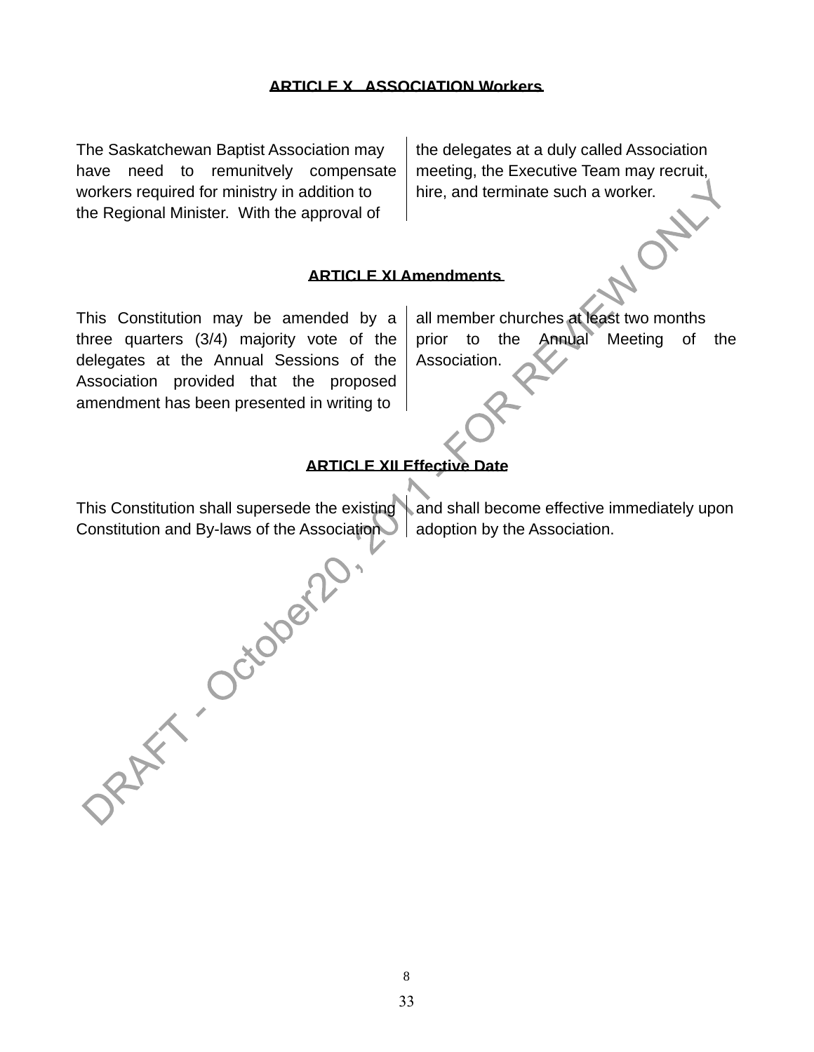## ARTICLE X ASSOCIATION Workers

The Saskatchewan Baptist Association may have need to remunitvely compensate workers required for ministry in addition to the Regional Minister. With the approval of the delegates at a duly called Association meeting, the Executive Team may recruit, hire, and terminate such a worker.

## ARTICLE XI Amendments

This Constitution may be amended by a three quarters (3/4) majority vote of the delegates at the Annual Sessions of the Association provided that the proposed amendment has been presented in writing to all member churches at least two months prior to the Annual Meeting of the Association.

## ARTICLE XII Effective Date

This Constitution shall supersede the existing Constitution and By-laws of the Association and shall become effective immediately upon adoption by the Association.

DRAFT - October20, 2011 - FOR REVIEW ONLY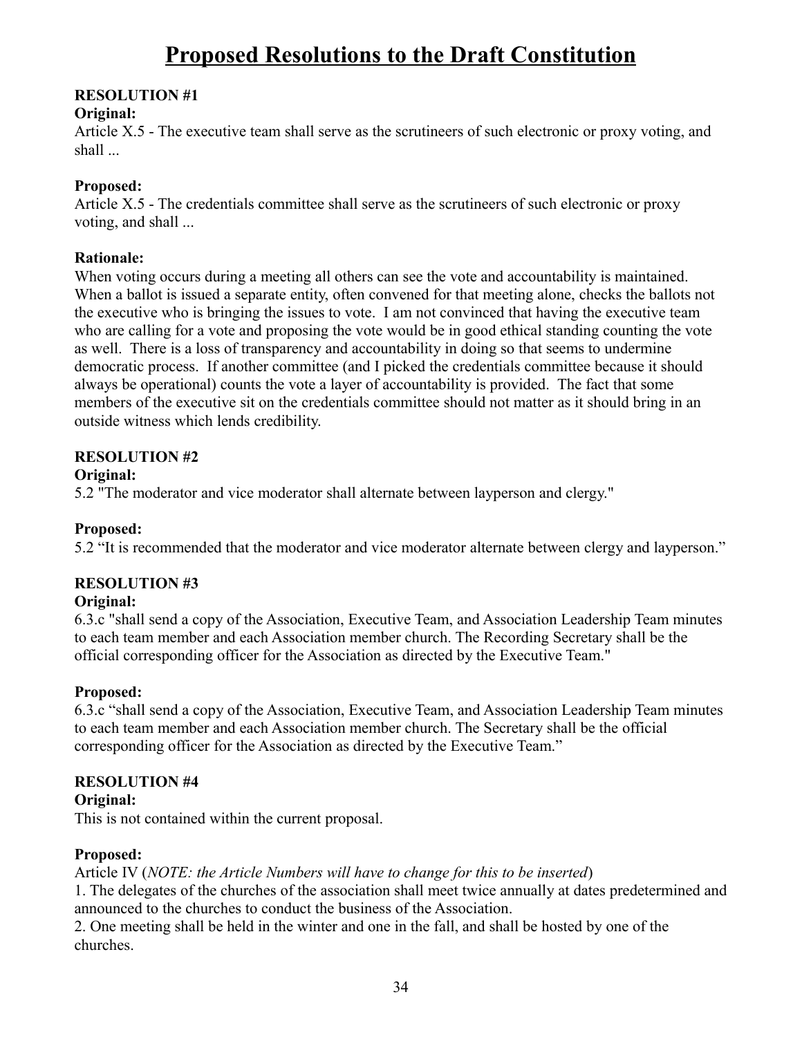# Proposed Resolutions to the Draft Constitution

**RESOLUTION #1**

**Original:**

Article X.5 - The executive team shall serve as the scrutineers of such electronic or proxy voting, and shall ...

**Proposed:**

Article X.5 - The credentials committee shall serve as the scrutineers of such electronic or proxy voting, and shall ...

**Rationale:**

When voting occurs during a meeting all others can see the vote and accountability is maintained. When a ballot is issued a separate entity, often convened for that meeting alone, checks the ballots not the executive who is bringing the issues to vote. I am not convinced that having the executive team who are calling for a vote and proposing the vote would be in good ethical standing counting the vote as well. There is a loss of transparency and accountability in doing so that seems to undermine democratic process. If another committee (and I picked the credentials committee because it should always be operational) counts the vote a layer of accountability is provided. The fact that some members of the executive sit on the credentials committee should not matter as it should bring in an outside witness which lends credibility.

**RESOLUTION #2**

**Original:**

5.2 "The moderator and vice moderator shall alternate between layperson and clergy."

**Proposed:**

5.2 "It is recommended that the moderator and vice moderator alternate between clergy and layperson."

**RESOLUTION #3**

**Original:**

6.3.c "shall send a copy of the Association, Executive Team, and Association Leadership Team minutes to each team member and each Association member church. The Recording Secretary shall be the official corresponding officer for the Association as directed by the Executive Team."

**Proposed:**

6.3.c "shall send a copy of the Association, Executive Team, and Association Leadership Team minutes to each team member and each Association member church. The Secretary shall be the official corresponding officer for the Association as directed by the Executive Team."

**RESOLUTION #4**

**Original:**

This is not contained within the current proposal.

**Proposed:**

Article IV (*NOTE: the Article Numbers will have to change for this to be inserted*)

1. The delegates of the churches of the association shall meet twice annually at dates predetermined and announced to the churches to conduct the business of the Association.
2. One meeting shall be held in the winter and one in the fall, and shall be hosted by one of the churches.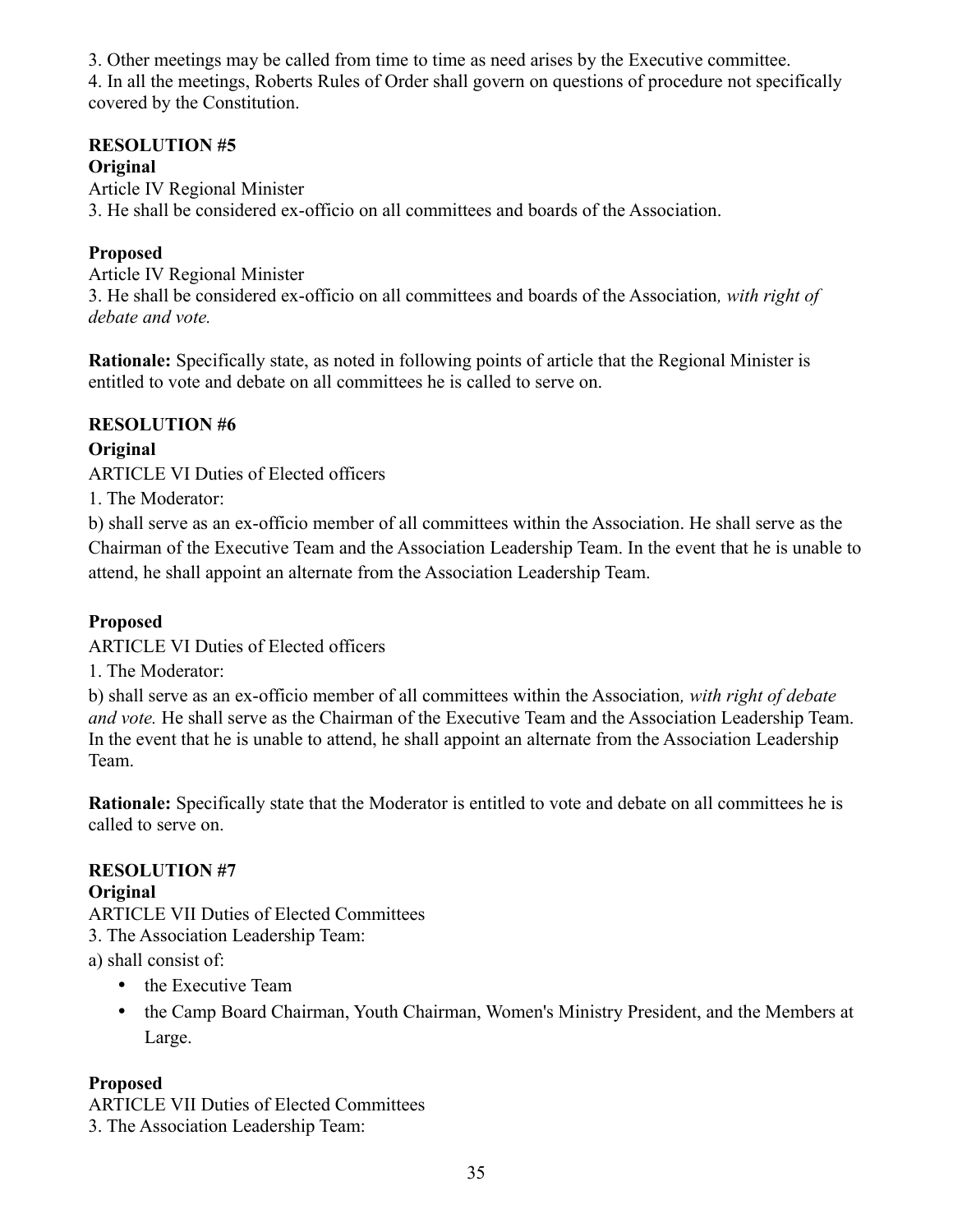3. Other meetings may be called from time to time as need arises by the Executive committee.
4. In all the meetings, Roberts Rules of Order shall govern on questions of procedure not specifically covered by the Constitution.

**RESOLUTION #5**
**Original**
Article IV Regional Minister
3. He shall be considered ex-officio on all committees and boards of the Association.

**Proposed**
Article IV Regional Minister
3. He shall be considered ex-officio on all committees and boards of the Association*, with right of debate and vote.*

**Rationale:** Specifically state, as noted in following points of article that the Regional Minister is entitled to vote and debate on all committees he is called to serve on.

**RESOLUTION #6**
**Original**
ARTICLE VI Duties of Elected officers
1. The Moderator:
b) shall serve as an ex-officio member of all committees within the Association. He shall serve as the Chairman of the Executive Team and the Association Leadership Team. In the event that he is unable to attend, he shall appoint an alternate from the Association Leadership Team.

**Proposed**
ARTICLE VI Duties of Elected officers
1. The Moderator:
b) shall serve as an ex-officio member of all committees within the Association*, with right of debate and vote.* He shall serve as the Chairman of the Executive Team and the Association Leadership Team. In the event that he is unable to attend, he shall appoint an alternate from the Association Leadership Team.

**Rationale:** Specifically state that the Moderator is entitled to vote and debate on all committees he is called to serve on.

**RESOLUTION #7**
**Original**
ARTICLE VII Duties of Elected Committees
3. The Association Leadership Team:
a) shall consist of:

- the Executive Team
- the Camp Board Chairman, Youth Chairman, Women's Ministry President, and the Members at Large.

**Proposed**
ARTICLE VII Duties of Elected Committees
3. The Association Leadership Team: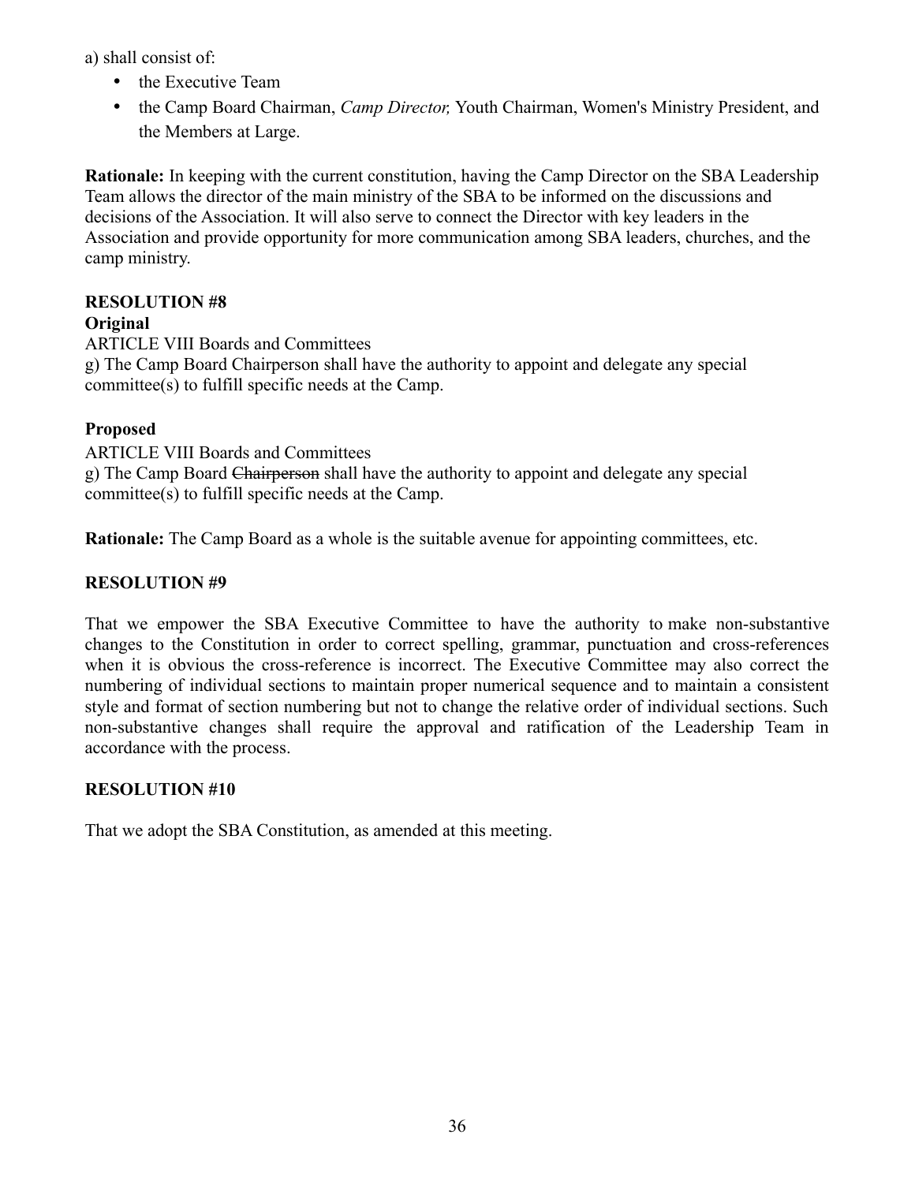a) shall consist of:

- the Executive Team
- the Camp Board Chairman, *Camp Director,* Youth Chairman, Women's Ministry President, and the Members at Large.

**Rationale:** In keeping with the current constitution, having the Camp Director on the SBA Leadership Team allows the director of the main ministry of the SBA to be informed on the discussions and decisions of the Association. It will also serve to connect the Director with key leaders in the Association and provide opportunity for more communication among SBA leaders, churches, and the camp ministry.

**RESOLUTION #8**

**Original**

ARTICLE VIII Boards and Committees

g) The Camp Board Chairperson shall have the authority to appoint and delegate any special committee(s) to fulfill specific needs at the Camp.

**Proposed**

ARTICLE VIII Boards and Committees

g) The Camp Board ~~Chairperson~~ shall have the authority to appoint and delegate any special committee(s) to fulfill specific needs at the Camp.

**Rationale:** The Camp Board as a whole is the suitable avenue for appointing committees, etc.

**RESOLUTION #9**

That we empower the SBA Executive Committee to have the authority to make non-substantive changes to the Constitution in order to correct spelling, grammar, punctuation and cross-references when it is obvious the cross-reference is incorrect. The Executive Committee may also correct the numbering of individual sections to maintain proper numerical sequence and to maintain a consistent style and format of section numbering but not to change the relative order of individual sections. Such non-substantive changes shall require the approval and ratification of the Leadership Team in accordance with the process.

**RESOLUTION #10**

That we adopt the SBA Constitution, as amended at this meeting.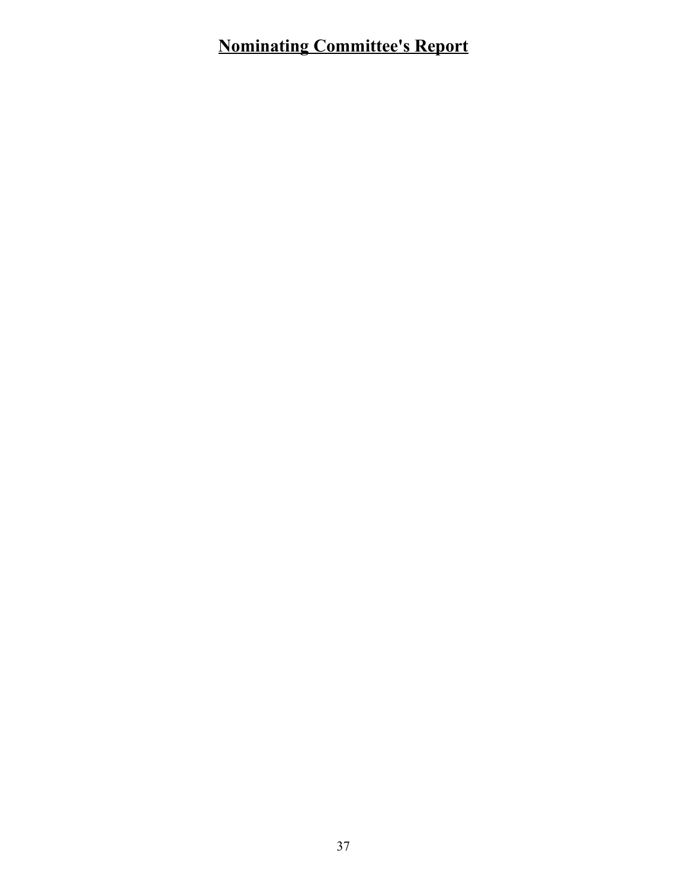# Nominating Committee's Report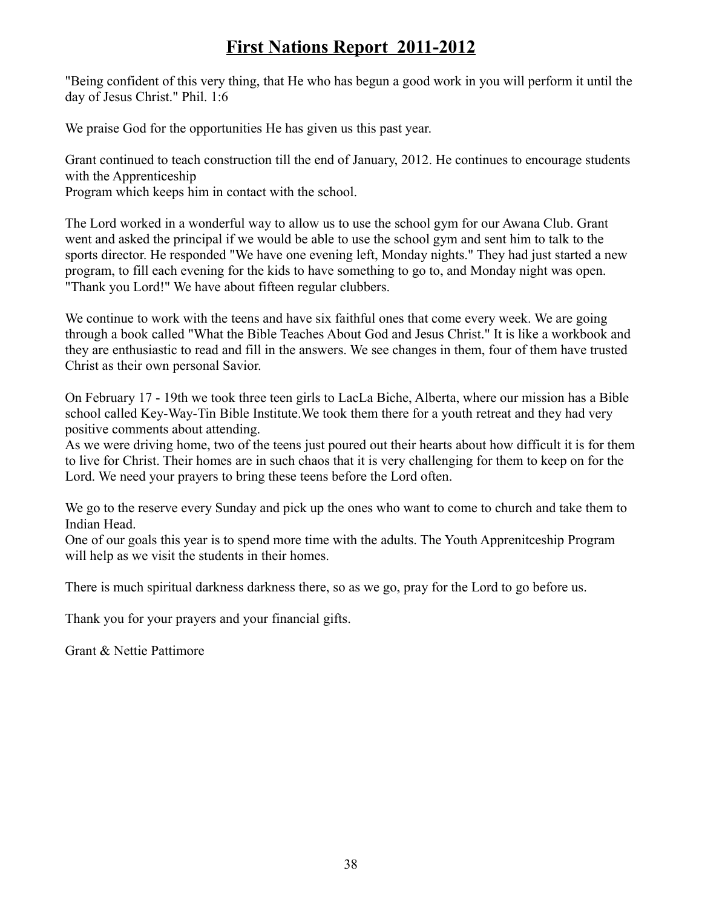# First Nations Report 2011-2012

"Being confident of this very thing, that He who has begun a good work in you will perform it until the day of Jesus Christ." Phil. 1:6

We praise God for the opportunities He has given us this past year.

Grant continued to teach construction till the end of January, 2012. He continues to encourage students with the Apprenticeship
Program which keeps him in contact with the school.

The Lord worked in a wonderful way to allow us to use the school gym for our Awana Club. Grant went and asked the principal if we would be able to use the school gym and sent him to talk to the sports director. He responded "We have one evening left, Monday nights." They had just started a new program, to fill each evening for the kids to have something to go to, and Monday night was open. "Thank you Lord!" We have about fifteen regular clubbers.

We continue to work with the teens and have six faithful ones that come every week. We are going through a book called "What the Bible Teaches About God and Jesus Christ." It is like a workbook and they are enthusiastic to read and fill in the answers. We see changes in them, four of them have trusted Christ as their own personal Savior.

On February 17 - 19th we took three teen girls to LacLa Biche, Alberta, where our mission has a Bible school called Key-Way-Tin Bible Institute.We took them there for a youth retreat and they had very positive comments about attending.
As we were driving home, two of the teens just poured out their hearts about how difficult it is for them to live for Christ. Their homes are in such chaos that it is very challenging for them to keep on for the Lord. We need your prayers to bring these teens before the Lord often.

We go to the reserve every Sunday and pick up the ones who want to come to church and take them to Indian Head.
One of our goals this year is to spend more time with the adults. The Youth Apprenitceship Program will help as we visit the students in their homes.

There is much spiritual darkness darkness there, so as we go, pray for the Lord to go before us.

Thank you for your prayers and your financial gifts.

Grant & Nettie Pattimore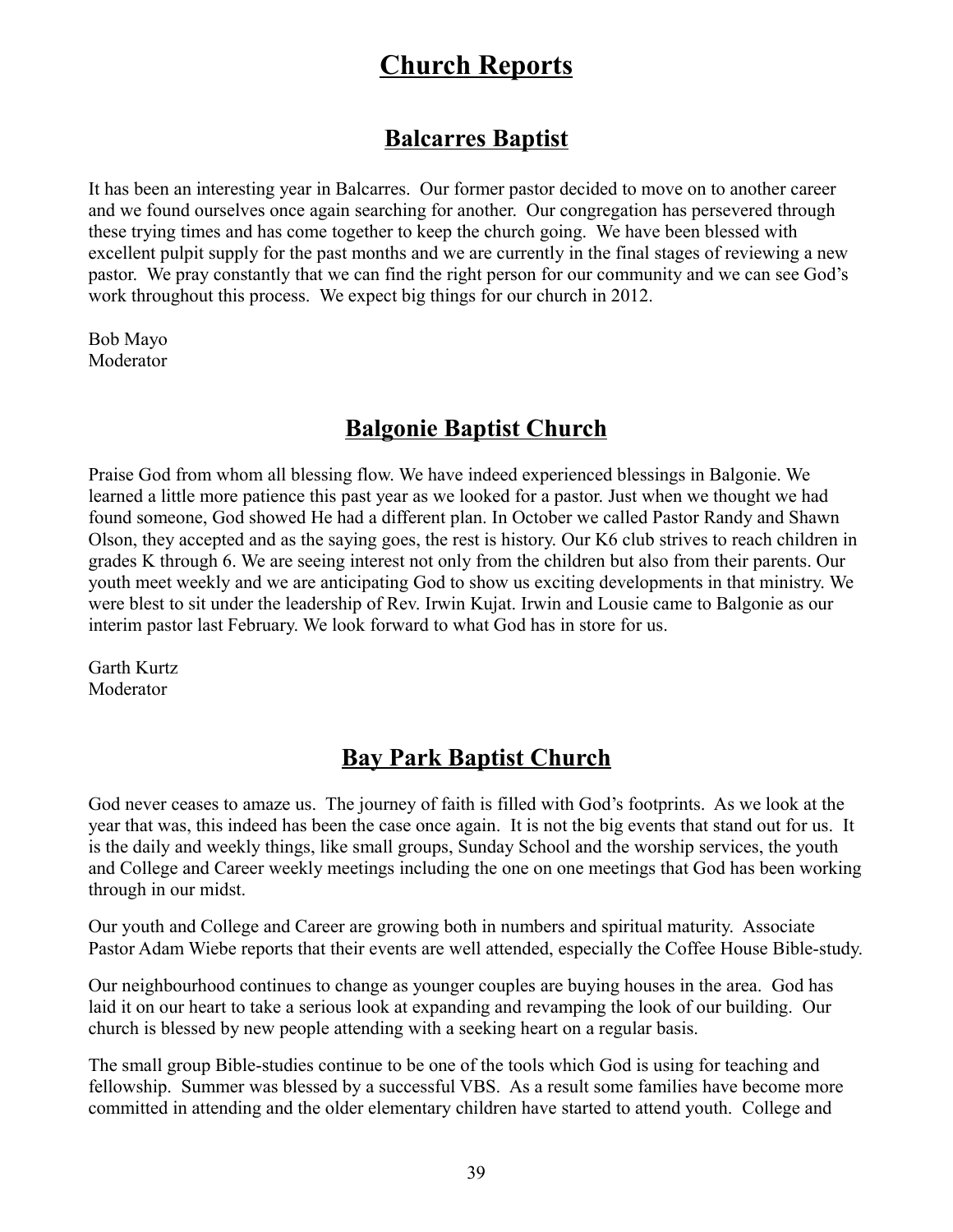# Church Reports

## Balcarres Baptist

It has been an interesting year in Balcarres. Our former pastor decided to move on to another career and we found ourselves once again searching for another. Our congregation has persevered through these trying times and has come together to keep the church going. We have been blessed with excellent pulpit supply for the past months and we are currently in the final stages of reviewing a new pastor. We pray constantly that we can find the right person for our community and we can see God's work throughout this process. We expect big things for our church in 2012.

Bob Mayo
Moderator

## Balgonie Baptist Church

Praise God from whom all blessing flow. We have indeed experienced blessings in Balgonie. We learned a little more patience this past year as we looked for a pastor. Just when we thought we had found someone, God showed He had a different plan. In October we called Pastor Randy and Shawn Olson, they accepted and as the saying goes, the rest is history. Our K6 club strives to reach children in grades K through 6. We are seeing interest not only from the children but also from their parents. Our youth meet weekly and we are anticipating God to show us exciting developments in that ministry. We were blest to sit under the leadership of Rev. Irwin Kujat. Irwin and Lousie came to Balgonie as our interim pastor last February. We look forward to what God has in store for us.

Garth Kurtz
Moderator

## Bay Park Baptist Church

God never ceases to amaze us. The journey of faith is filled with God's footprints. As we look at the year that was, this indeed has been the case once again. It is not the big events that stand out for us. It is the daily and weekly things, like small groups, Sunday School and the worship services, the youth and College and Career weekly meetings including the one on one meetings that God has been working through in our midst.

Our youth and College and Career are growing both in numbers and spiritual maturity. Associate Pastor Adam Wiebe reports that their events are well attended, especially the Coffee House Bible-study.

Our neighbourhood continues to change as younger couples are buying houses in the area. God has laid it on our heart to take a serious look at expanding and revamping the look of our building. Our church is blessed by new people attending with a seeking heart on a regular basis.

The small group Bible-studies continue to be one of the tools which God is using for teaching and fellowship. Summer was blessed by a successful VBS. As a result some families have become more committed in attending and the older elementary children have started to attend youth. College and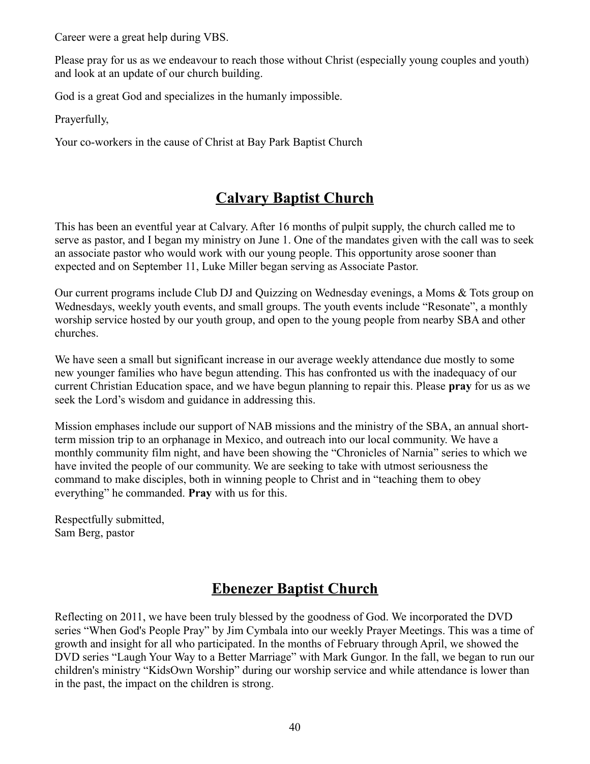Career were a great help during VBS.

Please pray for us as we endeavour to reach those without Christ (especially young couples and youth) and look at an update of our church building.

God is a great God and specializes in the humanly impossible.

Prayerfully,

Your co-workers in the cause of Christ at Bay Park Baptist Church

## Calvary Baptist Church

This has been an eventful year at Calvary. After 16 months of pulpit supply, the church called me to serve as pastor, and I began my ministry on June 1. One of the mandates given with the call was to seek an associate pastor who would work with our young people. This opportunity arose sooner than expected and on September 11, Luke Miller began serving as Associate Pastor.

Our current programs include Club DJ and Quizzing on Wednesday evenings, a Moms & Tots group on Wednesdays, weekly youth events, and small groups. The youth events include "Resonate", a monthly worship service hosted by our youth group, and open to the young people from nearby SBA and other churches.

We have seen a small but significant increase in our average weekly attendance due mostly to some new younger families who have begun attending. This has confronted us with the inadequacy of our current Christian Education space, and we have begun planning to repair this. Please **pray** for us as we seek the Lord's wisdom and guidance in addressing this.

Mission emphases include our support of NAB missions and the ministry of the SBA, an annual short-term mission trip to an orphanage in Mexico, and outreach into our local community. We have a monthly community film night, and have been showing the "Chronicles of Narnia" series to which we have invited the people of our community. We are seeking to take with utmost seriousness the command to make disciples, both in winning people to Christ and in "teaching them to obey everything" he commanded. **Pray** with us for this.

Respectfully submitted,
Sam Berg, pastor

## Ebenezer Baptist Church

Reflecting on 2011, we have been truly blessed by the goodness of God. We incorporated the DVD series "When God's People Pray" by Jim Cymbala into our weekly Prayer Meetings. This was a time of growth and insight for all who participated. In the months of February through April, we showed the DVD series "Laugh Your Way to a Better Marriage" with Mark Gungor. In the fall, we began to run our children's ministry "KidsOwn Worship" during our worship service and while attendance is lower than in the past, the impact on the children is strong.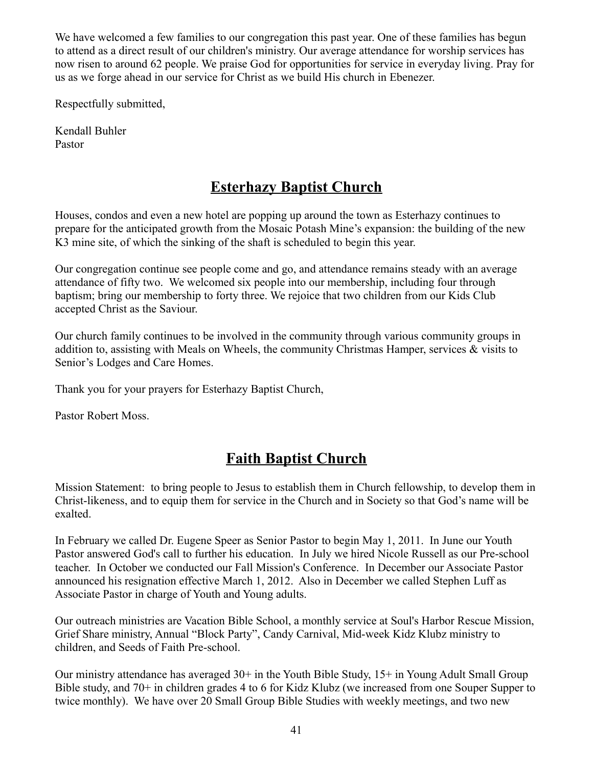We have welcomed a few families to our congregation this past year. One of these families has begun to attend as a direct result of our children's ministry. Our average attendance for worship services has now risen to around 62 people. We praise God for opportunities for service in everyday living. Pray for us as we forge ahead in our service for Christ as we build His church in Ebenezer.

Respectfully submitted,

Kendall Buhler
Pastor

## Esterhazy Baptist Church

Houses, condos and even a new hotel are popping up around the town as Esterhazy continues to prepare for the anticipated growth from the Mosaic Potash Mine's expansion: the building of the new K3 mine site, of which the sinking of the shaft is scheduled to begin this year.

Our congregation continue see people come and go, and attendance remains steady with an average attendance of fifty two. We welcomed six people into our membership, including four through baptism; bring our membership to forty three. We rejoice that two children from our Kids Club accepted Christ as the Saviour.

Our church family continues to be involved in the community through various community groups in addition to, assisting with Meals on Wheels, the community Christmas Hamper, services & visits to Senior's Lodges and Care Homes.

Thank you for your prayers for Esterhazy Baptist Church,

Pastor Robert Moss.

## Faith Baptist Church

Mission Statement: to bring people to Jesus to establish them in Church fellowship, to develop them in Christ-likeness, and to equip them for service in the Church and in Society so that God's name will be exalted.

In February we called Dr. Eugene Speer as Senior Pastor to begin May 1, 2011. In June our Youth Pastor answered God's call to further his education. In July we hired Nicole Russell as our Pre-school teacher. In October we conducted our Fall Mission's Conference. In December our Associate Pastor announced his resignation effective March 1, 2012. Also in December we called Stephen Luff as Associate Pastor in charge of Youth and Young adults.

Our outreach ministries are Vacation Bible School, a monthly service at Soul's Harbor Rescue Mission, Grief Share ministry, Annual "Block Party", Candy Carnival, Mid-week Kidz Klubz ministry to children, and Seeds of Faith Pre-school.

Our ministry attendance has averaged 30+ in the Youth Bible Study, 15+ in Young Adult Small Group Bible study, and 70+ in children grades 4 to 6 for Kidz Klubz (we increased from one Souper Supper to twice monthly). We have over 20 Small Group Bible Studies with weekly meetings, and two new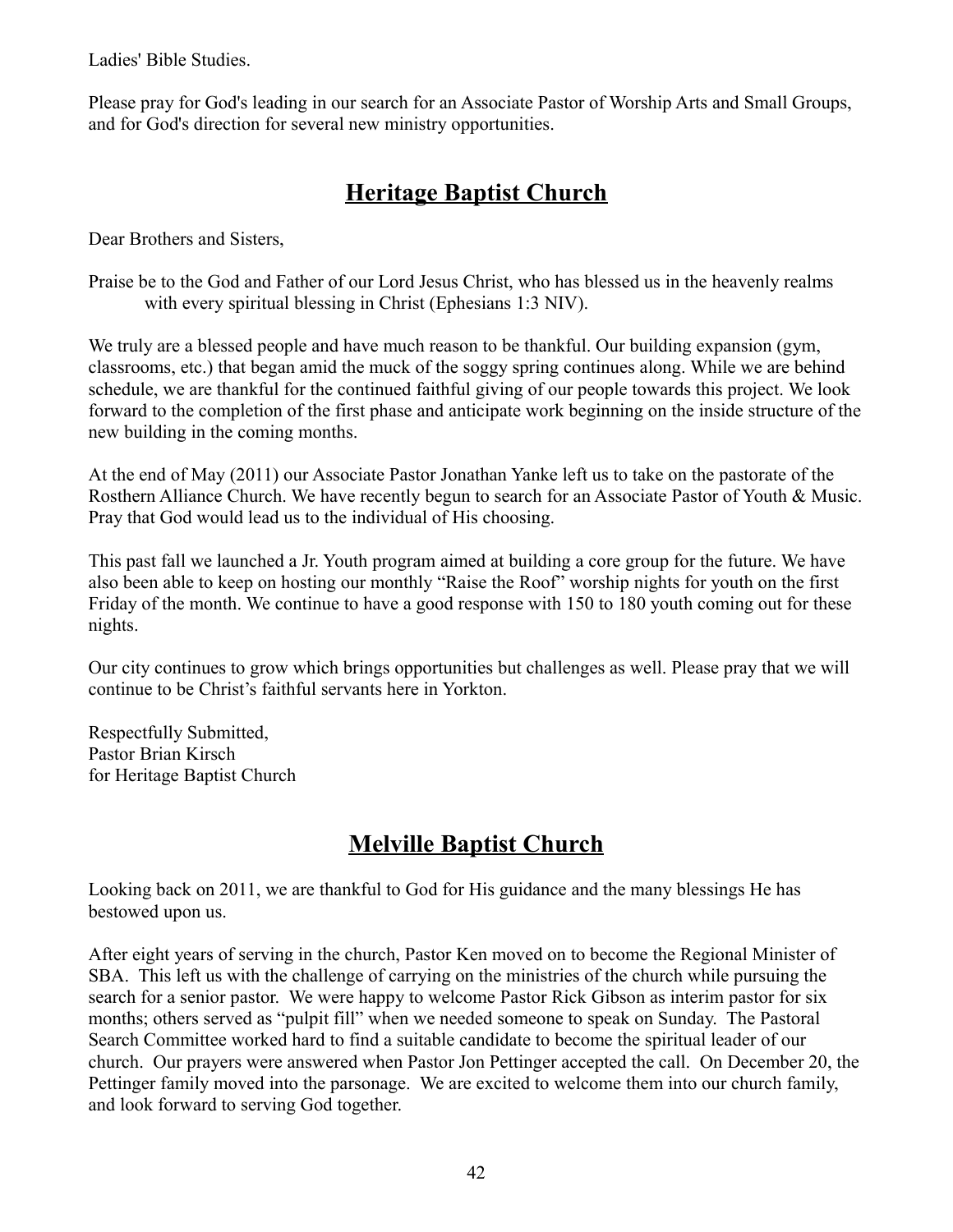Ladies' Bible Studies.

Please pray for God's leading in our search for an Associate Pastor of Worship Arts and Small Groups, and for God's direction for several new ministry opportunities.

## Heritage Baptist Church

Dear Brothers and Sisters,

Praise be to the God and Father of our Lord Jesus Christ, who has blessed us in the heavenly realms with every spiritual blessing in Christ (Ephesians 1:3 NIV).

We truly are a blessed people and have much reason to be thankful. Our building expansion (gym, classrooms, etc.) that began amid the muck of the soggy spring continues along. While we are behind schedule, we are thankful for the continued faithful giving of our people towards this project. We look forward to the completion of the first phase and anticipate work beginning on the inside structure of the new building in the coming months.

At the end of May (2011) our Associate Pastor Jonathan Yanke left us to take on the pastorate of the Rosthern Alliance Church. We have recently begun to search for an Associate Pastor of Youth & Music. Pray that God would lead us to the individual of His choosing.

This past fall we launched a Jr. Youth program aimed at building a core group for the future. We have also been able to keep on hosting our monthly "Raise the Roof" worship nights for youth on the first Friday of the month. We continue to have a good response with 150 to 180 youth coming out for these nights.

Our city continues to grow which brings opportunities but challenges as well. Please pray that we will continue to be Christ's faithful servants here in Yorkton.

Respectfully Submitted,
Pastor Brian Kirsch
for Heritage Baptist Church

## Melville Baptist Church

Looking back on 2011, we are thankful to God for His guidance and the many blessings He has bestowed upon us.

After eight years of serving in the church, Pastor Ken moved on to become the Regional Minister of SBA. This left us with the challenge of carrying on the ministries of the church while pursuing the search for a senior pastor. We were happy to welcome Pastor Rick Gibson as interim pastor for six months; others served as "pulpit fill" when we needed someone to speak on Sunday. The Pastoral Search Committee worked hard to find a suitable candidate to become the spiritual leader of our church. Our prayers were answered when Pastor Jon Pettinger accepted the call. On December 20, the Pettinger family moved into the parsonage. We are excited to welcome them into our church family, and look forward to serving God together.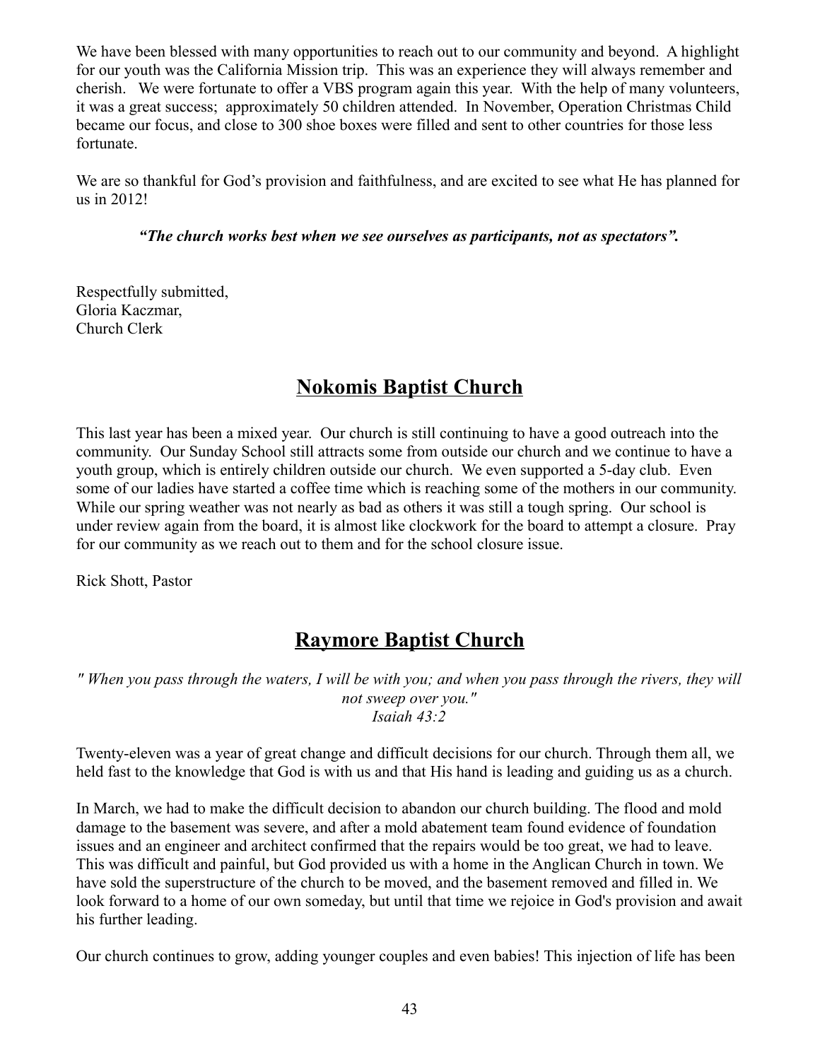We have been blessed with many opportunities to reach out to our community and beyond. A highlight for our youth was the California Mission trip. This was an experience they will always remember and cherish. We were fortunate to offer a VBS program again this year. With the help of many volunteers, it was a great success; approximately 50 children attended. In November, Operation Christmas Child became our focus, and close to 300 shoe boxes were filled and sent to other countries for those less fortunate.

We are so thankful for God's provision and faithfulness, and are excited to see what He has planned for us in 2012!

***"The church works best when we see ourselves as participants, not as spectators".***

Respectfully submitted,
Gloria Kaczmar,
Church Clerk

## Nokomis Baptist Church

This last year has been a mixed year. Our church is still continuing to have a good outreach into the community. Our Sunday School still attracts some from outside our church and we continue to have a youth group, which is entirely children outside our church. We even supported a 5-day club. Even some of our ladies have started a coffee time which is reaching some of the mothers in our community. While our spring weather was not nearly as bad as others it was still a tough spring. Our school is under review again from the board, it is almost like clockwork for the board to attempt a closure. Pray for our community as we reach out to them and for the school closure issue.

Rick Shott, Pastor

## Raymore Baptist Church

*" When you pass through the waters, I will be with you; and when you pass through the rivers, they will not sweep over you."*
*Isaiah 43:2*

Twenty-eleven was a year of great change and difficult decisions for our church. Through them all, we held fast to the knowledge that God is with us and that His hand is leading and guiding us as a church.

In March, we had to make the difficult decision to abandon our church building. The flood and mold damage to the basement was severe, and after a mold abatement team found evidence of foundation issues and an engineer and architect confirmed that the repairs would be too great, we had to leave. This was difficult and painful, but God provided us with a home in the Anglican Church in town. We have sold the superstructure of the church to be moved, and the basement removed and filled in. We look forward to a home of our own someday, but until that time we rejoice in God's provision and await his further leading.

Our church continues to grow, adding younger couples and even babies! This injection of life has been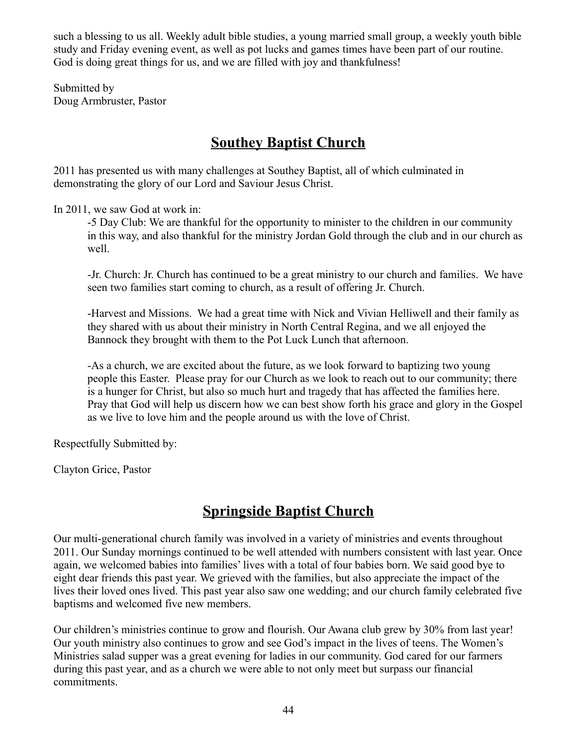such a blessing to us all. Weekly adult bible studies, a young married small group, a weekly youth bible study and Friday evening event, as well as pot lucks and games times have been part of our routine. God is doing great things for us, and we are filled with joy and thankfulness!

Submitted by
Doug Armbruster, Pastor

## Southey Baptist Church

2011 has presented us with many challenges at Southey Baptist, all of which culminated in demonstrating the glory of our Lord and Saviour Jesus Christ.

In 2011, we saw God at work in:

-5 Day Club: We are thankful for the opportunity to minister to the children in our community in this way, and also thankful for the ministry Jordan Gold through the club and in our church as well.

-Jr. Church: Jr. Church has continued to be a great ministry to our church and families. We have seen two families start coming to church, as a result of offering Jr. Church.

-Harvest and Missions. We had a great time with Nick and Vivian Helliwell and their family as they shared with us about their ministry in North Central Regina, and we all enjoyed the Bannock they brought with them to the Pot Luck Lunch that afternoon.

-As a church, we are excited about the future, as we look forward to baptizing two young people this Easter. Please pray for our Church as we look to reach out to our community; there is a hunger for Christ, but also so much hurt and tragedy that has affected the families here. Pray that God will help us discern how we can best show forth his grace and glory in the Gospel as we live to love him and the people around us with the love of Christ.

Respectfully Submitted by:

Clayton Grice, Pastor

## Springside Baptist Church

Our multi-generational church family was involved in a variety of ministries and events throughout 2011. Our Sunday mornings continued to be well attended with numbers consistent with last year. Once again, we welcomed babies into families' lives with a total of four babies born. We said good bye to eight dear friends this past year. We grieved with the families, but also appreciate the impact of the lives their loved ones lived. This past year also saw one wedding; and our church family celebrated five baptisms and welcomed five new members.

Our children's ministries continue to grow and flourish. Our Awana club grew by 30% from last year! Our youth ministry also continues to grow and see God's impact in the lives of teens. The Women's Ministries salad supper was a great evening for ladies in our community. God cared for our farmers during this past year, and as a church we were able to not only meet but surpass our financial commitments.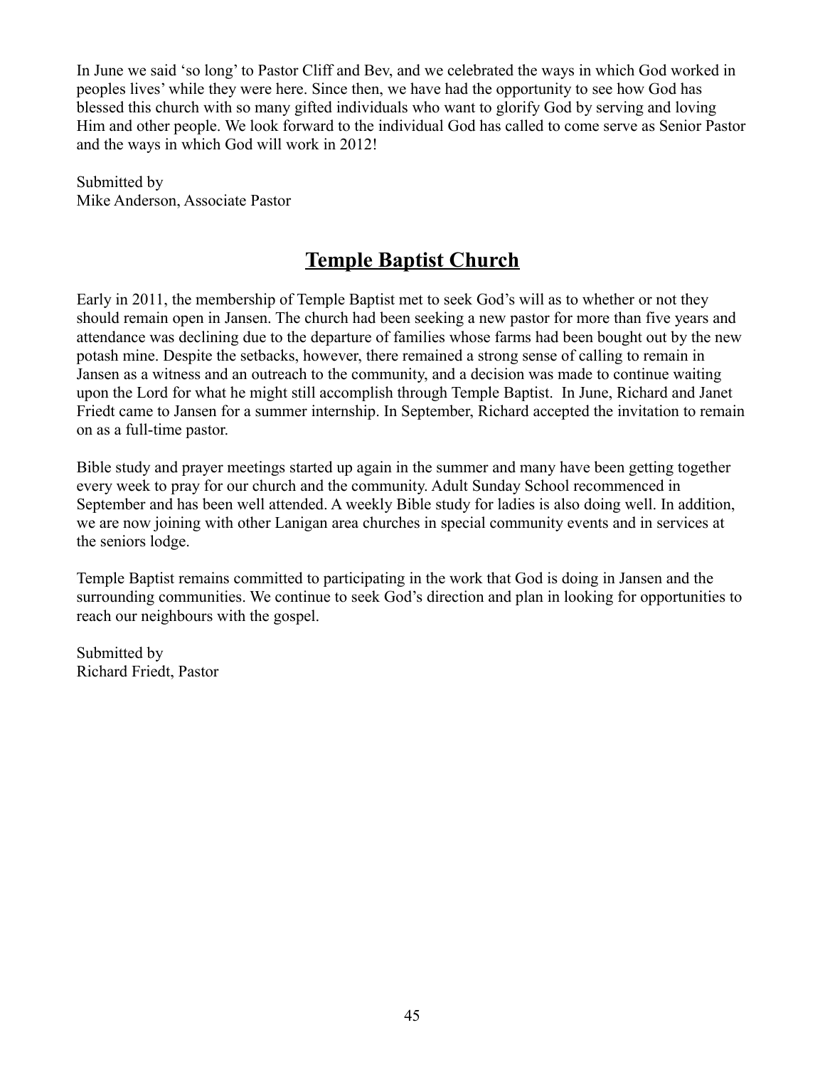In June we said 'so long' to Pastor Cliff and Bev, and we celebrated the ways in which God worked in peoples lives' while they were here. Since then, we have had the opportunity to see how God has blessed this church with so many gifted individuals who want to glorify God by serving and loving Him and other people. We look forward to the individual God has called to come serve as Senior Pastor and the ways in which God will work in 2012!

Submitted by
Mike Anderson, Associate Pastor

## **Temple Baptist Church**

Early in 2011, the membership of Temple Baptist met to seek God's will as to whether or not they should remain open in Jansen. The church had been seeking a new pastor for more than five years and attendance was declining due to the departure of families whose farms had been bought out by the new potash mine. Despite the setbacks, however, there remained a strong sense of calling to remain in Jansen as a witness and an outreach to the community, and a decision was made to continue waiting upon the Lord for what he might still accomplish through Temple Baptist. In June, Richard and Janet Friedt came to Jansen for a summer internship. In September, Richard accepted the invitation to remain on as a full-time pastor.

Bible study and prayer meetings started up again in the summer and many have been getting together every week to pray for our church and the community. Adult Sunday School recommenced in September and has been well attended. A weekly Bible study for ladies is also doing well. In addition, we are now joining with other Lanigan area churches in special community events and in services at the seniors lodge.

Temple Baptist remains committed to participating in the work that God is doing in Jansen and the surrounding communities. We continue to seek God's direction and plan in looking for opportunities to reach our neighbours with the gospel.

Submitted by
Richard Friedt, Pastor